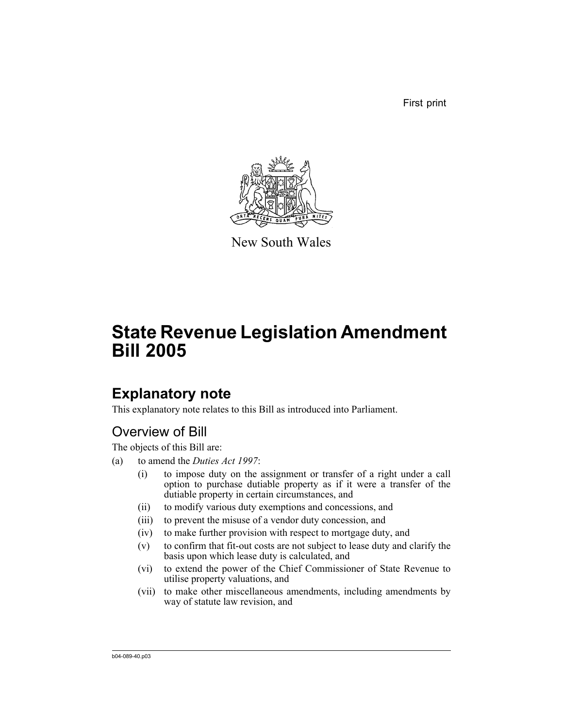First print

New South Wales

# State Revenue Legislation Amendment Bill 2005

## Explanatory note

This explanatory note relates to this Bill as introduced into Parliament.

### Overview of Bill

The objects of this Bill are:

(a) to amend the *Duties Act 1997*:

- (i) to impose duty on the assignment or transfer of a right under a call option to purchase dutiable property as if it were a transfer of the dutiable property in certain circumstances, and
- (ii) to modify various duty exemptions and concessions, and
- (iii) to prevent the misuse of a vendor duty concession, and
- (iv) to make further provision with respect to mortgage duty, and
- (v) to confirm that fit-out costs are not subject to lease duty and clarify the basis upon which lease duty is calculated, and
- (vi) to extend the power of the Chief Commissioner of State Revenue to utilise property valuations, and
- (vii) to make other miscellaneous amendments, including amendments by way of statute law revision, and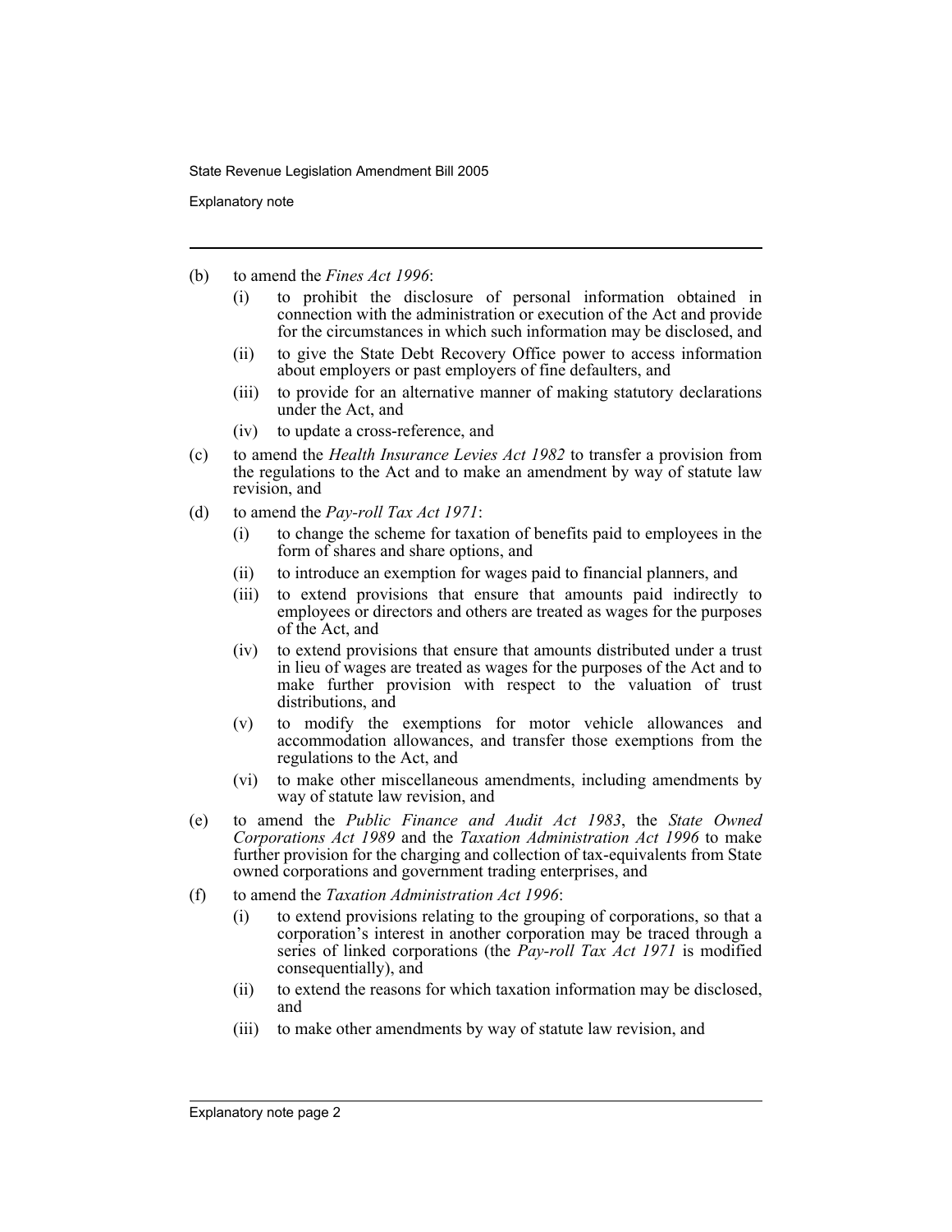(b) to amend the *Fines Act 1996*:

  (i) to prohibit the disclosure of personal information obtained in connection with the administration or execution of the Act and provide for the circumstances in which such information may be disclosed, and

  (ii) to give the State Debt Recovery Office power to access information about employers or past employers of fine defaulters, and

  (iii) to provide for an alternative manner of making statutory declarations under the Act, and

  (iv) to update a cross-reference, and

(c) to amend the *Health Insurance Levies Act 1982* to transfer a provision from the regulations to the Act and to make an amendment by way of statute law revision, and

(d) to amend the *Pay-roll Tax Act 1971*:

  (i) to change the scheme for taxation of benefits paid to employees in the form of shares and share options, and

  (ii) to introduce an exemption for wages paid to financial planners, and

  (iii) to extend provisions that ensure that amounts paid indirectly to employees or directors and others are treated as wages for the purposes of the Act, and

  (iv) to extend provisions that ensure that amounts distributed under a trust in lieu of wages are treated as wages for the purposes of the Act and to make further provision with respect to the valuation of trust distributions, and

  (v) to modify the exemptions for motor vehicle allowances and accommodation allowances, and transfer those exemptions from the regulations to the Act, and

  (vi) to make other miscellaneous amendments, including amendments by way of statute law revision, and

(e) to amend the *Public Finance and Audit Act 1983*, the *State Owned Corporations Act 1989* and the *Taxation Administration Act 1996* to make further provision for the charging and collection of tax-equivalents from State owned corporations and government trading enterprises, and

(f) to amend the *Taxation Administration Act 1996*:

  (i) to extend provisions relating to the grouping of corporations, so that a corporation's interest in another corporation may be traced through a series of linked corporations (the *Pay-roll Tax Act 1971* is modified consequentially), and

  (ii) to extend the reasons for which taxation information may be disclosed, and

  (iii) to make other amendments by way of statute law revision, and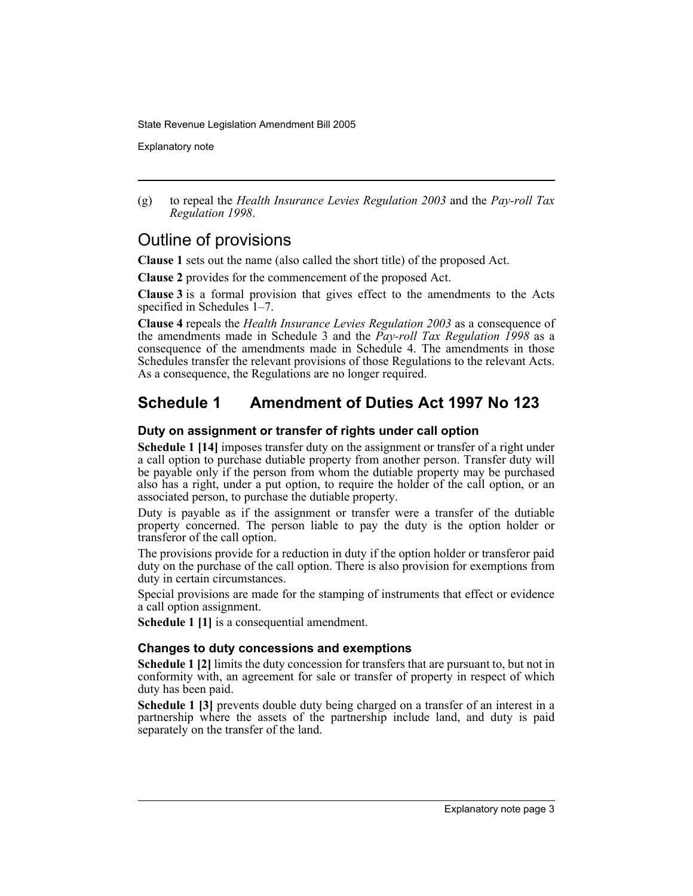(g) to repeal the *Health Insurance Levies Regulation 2003* and the *Pay-roll Tax Regulation 1998*.

## Outline of provisions

**Clause 1** sets out the name (also called the short title) of the proposed Act.

**Clause 2** provides for the commencement of the proposed Act.

**Clause 3** is a formal provision that gives effect to the amendments to the Acts specified in Schedules 1–7.

**Clause 4** repeals the *Health Insurance Levies Regulation 2003* as a consequence of the amendments made in Schedule 3 and the *Pay-roll Tax Regulation 1998* as a consequence of the amendments made in Schedule 4. The amendments in those Schedules transfer the relevant provisions of those Regulations to the relevant Acts. As a consequence, the Regulations are no longer required.

## Schedule 1 Amendment of Duties Act 1997 No 123

### Duty on assignment or transfer of rights under call option

**Schedule 1 [14]** imposes transfer duty on the assignment or transfer of a right under a call option to purchase dutiable property from another person. Transfer duty will be payable only if the person from whom the dutiable property may be purchased also has a right, under a put option, to require the holder of the call option, or an associated person, to purchase the dutiable property.

Duty is payable as if the assignment or transfer were a transfer of the dutiable property concerned. The person liable to pay the duty is the option holder or transferor of the call option.

The provisions provide for a reduction in duty if the option holder or transferor paid duty on the purchase of the call option. There is also provision for exemptions from duty in certain circumstances.

Special provisions are made for the stamping of instruments that effect or evidence a call option assignment.

**Schedule 1 [1]** is a consequential amendment.

### Changes to duty concessions and exemptions

**Schedule 1 [2]** limits the duty concession for transfers that are pursuant to, but not in conformity with, an agreement for sale or transfer of property in respect of which duty has been paid.

**Schedule 1 [3]** prevents double duty being charged on a transfer of an interest in a partnership where the assets of the partnership include land, and duty is paid separately on the transfer of the land.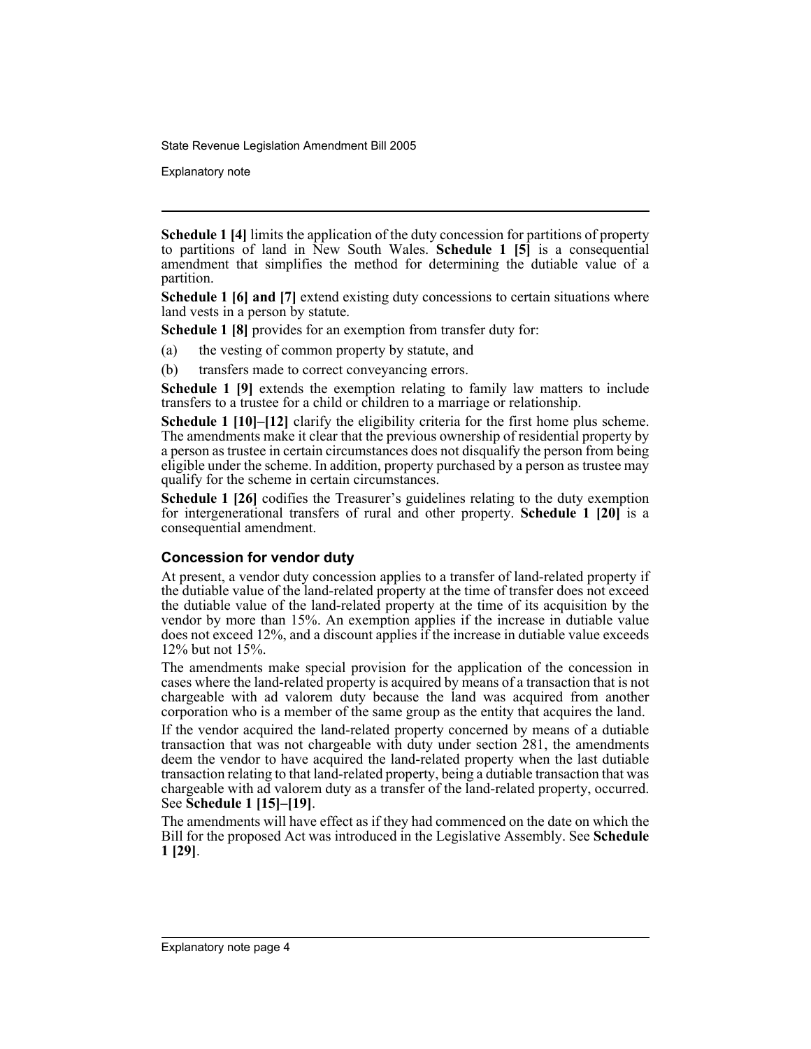**Schedule 1 [4]** limits the application of the duty concession for partitions of property to partitions of land in New South Wales. **Schedule 1 [5]** is a consequential amendment that simplifies the method for determining the dutiable value of a partition.

**Schedule 1 [6] and [7]** extend existing duty concessions to certain situations where land vests in a person by statute.

**Schedule 1 [8]** provides for an exemption from transfer duty for:

(a) the vesting of common property by statute, and

(b) transfers made to correct conveyancing errors.

**Schedule 1 [9]** extends the exemption relating to family law matters to include transfers to a trustee for a child or children to a marriage or relationship.

**Schedule 1 [10]–[12]** clarify the eligibility criteria for the first home plus scheme. The amendments make it clear that the previous ownership of residential property by a person as trustee in certain circumstances does not disqualify the person from being eligible under the scheme. In addition, property purchased by a person as trustee may qualify for the scheme in certain circumstances.

**Schedule 1 [26]** codifies the Treasurer's guidelines relating to the duty exemption for intergenerational transfers of rural and other property. **Schedule 1 [20]** is a consequential amendment.

### Concession for vendor duty

At present, a vendor duty concession applies to a transfer of land-related property if the dutiable value of the land-related property at the time of transfer does not exceed the dutiable value of the land-related property at the time of its acquisition by the vendor by more than 15%. An exemption applies if the increase in dutiable value does not exceed 12%, and a discount applies if the increase in dutiable value exceeds 12% but not 15%.

The amendments make special provision for the application of the concession in cases where the land-related property is acquired by means of a transaction that is not chargeable with ad valorem duty because the land was acquired from another corporation who is a member of the same group as the entity that acquires the land.

If the vendor acquired the land-related property concerned by means of a dutiable transaction that was not chargeable with duty under section 281, the amendments deem the vendor to have acquired the land-related property when the last dutiable transaction relating to that land-related property, being a dutiable transaction that was chargeable with ad valorem duty as a transfer of the land-related property, occurred. See **Schedule 1 [15]–[19]**.

The amendments will have effect as if they had commenced on the date on which the Bill for the proposed Act was introduced in the Legislative Assembly. See **Schedule 1 [29]**.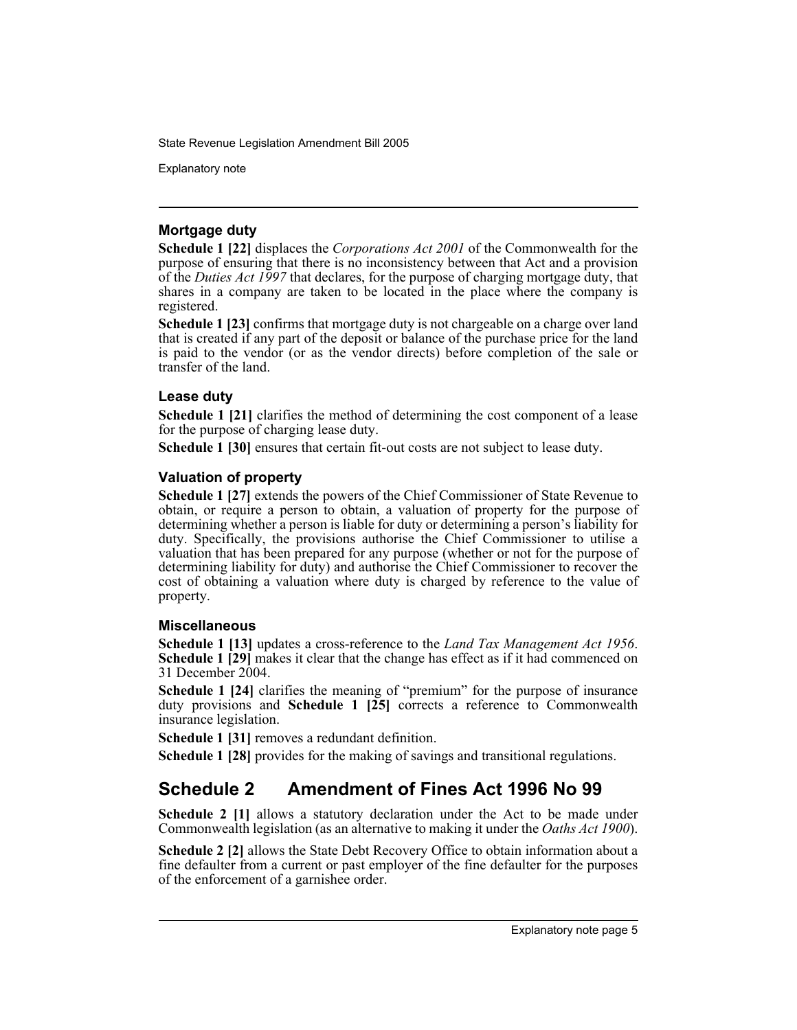### Mortgage duty

**Schedule 1 [22]** displaces the *Corporations Act 2001* of the Commonwealth for the purpose of ensuring that there is no inconsistency between that Act and a provision of the *Duties Act 1997* that declares, for the purpose of charging mortgage duty, that shares in a company are taken to be located in the place where the company is registered.

**Schedule 1 [23]** confirms that mortgage duty is not chargeable on a charge over land that is created if any part of the deposit or balance of the purchase price for the land is paid to the vendor (or as the vendor directs) before completion of the sale or transfer of the land.

### Lease duty

**Schedule 1 [21]** clarifies the method of determining the cost component of a lease for the purpose of charging lease duty.

**Schedule 1 [30]** ensures that certain fit-out costs are not subject to lease duty.

### Valuation of property

**Schedule 1 [27]** extends the powers of the Chief Commissioner of State Revenue to obtain, or require a person to obtain, a valuation of property for the purpose of determining whether a person is liable for duty or determining a person's liability for duty. Specifically, the provisions authorise the Chief Commissioner to utilise a valuation that has been prepared for any purpose (whether or not for the purpose of determining liability for duty) and authorise the Chief Commissioner to recover the cost of obtaining a valuation where duty is charged by reference to the value of property.

### Miscellaneous

**Schedule 1 [13]** updates a cross-reference to the *Land Tax Management Act 1956*. **Schedule 1 [29]** makes it clear that the change has effect as if it had commenced on 31 December 2004.

**Schedule 1 [24]** clarifies the meaning of "premium" for the purpose of insurance duty provisions and **Schedule 1 [25]** corrects a reference to Commonwealth insurance legislation.

**Schedule 1 [31]** removes a redundant definition.

**Schedule 1 [28]** provides for the making of savings and transitional regulations.

## Schedule 2 Amendment of Fines Act 1996 No 99

**Schedule 2 [1]** allows a statutory declaration under the Act to be made under Commonwealth legislation (as an alternative to making it under the *Oaths Act 1900*).

**Schedule 2 [2]** allows the State Debt Recovery Office to obtain information about a fine defaulter from a current or past employer of the fine defaulter for the purposes of the enforcement of a garnishee order.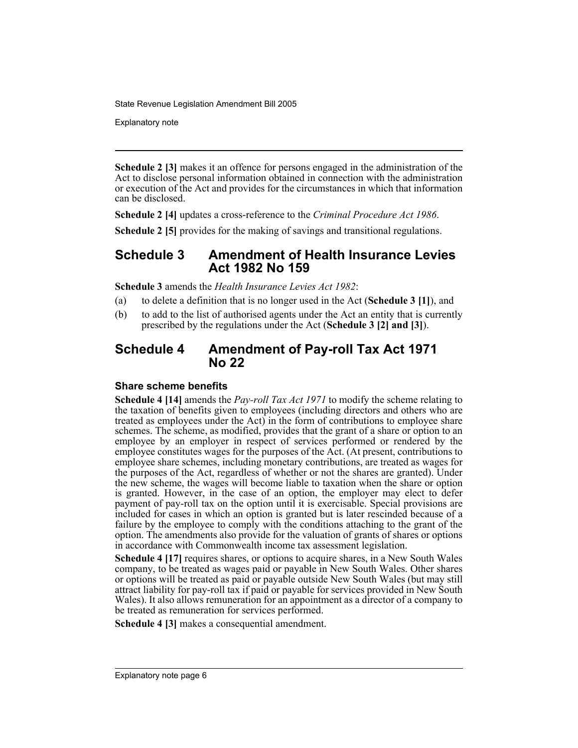**Schedule 2 [3]** makes it an offence for persons engaged in the administration of the Act to disclose personal information obtained in connection with the administration or execution of the Act and provides for the circumstances in which that information can be disclosed.

**Schedule 2 [4]** updates a cross-reference to the *Criminal Procedure Act 1986*.

**Schedule 2 [5]** provides for the making of savings and transitional regulations.

## Schedule 3 Amendment of Health Insurance Levies Act 1982 No 159

**Schedule 3** amends the *Health Insurance Levies Act 1982*:

(a) to delete a definition that is no longer used in the Act (**Schedule 3 [1]**), and

(b) to add to the list of authorised agents under the Act an entity that is currently prescribed by the regulations under the Act (**Schedule 3 [2] and [3]**).

## Schedule 4 Amendment of Pay-roll Tax Act 1971 No 22

### Share scheme benefits

**Schedule 4 [14]** amends the *Pay-roll Tax Act 1971* to modify the scheme relating to the taxation of benefits given to employees (including directors and others who are treated as employees under the Act) in the form of contributions to employee share schemes. The scheme, as modified, provides that the grant of a share or option to an employee by an employer in respect of services performed or rendered by the employee constitutes wages for the purposes of the Act. (At present, contributions to employee share schemes, including monetary contributions, are treated as wages for the purposes of the Act, regardless of whether or not the shares are granted). Under the new scheme, the wages will become liable to taxation when the share or option is granted. However, in the case of an option, the employer may elect to defer payment of pay-roll tax on the option until it is exercisable. Special provisions are included for cases in which an option is granted but is later rescinded because of a failure by the employee to comply with the conditions attaching to the grant of the option. The amendments also provide for the valuation of grants of shares or options in accordance with Commonwealth income tax assessment legislation.

**Schedule 4 [17]** requires shares, or options to acquire shares, in a New South Wales company, to be treated as wages paid or payable in New South Wales. Other shares or options will be treated as paid or payable outside New South Wales (but may still attract liability for pay-roll tax if paid or payable for services provided in New South Wales). It also allows remuneration for an appointment as a director of a company to be treated as remuneration for services performed.

**Schedule 4 [3]** makes a consequential amendment.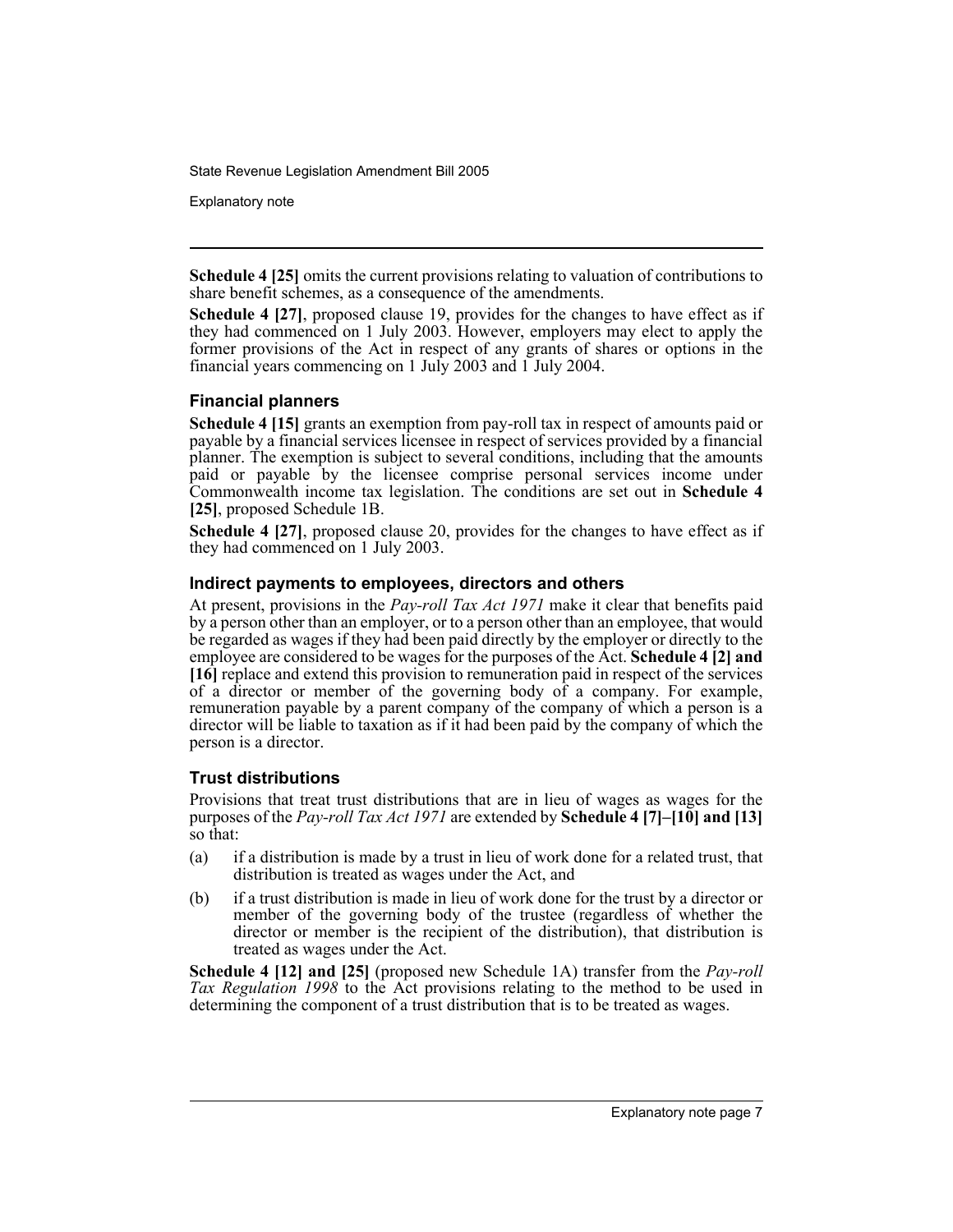**Schedule 4 [25]** omits the current provisions relating to valuation of contributions to share benefit schemes, as a consequence of the amendments.

**Schedule 4 [27]**, proposed clause 19, provides for the changes to have effect as if they had commenced on 1 July 2003. However, employers may elect to apply the former provisions of the Act in respect of any grants of shares or options in the financial years commencing on 1 July 2003 and 1 July 2004.

### Financial planners

**Schedule 4 [15]** grants an exemption from pay-roll tax in respect of amounts paid or payable by a financial services licensee in respect of services provided by a financial planner. The exemption is subject to several conditions, including that the amounts paid or payable by the licensee comprise personal services income under Commonwealth income tax legislation. The conditions are set out in **Schedule 4 [25]**, proposed Schedule 1B.

**Schedule 4 [27]**, proposed clause 20, provides for the changes to have effect as if they had commenced on 1 July 2003.

### Indirect payments to employees, directors and others

At present, provisions in the *Pay-roll Tax Act 1971* make it clear that benefits paid by a person other than an employer, or to a person other than an employee, that would be regarded as wages if they had been paid directly by the employer or directly to the employee are considered to be wages for the purposes of the Act. **Schedule 4 [2] and [16]** replace and extend this provision to remuneration paid in respect of the services of a director or member of the governing body of a company. For example, remuneration payable by a parent company of the company of which a person is a director will be liable to taxation as if it had been paid by the company of which the person is a director.

### Trust distributions

Provisions that treat trust distributions that are in lieu of wages as wages for the purposes of the *Pay-roll Tax Act 1971* are extended by **Schedule 4 [7]–[10] and [13]** so that:

(a) if a distribution is made by a trust in lieu of work done for a related trust, that distribution is treated as wages under the Act, and

(b) if a trust distribution is made in lieu of work done for the trust by a director or member of the governing body of the trustee (regardless of whether the director or member is the recipient of the distribution), that distribution is treated as wages under the Act.

**Schedule 4 [12] and [25]** (proposed new Schedule 1A) transfer from the *Pay-roll Tax Regulation 1998* to the Act provisions relating to the method to be used in determining the component of a trust distribution that is to be treated as wages.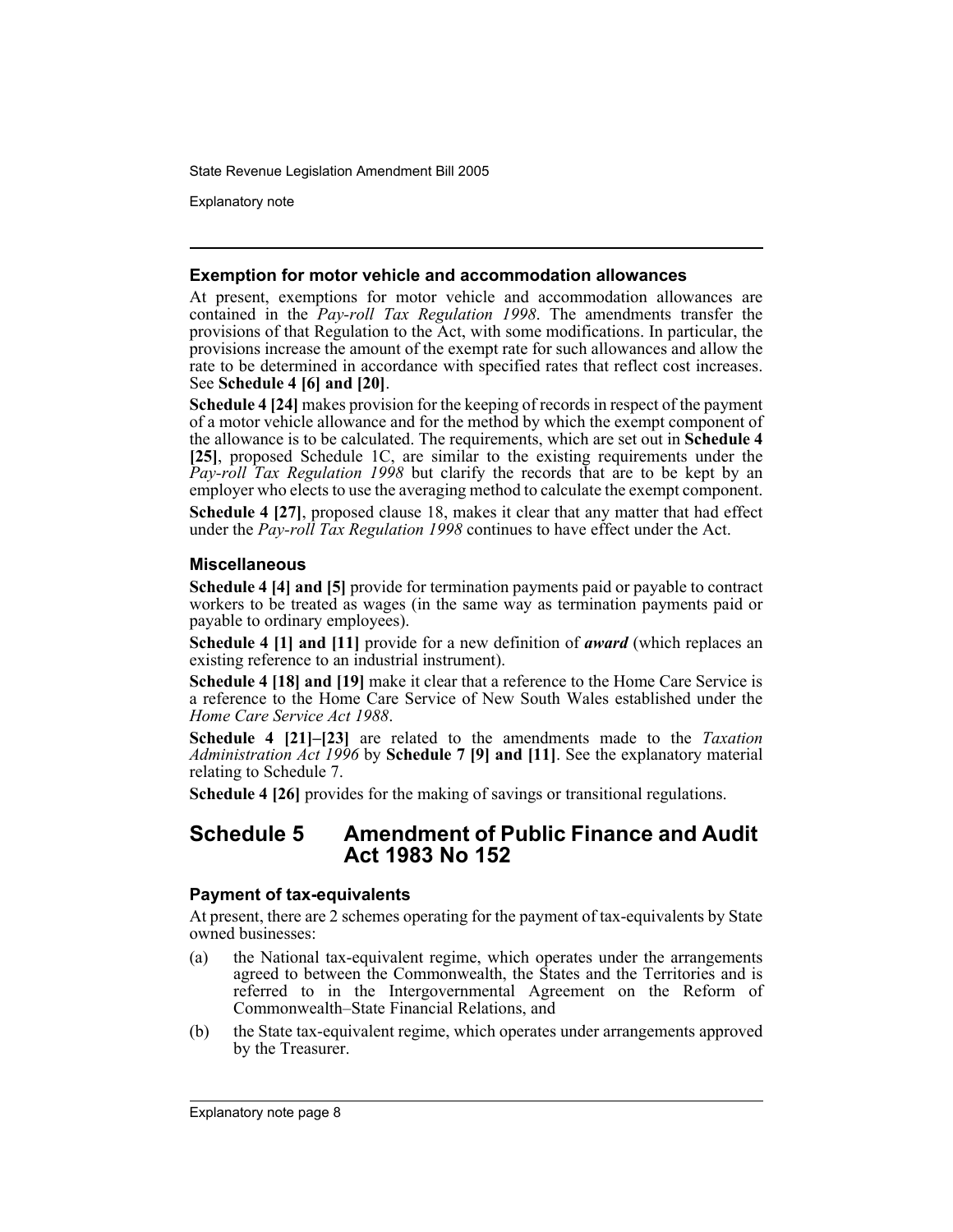### Exemption for motor vehicle and accommodation allowances

At present, exemptions for motor vehicle and accommodation allowances are contained in the *Pay-roll Tax Regulation 1998*. The amendments transfer the provisions of that Regulation to the Act, with some modifications. In particular, the provisions increase the amount of the exempt rate for such allowances and allow the rate to be determined in accordance with specified rates that reflect cost increases. See **Schedule 4 [6] and [20]**.

**Schedule 4 [24]** makes provision for the keeping of records in respect of the payment of a motor vehicle allowance and for the method by which the exempt component of the allowance is to be calculated. The requirements, which are set out in **Schedule 4 [25]**, proposed Schedule 1C, are similar to the existing requirements under the *Pay-roll Tax Regulation 1998* but clarify the records that are to be kept by an employer who elects to use the averaging method to calculate the exempt component.

**Schedule 4 [27]**, proposed clause 18, makes it clear that any matter that had effect under the *Pay-roll Tax Regulation 1998* continues to have effect under the Act.

### Miscellaneous

**Schedule 4 [4] and [5]** provide for termination payments paid or payable to contract workers to be treated as wages (in the same way as termination payments paid or payable to ordinary employees).

**Schedule 4 [1] and [11]** provide for a new definition of ***award*** (which replaces an existing reference to an industrial instrument).

**Schedule 4 [18] and [19]** make it clear that a reference to the Home Care Service is a reference to the Home Care Service of New South Wales established under the *Home Care Service Act 1988*.

**Schedule 4 [21]–[23]** are related to the amendments made to the *Taxation Administration Act 1996* by **Schedule 7 [9] and [11]**. See the explanatory material relating to Schedule 7.

**Schedule 4 [26]** provides for the making of savings or transitional regulations.

## Schedule 5 Amendment of Public Finance and Audit Act 1983 No 152

### Payment of tax-equivalents

At present, there are 2 schemes operating for the payment of tax-equivalents by State owned businesses:

(a) the National tax-equivalent regime, which operates under the arrangements agreed to between the Commonwealth, the States and the Territories and is referred to in the Intergovernmental Agreement on the Reform of Commonwealth–State Financial Relations, and

(b) the State tax-equivalent regime, which operates under arrangements approved by the Treasurer.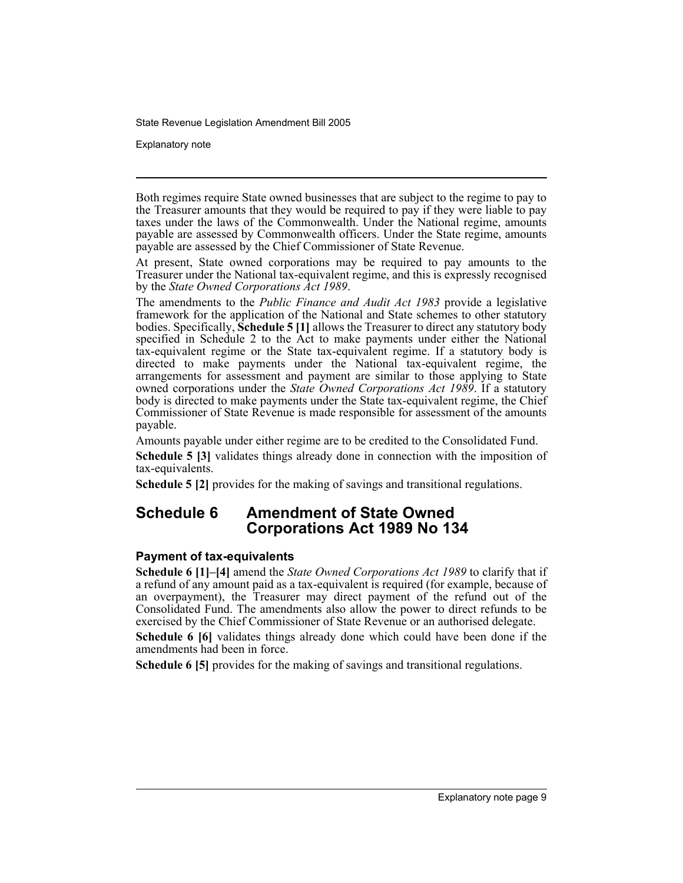Both regimes require State owned businesses that are subject to the regime to pay to the Treasurer amounts that they would be required to pay if they were liable to pay taxes under the laws of the Commonwealth. Under the National regime, amounts payable are assessed by Commonwealth officers. Under the State regime, amounts payable are assessed by the Chief Commissioner of State Revenue.

At present, State owned corporations may be required to pay amounts to the Treasurer under the National tax-equivalent regime, and this is expressly recognised by the *State Owned Corporations Act 1989*.

The amendments to the *Public Finance and Audit Act 1983* provide a legislative framework for the application of the National and State schemes to other statutory bodies. Specifically, **Schedule 5 [1]** allows the Treasurer to direct any statutory body specified in Schedule 2 to the Act to make payments under either the National tax-equivalent regime or the State tax-equivalent regime. If a statutory body is directed to make payments under the National tax-equivalent regime, the arrangements for assessment and payment are similar to those applying to State owned corporations under the *State Owned Corporations Act 1989*. If a statutory body is directed to make payments under the State tax-equivalent regime, the Chief Commissioner of State Revenue is made responsible for assessment of the amounts payable.

Amounts payable under either regime are to be credited to the Consolidated Fund.

**Schedule 5 [3]** validates things already done in connection with the imposition of tax-equivalents.

**Schedule 5 [2]** provides for the making of savings and transitional regulations.

## Schedule 6 Amendment of State Owned Corporations Act 1989 No 134

### Payment of tax-equivalents

**Schedule 6 [1]–[4]** amend the *State Owned Corporations Act 1989* to clarify that if a refund of any amount paid as a tax-equivalent is required (for example, because of an overpayment), the Treasurer may direct payment of the refund out of the Consolidated Fund. The amendments also allow the power to direct refunds to be exercised by the Chief Commissioner of State Revenue or an authorised delegate.

**Schedule 6 [6]** validates things already done which could have been done if the amendments had been in force.

**Schedule 6 [5]** provides for the making of savings and transitional regulations.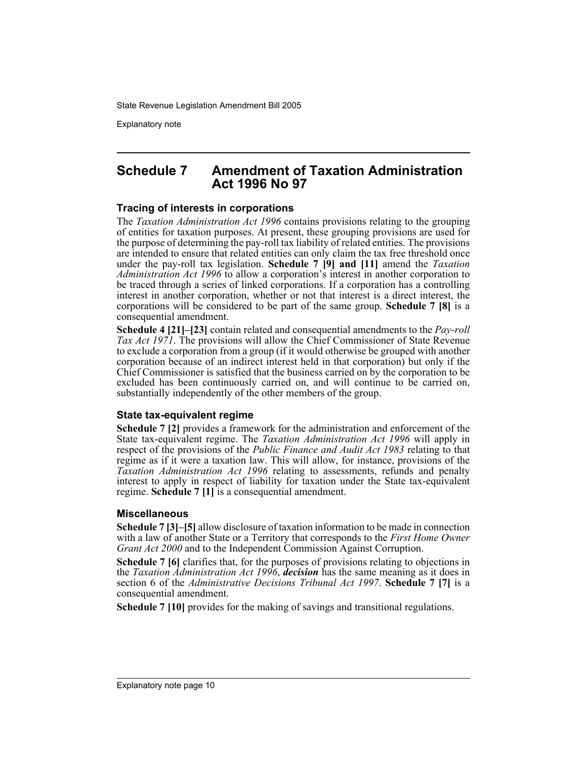## Schedule 7 Amendment of Taxation Administration Act 1996 No 97

### Tracing of interests in corporations

The *Taxation Administration Act 1996* contains provisions relating to the grouping of entities for taxation purposes. At present, these grouping provisions are used for the purpose of determining the pay-roll tax liability of related entities. The provisions are intended to ensure that related entities can only claim the tax free threshold once under the pay-roll tax legislation. **Schedule 7 [9] and [11]** amend the *Taxation Administration Act 1996* to allow a corporation's interest in another corporation to be traced through a series of linked corporations. If a corporation has a controlling interest in another corporation, whether or not that interest is a direct interest, the corporations will be considered to be part of the same group. **Schedule 7 [8]** is a consequential amendment.

**Schedule 4 [21]–[23]** contain related and consequential amendments to the *Pay-roll Tax Act 1971*. The provisions will allow the Chief Commissioner of State Revenue to exclude a corporation from a group (if it would otherwise be grouped with another corporation because of an indirect interest held in that corporation) but only if the Chief Commissioner is satisfied that the business carried on by the corporation to be excluded has been continuously carried on, and will continue to be carried on, substantially independently of the other members of the group.

### State tax-equivalent regime

**Schedule 7 [2]** provides a framework for the administration and enforcement of the State tax-equivalent regime. The *Taxation Administration Act 1996* will apply in respect of the provisions of the *Public Finance and Audit Act 1983* relating to that regime as if it were a taxation law. This will allow, for instance, provisions of the *Taxation Administration Act 1996* relating to assessments, refunds and penalty interest to apply in respect of liability for taxation under the State tax-equivalent regime. **Schedule 7 [1]** is a consequential amendment.

### Miscellaneous

**Schedule 7 [3]–[5]** allow disclosure of taxation information to be made in connection with a law of another State or a Territory that corresponds to the *First Home Owner Grant Act 2000* and to the Independent Commission Against Corruption.

**Schedule 7 [6]** clarifies that, for the purposes of provisions relating to objections in the *Taxation Administration Act 1996*, ***decision*** has the same meaning as it does in section 6 of the *Administrative Decisions Tribunal Act 1997*. **Schedule 7 [7]** is a consequential amendment.

**Schedule 7 [10]** provides for the making of savings and transitional regulations.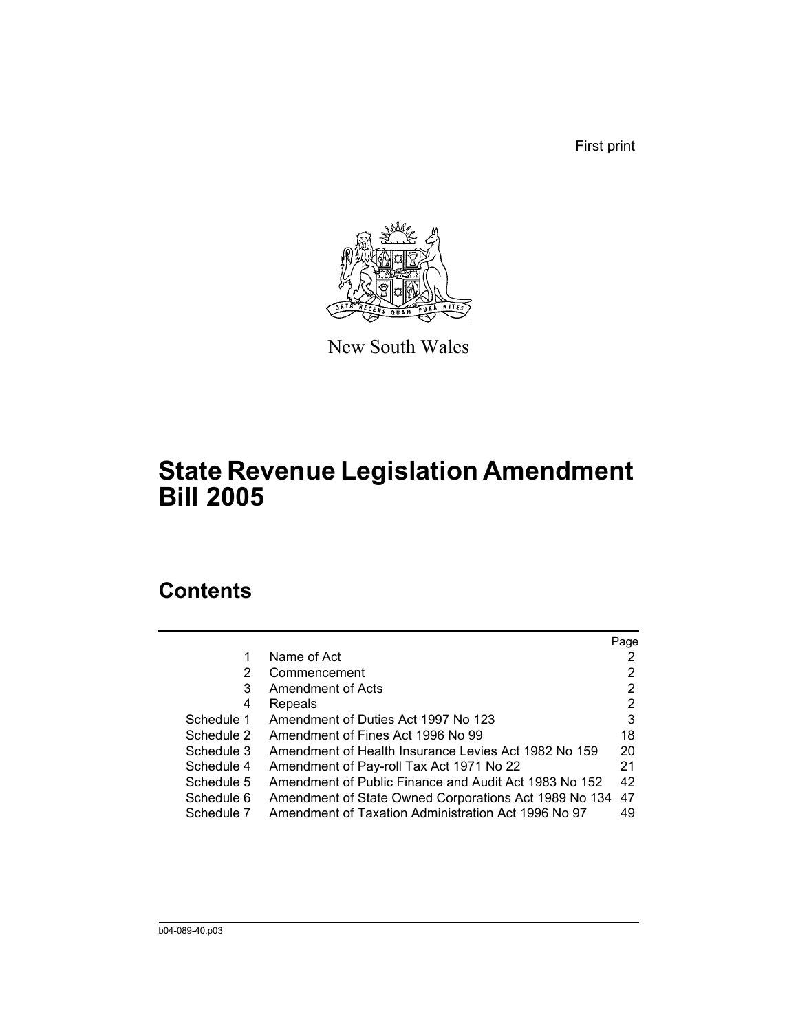First print

New South Wales

# State Revenue Legislation Amendment Bill 2005

## Contents

| | | Page |
|---|---|---|
| 1 | Name of Act | 2 |
| 2 | Commencement | 2 |
| 3 | Amendment of Acts | 2 |
| 4 | Repeals | 2 |
| Schedule 1 | Amendment of Duties Act 1997 No 123 | 3 |
| Schedule 2 | Amendment of Fines Act 1996 No 99 | 18 |
| Schedule 3 | Amendment of Health Insurance Levies Act 1982 No 159 | 20 |
| Schedule 4 | Amendment of Pay-roll Tax Act 1971 No 22 | 21 |
| Schedule 5 | Amendment of Public Finance and Audit Act 1983 No 152 | 42 |
| Schedule 6 | Amendment of State Owned Corporations Act 1989 No 134 | 47 |
| Schedule 7 | Amendment of Taxation Administration Act 1996 No 97 | 49 |

b04-089-40.p03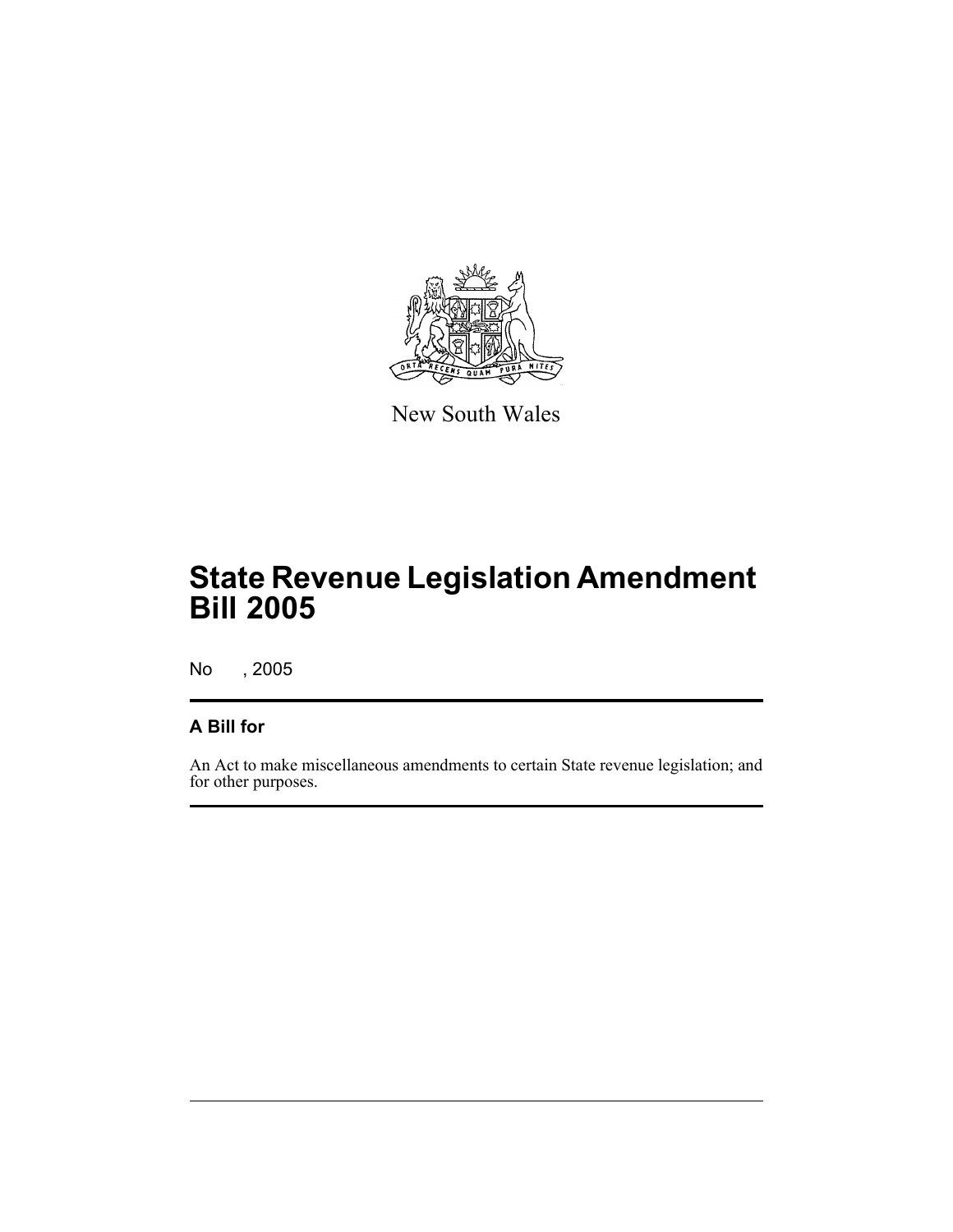New South Wales

# State Revenue Legislation Amendment Bill 2005

No , 2005

## A Bill for

An Act to make miscellaneous amendments to certain State revenue legislation; and for other purposes.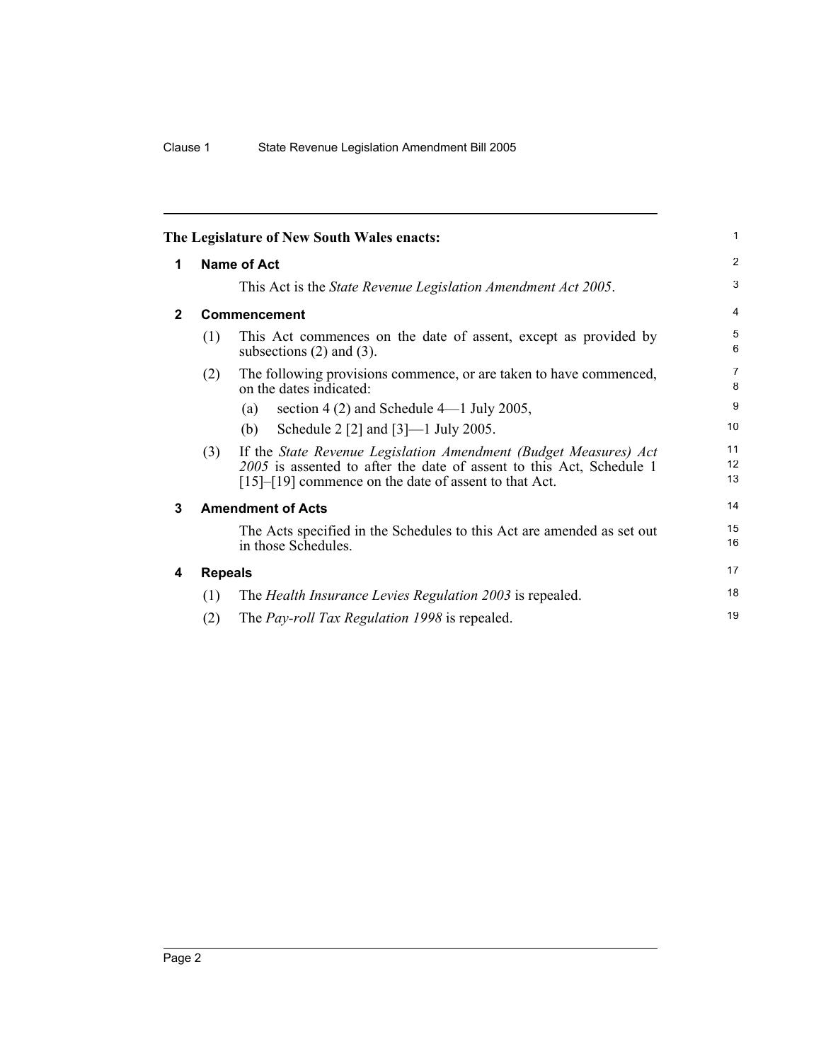**The Legislature of New South Wales enacts:**

## 1 Name of Act

This Act is the *State Revenue Legislation Amendment Act 2005*.

## 2 Commencement

(1) This Act commences on the date of assent, except as provided by subsections (2) and (3).

(2) The following provisions commence, or are taken to have commenced, on the dates indicated:

(a) section 4 (2) and Schedule 4—1 July 2005,

(b) Schedule 2 [2] and [3]—1 July 2005.

(3) If the *State Revenue Legislation Amendment (Budget Measures) Act 2005* is assented to after the date of assent to this Act, Schedule 1 [15]–[19] commence on the date of assent to that Act.

## 3 Amendment of Acts

The Acts specified in the Schedules to this Act are amended as set out in those Schedules.

## 4 Repeals

(1) The *Health Insurance Levies Regulation 2003* is repealed.

(2) The *Pay-roll Tax Regulation 1998* is repealed.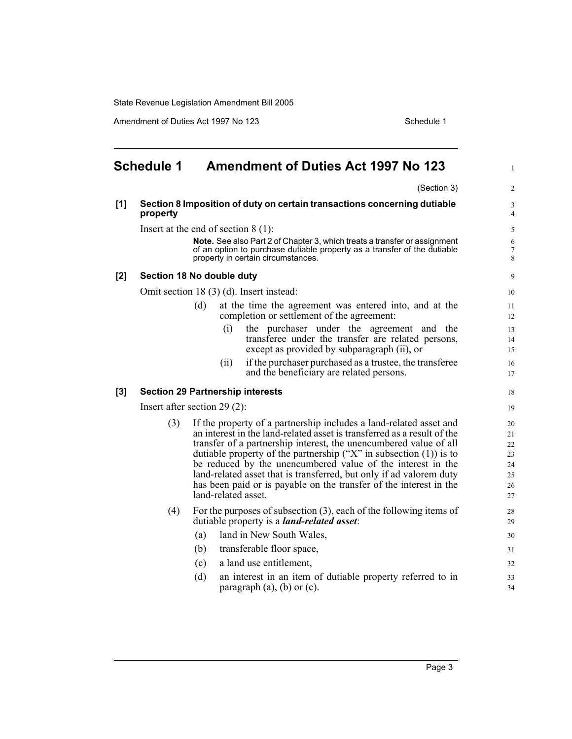# Schedule 1 Amendment of Duties Act 1997 No 123

(Section 3)

## [1] Section 8 Imposition of duty on certain transactions concerning dutiable property

Insert at the end of section 8 (1):

> **Note.** See also Part 2 of Chapter 3, which treats a transfer or assignment of an option to purchase dutiable property as a transfer of the dutiable property in certain circumstances.

## [2] Section 18 No double duty

Omit section 18 (3) (d). Insert instead:

> (d) at the time the agreement was entered into, and at the completion or settlement of the agreement:
>
> (i) the purchaser under the agreement and the transferee under the transfer are related persons, except as provided by subparagraph (ii), or
>
> (ii) if the purchaser purchased as a trustee, the transferee and the beneficiary are related persons.

## [3] Section 29 Partnership interests

Insert after section 29 (2):

> (3) If the property of a partnership includes a land-related asset and an interest in the land-related asset is transferred as a result of the transfer of a partnership interest, the unencumbered value of all dutiable property of the partnership ("X" in subsection (1)) is to be reduced by the unencumbered value of the interest in the land-related asset that is transferred, but only if ad valorem duty has been paid or is payable on the transfer of the interest in the land-related asset.
>
> (4) For the purposes of subsection (3), each of the following items of dutiable property is a ***land-related asset***:
>
> (a) land in New South Wales,
>
> (b) transferable floor space,
>
> (c) a land use entitlement,
>
> (d) an interest in an item of dutiable property referred to in paragraph (a), (b) or (c).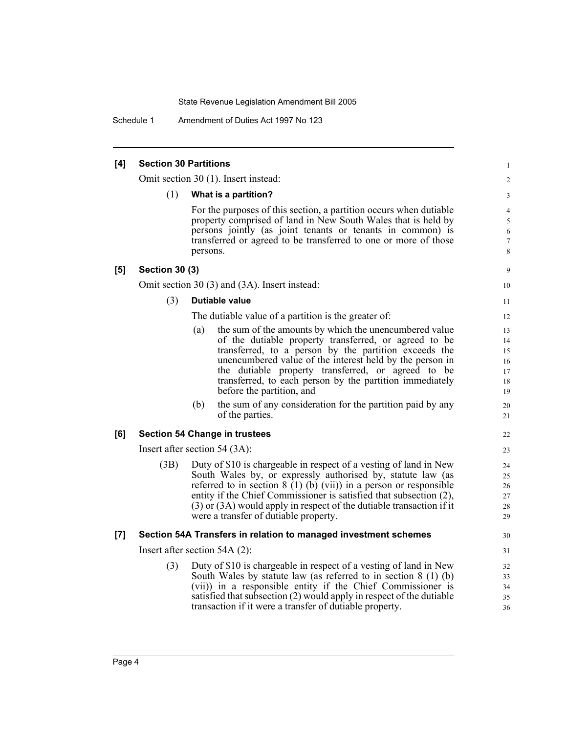**[4] Section 30 Partitions**

Omit section 30 (1). Insert instead:

(1) **What is a partition?**

For the purposes of this section, a partition occurs when dutiable property comprised of land in New South Wales that is held by persons jointly (as joint tenants or tenants in common) is transferred or agreed to be transferred to one or more of those persons.

**[5] Section 30 (3)**

Omit section 30 (3) and (3A). Insert instead:

(3) **Dutiable value**

The dutiable value of a partition is the greater of:

(a) the sum of the amounts by which the unencumbered value of the dutiable property transferred, or agreed to be transferred, to a person by the partition exceeds the unencumbered value of the interest held by the person in the dutiable property transferred, or agreed to be transferred, to each person by the partition immediately before the partition, and

(b) the sum of any consideration for the partition paid by any of the parties.

**[6] Section 54 Change in trustees**

Insert after section 54 (3A):

(3B) Duty of $10 is chargeable in respect of a vesting of land in New South Wales by, or expressly authorised by, statute law (as referred to in section 8 (1) (b) (vii)) in a person or responsible entity if the Chief Commissioner is satisfied that subsection (2), (3) or (3A) would apply in respect of the dutiable transaction if it were a transfer of dutiable property.

**[7] Section 54A Transfers in relation to managed investment schemes**

Insert after section 54A (2):

(3) Duty of $10 is chargeable in respect of a vesting of land in New South Wales by statute law (as referred to in section 8 (1) (b) (vii)) in a responsible entity if the Chief Commissioner is satisfied that subsection (2) would apply in respect of the dutiable transaction if it were a transfer of dutiable property.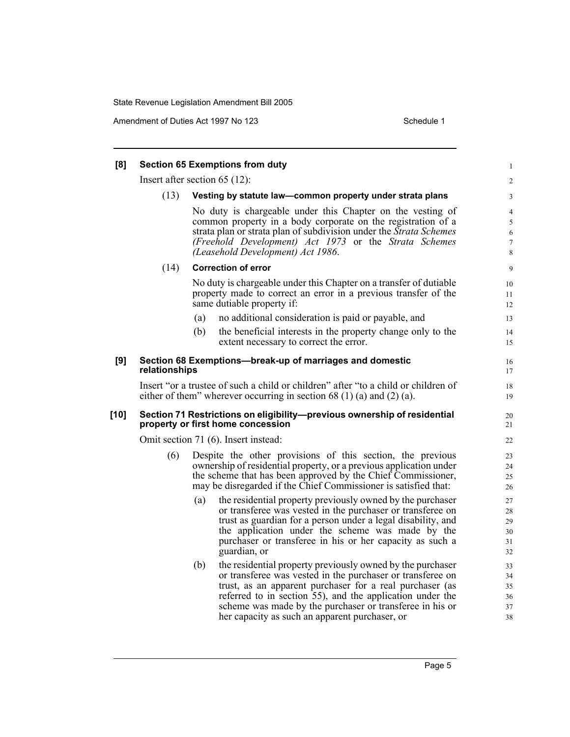**[8] Section 65 Exemptions from duty**

Insert after section 65 (12):

(13) **Vesting by statute law—common property under strata plans**

No duty is chargeable under this Chapter on the vesting of common property in a body corporate on the registration of a strata plan or strata plan of subdivision under the *Strata Schemes (Freehold Development) Act 1973* or the *Strata Schemes (Leasehold Development) Act 1986*.

(14) **Correction of error**

No duty is chargeable under this Chapter on a transfer of dutiable property made to correct an error in a previous transfer of the same dutiable property if:

- (a) no additional consideration is paid or payable, and
- (b) the beneficial interests in the property change only to the extent necessary to correct the error.

**[9] Section 68 Exemptions—break-up of marriages and domestic relationships**

Insert "or a trustee of such a child or children" after "to a child or children of either of them" wherever occurring in section 68 (1) (a) and (2) (a).

**[10] Section 71 Restrictions on eligibility—previous ownership of residential property or first home concession**

Omit section 71 (6). Insert instead:

(6) Despite the other provisions of this section, the previous ownership of residential property, or a previous application under the scheme that has been approved by the Chief Commissioner, may be disregarded if the Chief Commissioner is satisfied that:

- (a) the residential property previously owned by the purchaser or transferee was vested in the purchaser or transferee on trust as guardian for a person under a legal disability, and the application under the scheme was made by the purchaser or transferee in his or her capacity as such a guardian, or
- (b) the residential property previously owned by the purchaser or transferee was vested in the purchaser or transferee on trust, as an apparent purchaser for a real purchaser (as referred to in section 55), and the application under the scheme was made by the purchaser or transferee in his or her capacity as such an apparent purchaser, or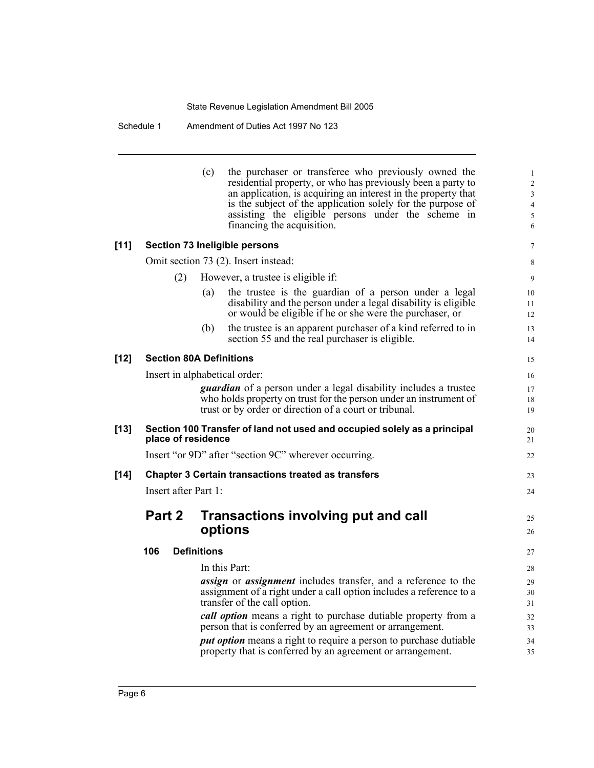(c) the purchaser or transferee who previously owned the residential property, or who has previously been a party to an application, is acquiring an interest in the property that is the subject of the application solely for the purpose of assisting the eligible persons under the scheme in financing the acquisition.

**[11] Section 73 Ineligible persons**

Omit section 73 (2). Insert instead:

(2) However, a trustee is eligible if:

(a) the trustee is the guardian of a person under a legal disability and the person under a legal disability is eligible or would be eligible if he or she were the purchaser, or

(b) the trustee is an apparent purchaser of a kind referred to in section 55 and the real purchaser is eligible.

**[12] Section 80A Definitions**

Insert in alphabetical order:

***guardian*** of a person under a legal disability includes a trustee who holds property on trust for the person under an instrument of trust or by order or direction of a court or tribunal.

**[13] Section 100 Transfer of land not used and occupied solely as a principal place of residence**

Insert "or 9D" after "section 9C" wherever occurring.

**[14] Chapter 3 Certain transactions treated as transfers**

Insert after Part 1:

## Part 2 Transactions involving put and call options

### 106 Definitions

In this Part:

***assign*** or ***assignment*** includes transfer, and a reference to the assignment of a right under a call option includes a reference to a transfer of the call option.

***call option*** means a right to purchase dutiable property from a person that is conferred by an agreement or arrangement.

***put option*** means a right to require a person to purchase dutiable property that is conferred by an agreement or arrangement.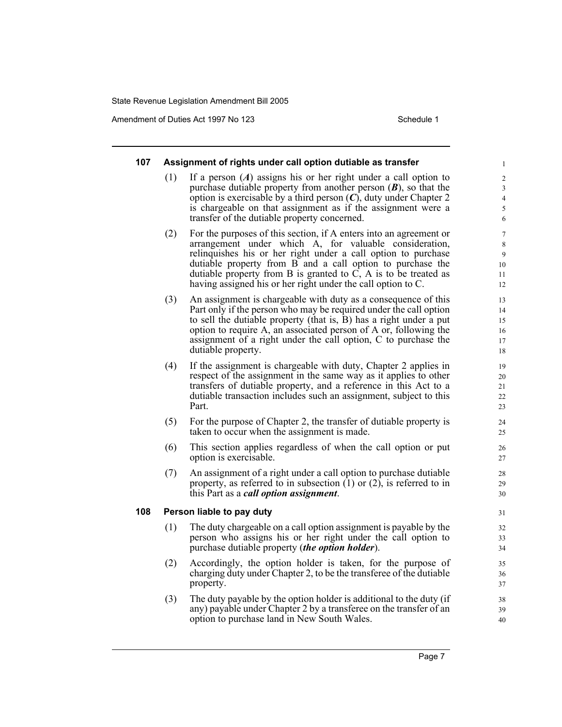### 107 Assignment of rights under call option dutiable as transfer

(1) If a person (***A***) assigns his or her right under a call option to purchase dutiable property from another person (***B***), so that the option is exercisable by a third person (***C***), duty under Chapter 2 is chargeable on that assignment as if the assignment were a transfer of the dutiable property concerned.

(2) For the purposes of this section, if A enters into an agreement or arrangement under which A, for valuable consideration, relinquishes his or her right under a call option to purchase dutiable property from B and a call option to purchase the dutiable property from B is granted to C, A is to be treated as having assigned his or her right under the call option to C.

(3) An assignment is chargeable with duty as a consequence of this Part only if the person who may be required under the call option to sell the dutiable property (that is, B) has a right under a put option to require A, an associated person of A or, following the assignment of a right under the call option, C to purchase the dutiable property.

(4) If the assignment is chargeable with duty, Chapter 2 applies in respect of the assignment in the same way as it applies to other transfers of dutiable property, and a reference in this Act to a dutiable transaction includes such an assignment, subject to this Part.

(5) For the purpose of Chapter 2, the transfer of dutiable property is taken to occur when the assignment is made.

(6) This section applies regardless of when the call option or put option is exercisable.

(7) An assignment of a right under a call option to purchase dutiable property, as referred to in subsection (1) or (2), is referred to in this Part as a ***call option assignment***.

### 108 Person liable to pay duty

(1) The duty chargeable on a call option assignment is payable by the person who assigns his or her right under the call option to purchase dutiable property (***the option holder***).

(2) Accordingly, the option holder is taken, for the purpose of charging duty under Chapter 2, to be the transferee of the dutiable property.

(3) The duty payable by the option holder is additional to the duty (if any) payable under Chapter 2 by a transferee on the transfer of an option to purchase land in New South Wales.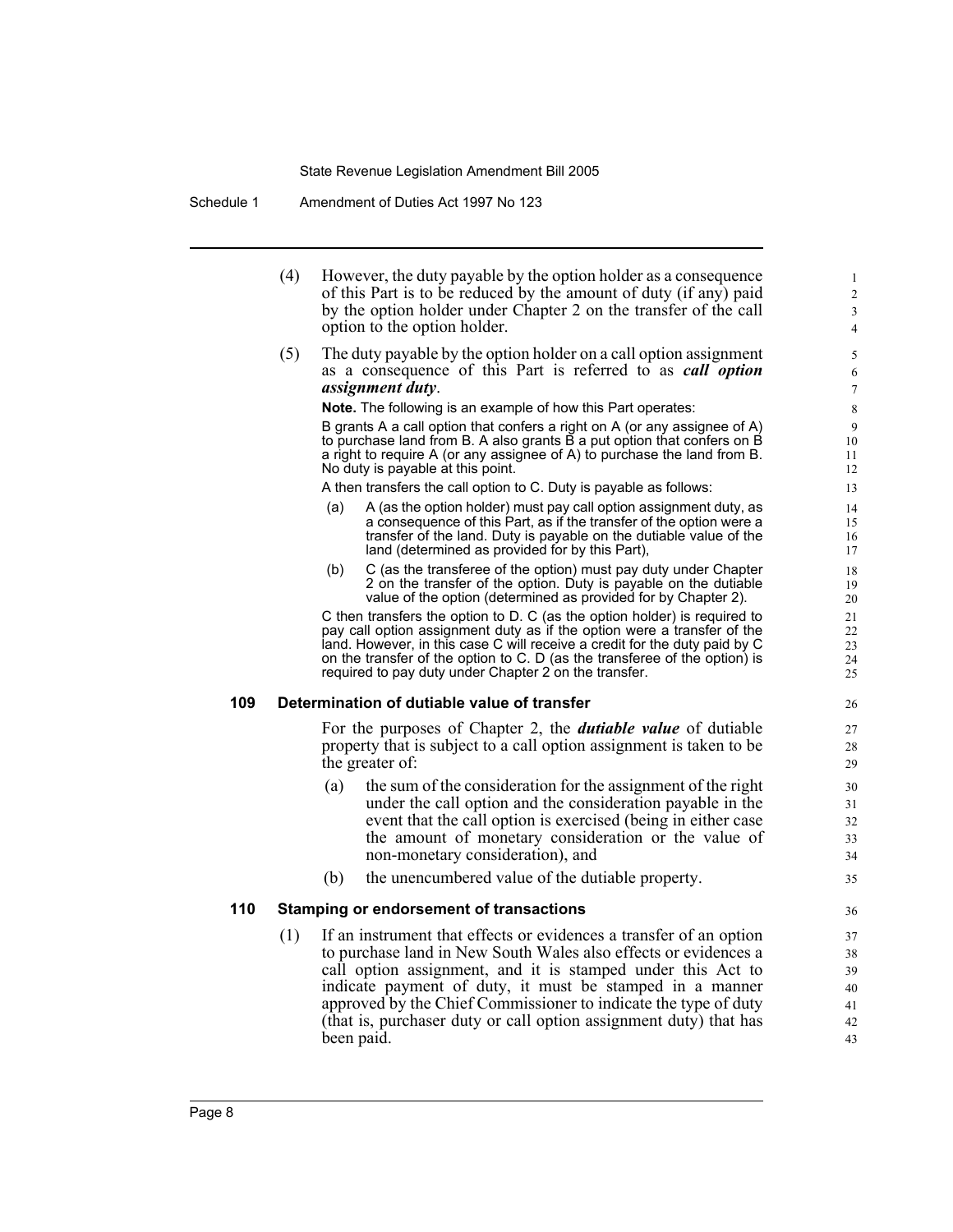(4) However, the duty payable by the option holder as a consequence of this Part is to be reduced by the amount of duty (if any) paid by the option holder under Chapter 2 on the transfer of the call option to the option holder.

(5) The duty payable by the option holder on a call option assignment as a consequence of this Part is referred to as ***call option assignment duty***.

**Note.** The following is an example of how this Part operates:

B grants A a call option that confers a right on A (or any assignee of A) to purchase land from B. A also grants B a put option that confers on B a right to require A (or any assignee of A) to purchase the land from B. No duty is payable at this point.

A then transfers the call option to C. Duty is payable as follows:

(a) A (as the option holder) must pay call option assignment duty, as a consequence of this Part, as if the transfer of the option were a transfer of the land. Duty is payable on the dutiable value of the land (determined as provided for by this Part),

(b) C (as the transferee of the option) must pay duty under Chapter 2 on the transfer of the option. Duty is payable on the dutiable value of the option (determined as provided for by Chapter 2).

C then transfers the option to D. C (as the option holder) is required to pay call option assignment duty as if the option were a transfer of the land. However, in this case C will receive a credit for the duty paid by C on the transfer of the option to C. D (as the transferee of the option) is required to pay duty under Chapter 2 on the transfer.

### 109 Determination of dutiable value of transfer

For the purposes of Chapter 2, the ***dutiable value*** of dutiable property that is subject to a call option assignment is taken to be the greater of:

(a) the sum of the consideration for the assignment of the right under the call option and the consideration payable in the event that the call option is exercised (being in either case the amount of monetary consideration or the value of non-monetary consideration), and

(b) the unencumbered value of the dutiable property.

### 110 Stamping or endorsement of transactions

(1) If an instrument that effects or evidences a transfer of an option to purchase land in New South Wales also effects or evidences a call option assignment, and it is stamped under this Act to indicate payment of duty, it must be stamped in a manner approved by the Chief Commissioner to indicate the type of duty (that is, purchaser duty or call option assignment duty) that has been paid.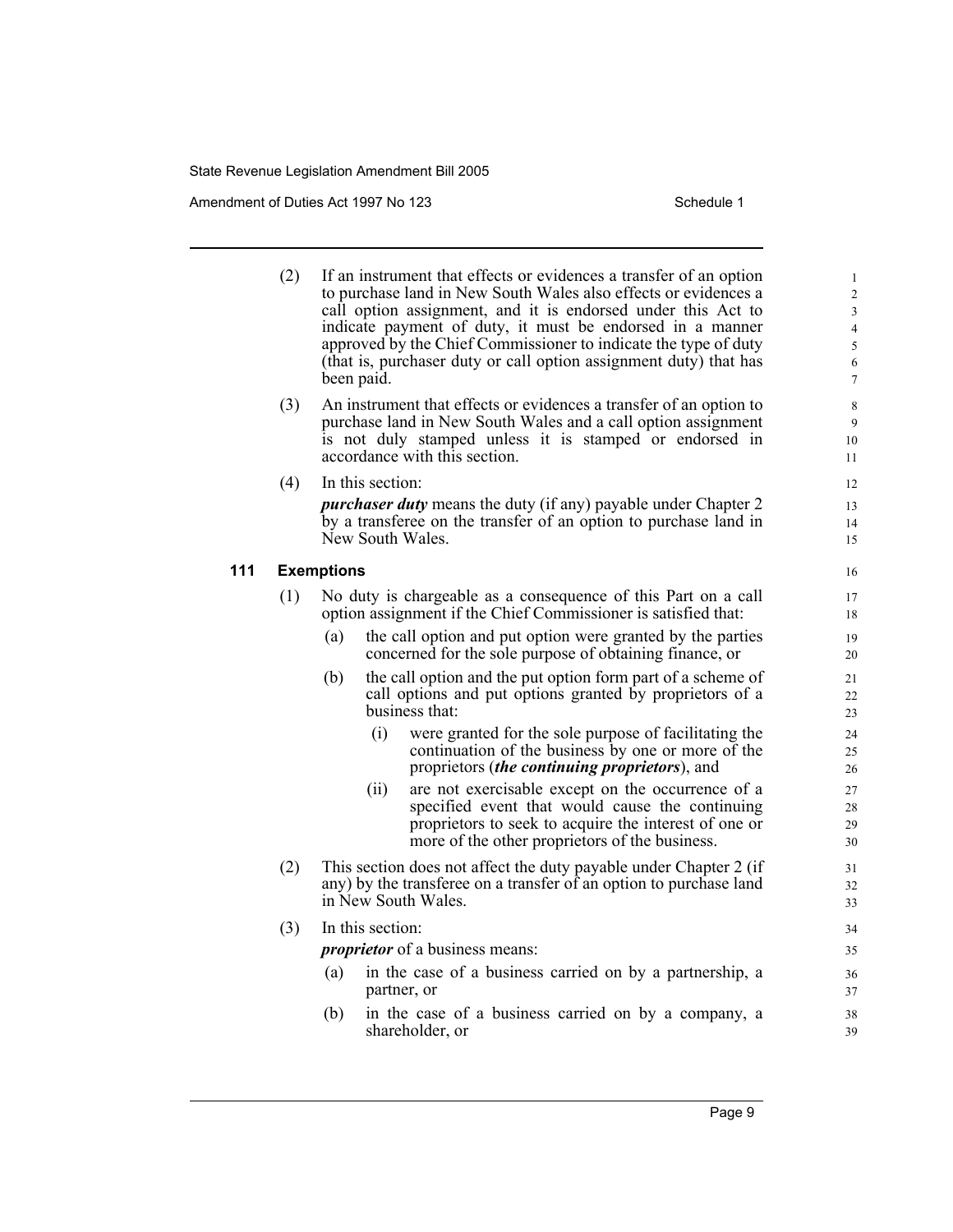(2) If an instrument that effects or evidences a transfer of an option to purchase land in New South Wales also effects or evidences a call option assignment, and it is endorsed under this Act to indicate payment of duty, it must be endorsed in a manner approved by the Chief Commissioner to indicate the type of duty (that is, purchaser duty or call option assignment duty) that has been paid.

(3) An instrument that effects or evidences a transfer of an option to purchase land in New South Wales and a call option assignment is not duly stamped unless it is stamped or endorsed in accordance with this section.

(4) In this section:

***purchaser duty*** means the duty (if any) payable under Chapter 2 by a transferee on the transfer of an option to purchase land in New South Wales.

### 111 Exemptions

(1) No duty is chargeable as a consequence of this Part on a call option assignment if the Chief Commissioner is satisfied that:

- (a) the call option and put option were granted by the parties concerned for the sole purpose of obtaining finance, or
- (b) the call option and the put option form part of a scheme of call options and put options granted by proprietors of a business that:
  - (i) were granted for the sole purpose of facilitating the continuation of the business by one or more of the proprietors (***the continuing proprietors***), and
  - (ii) are not exercisable except on the occurrence of a specified event that would cause the continuing proprietors to seek to acquire the interest of one or more of the other proprietors of the business.

(2) This section does not affect the duty payable under Chapter 2 (if any) by the transferee on a transfer of an option to purchase land in New South Wales.

(3) In this section:

***proprietor*** of a business means:

- (a) in the case of a business carried on by a partnership, a partner, or
- (b) in the case of a business carried on by a company, a shareholder, or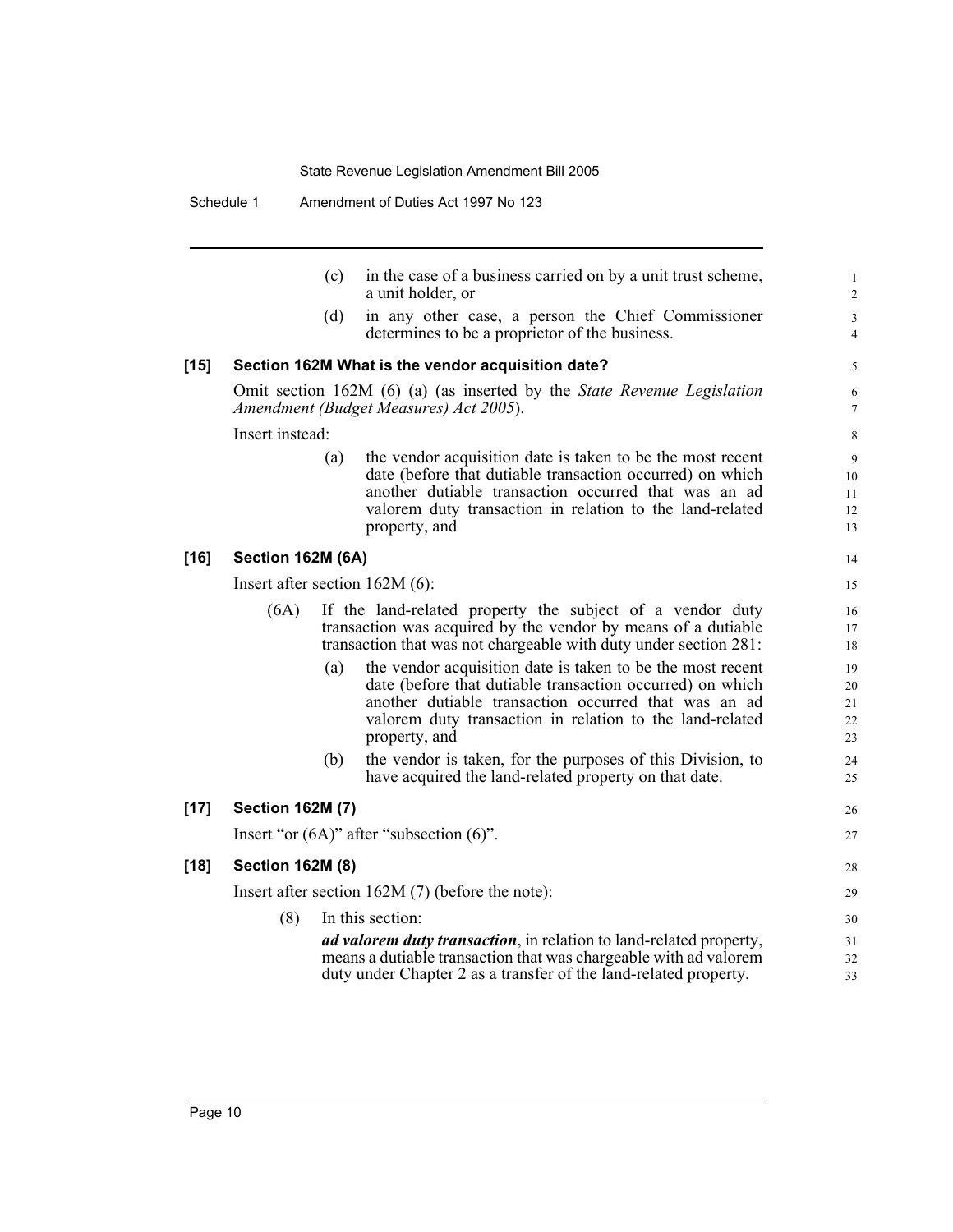(c) in the case of a business carried on by a unit trust scheme, a unit holder, or

(d) in any other case, a person the Chief Commissioner determines to be a proprietor of the business.

**[15] Section 162M What is the vendor acquisition date?**

Omit section 162M (6) (a) (as inserted by the *State Revenue Legislation Amendment (Budget Measures) Act 2005*).

Insert instead:

(a) the vendor acquisition date is taken to be the most recent date (before that dutiable transaction occurred) on which another dutiable transaction occurred that was an ad valorem duty transaction in relation to the land-related property, and

**[16] Section 162M (6A)**

Insert after section 162M (6):

(6A) If the land-related property the subject of a vendor duty transaction was acquired by the vendor by means of a dutiable transaction that was not chargeable with duty under section 281:

(a) the vendor acquisition date is taken to be the most recent date (before that dutiable transaction occurred) on which another dutiable transaction occurred that was an ad valorem duty transaction in relation to the land-related property, and

(b) the vendor is taken, for the purposes of this Division, to have acquired the land-related property on that date.

**[17] Section 162M (7)**

Insert "or (6A)" after "subsection (6)".

**[18] Section 162M (8)**

Insert after section 162M (7) (before the note):

(8) In this section:

***ad valorem duty transaction***, in relation to land-related property, means a dutiable transaction that was chargeable with ad valorem duty under Chapter 2 as a transfer of the land-related property.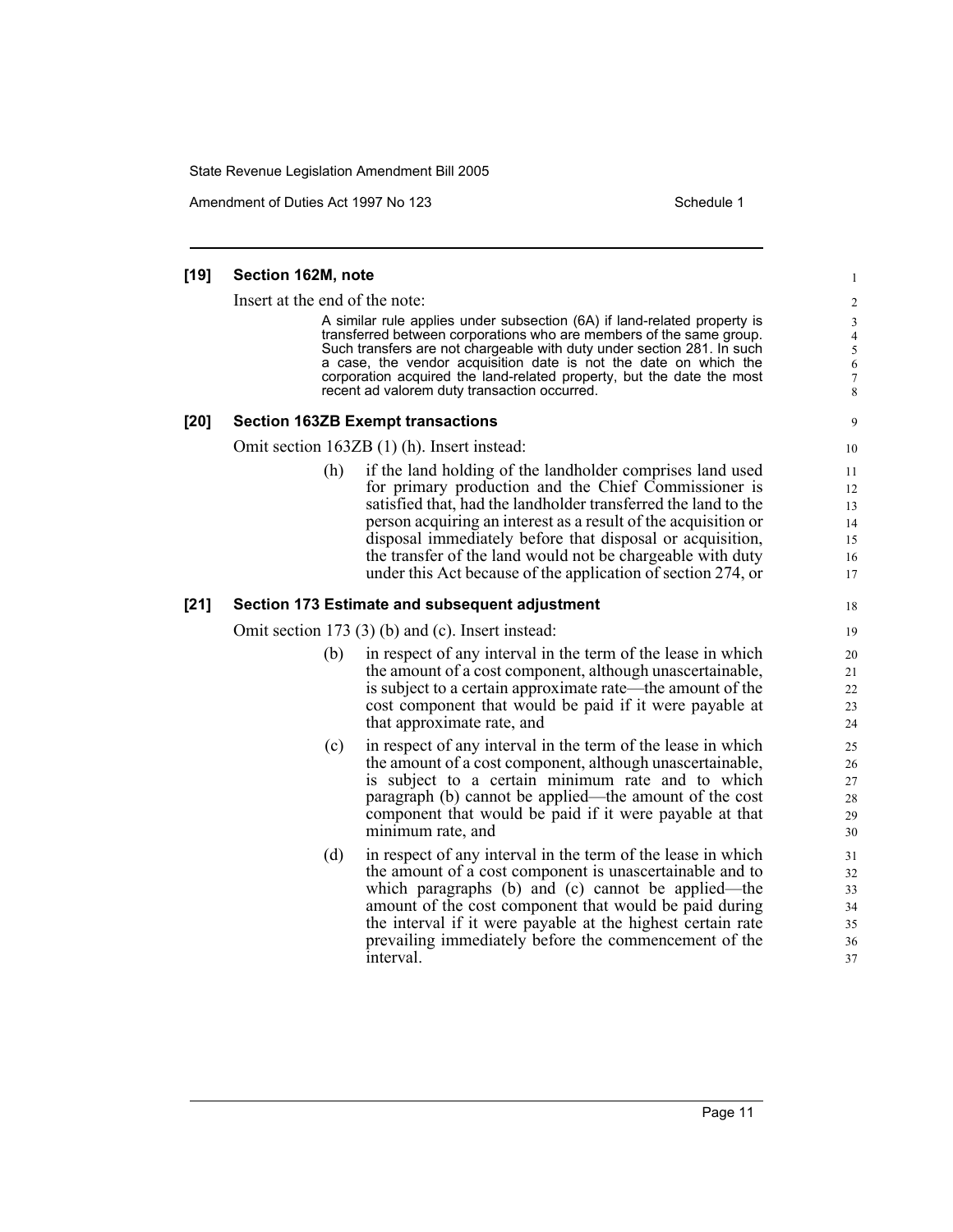### [19] Section 162M, note

Insert at the end of the note:

> A similar rule applies under subsection (6A) if land-related property is transferred between corporations who are members of the same group. Such transfers are not chargeable with duty under section 281. In such a case, the vendor acquisition date is not the date on which the corporation acquired the land-related property, but the date the most recent ad valorem duty transaction occurred.

### [20] Section 163ZB Exempt transactions

Omit section 163ZB (1) (h). Insert instead:

(h) if the land holding of the landholder comprises land used for primary production and the Chief Commissioner is satisfied that, had the landholder transferred the land to the person acquiring an interest as a result of the acquisition or disposal immediately before that disposal or acquisition, the transfer of the land would not be chargeable with duty under this Act because of the application of section 274, or

### [21] Section 173 Estimate and subsequent adjustment

Omit section 173 (3) (b) and (c). Insert instead:

(b) in respect of any interval in the term of the lease in which the amount of a cost component, although unascertainable, is subject to a certain approximate rate—the amount of the cost component that would be paid if it were payable at that approximate rate, and

(c) in respect of any interval in the term of the lease in which the amount of a cost component, although unascertainable, is subject to a certain minimum rate and to which paragraph (b) cannot be applied—the amount of the cost component that would be paid if it were payable at that minimum rate, and

(d) in respect of any interval in the term of the lease in which the amount of a cost component is unascertainable and to which paragraphs (b) and (c) cannot be applied—the amount of the cost component that would be paid during the interval if it were payable at the highest certain rate prevailing immediately before the commencement of the interval.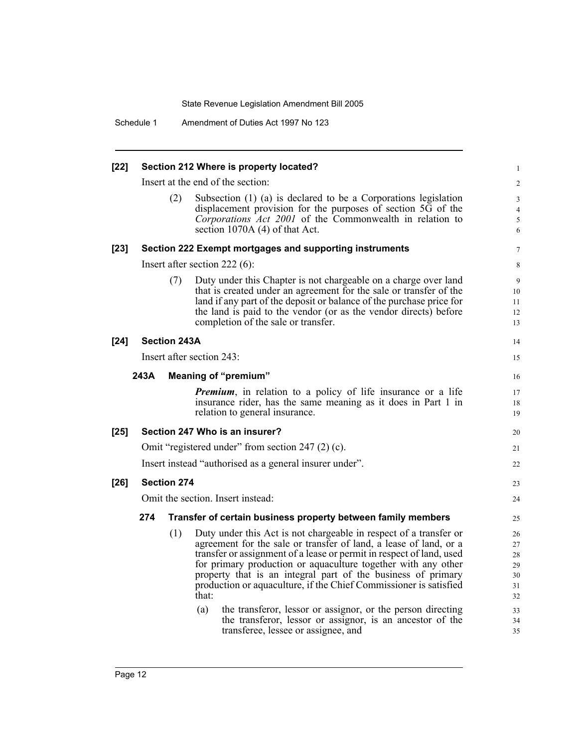**[22] Section 212 Where is property located?**

Insert at the end of the section:

(2) Subsection (1) (a) is declared to be a Corporations legislation displacement provision for the purposes of section 5G of the *Corporations Act 2001* of the Commonwealth in relation to section 1070A (4) of that Act.

**[23] Section 222 Exempt mortgages and supporting instruments**

Insert after section 222 (6):

(7) Duty under this Chapter is not chargeable on a charge over land that is created under an agreement for the sale or transfer of the land if any part of the deposit or balance of the purchase price for the land is paid to the vendor (or as the vendor directs) before completion of the sale or transfer.

**[24] Section 243A**

Insert after section 243:

**243A Meaning of "premium"**

***Premium***, in relation to a policy of life insurance or a life insurance rider, has the same meaning as it does in Part 1 in relation to general insurance.

**[25] Section 247 Who is an insurer?**

Omit "registered under" from section 247 (2) (c).

Insert instead "authorised as a general insurer under".

**[26] Section 274**

Omit the section. Insert instead:

**274 Transfer of certain business property between family members**

(1) Duty under this Act is not chargeable in respect of a transfer or agreement for the sale or transfer of land, a lease of land, or a transfer or assignment of a lease or permit in respect of land, used for primary production or aquaculture together with any other property that is an integral part of the business of primary production or aquaculture, if the Chief Commissioner is satisfied that:

(a) the transferor, lessor or assignor, or the person directing the transferor, lessor or assignor, is an ancestor of the transferee, lessee or assignee, and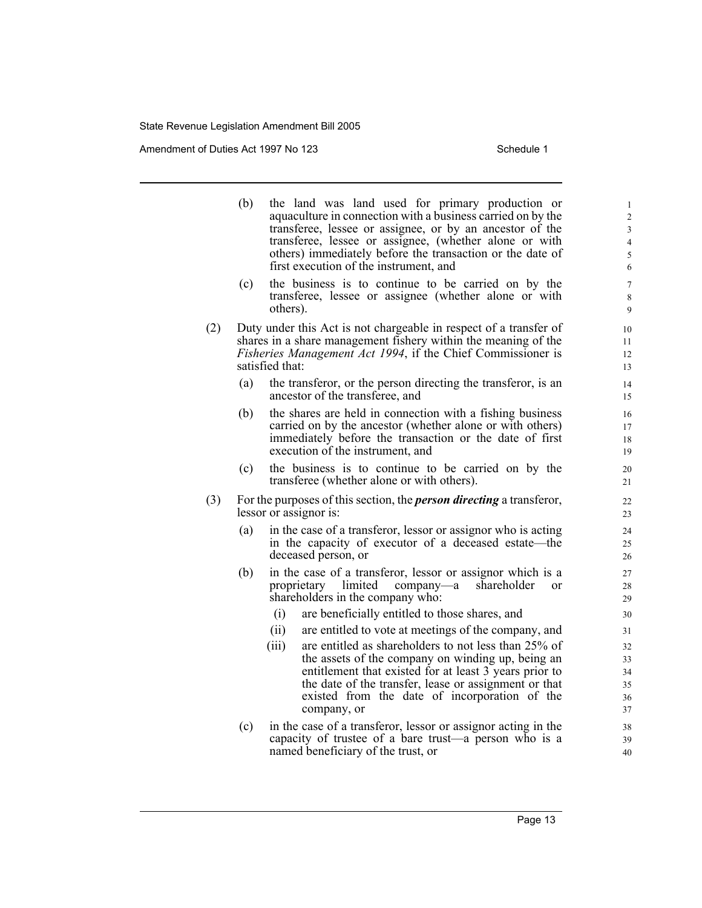(b) the land was land used for primary production or aquaculture in connection with a business carried on by the transferee, lessee or assignee, or by an ancestor of the transferee, lessee or assignee, (whether alone or with others) immediately before the transaction or the date of first execution of the instrument, and

(c) the business is to continue to be carried on by the transferee, lessee or assignee (whether alone or with others).

(2) Duty under this Act is not chargeable in respect of a transfer of shares in a share management fishery within the meaning of the *Fisheries Management Act 1994*, if the Chief Commissioner is satisfied that:

(a) the transferor, or the person directing the transferor, is an ancestor of the transferee, and

(b) the shares are held in connection with a fishing business carried on by the ancestor (whether alone or with others) immediately before the transaction or the date of first execution of the instrument, and

(c) the business is to continue to be carried on by the transferee (whether alone or with others).

(3) For the purposes of this section, the ***person directing*** a transferor, lessor or assignor is:

(a) in the case of a transferor, lessor or assignor who is acting in the capacity of executor of a deceased estate—the deceased person, or

(b) in the case of a transferor, lessor or assignor which is a proprietary limited company—a shareholder or shareholders in the company who:

(i) are beneficially entitled to those shares, and

(ii) are entitled to vote at meetings of the company, and

(iii) are entitled as shareholders to not less than 25% of the assets of the company on winding up, being an entitlement that existed for at least 3 years prior to the date of the transfer, lease or assignment or that existed from the date of incorporation of the company, or

(c) in the case of a transferor, lessor or assignor acting in the capacity of trustee of a bare trust—a person who is a named beneficiary of the trust, or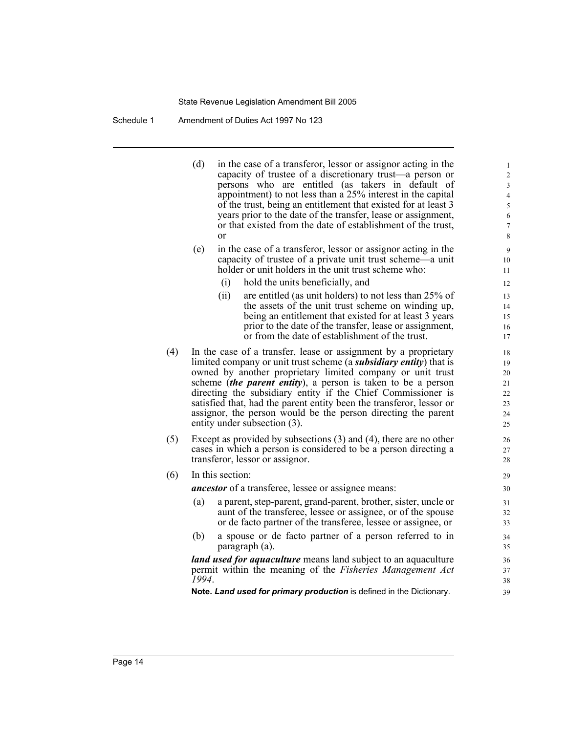(d) in the case of a transferor, lessor or assignor acting in the capacity of trustee of a discretionary trust—a person or persons who are entitled (as takers in default of appointment) to not less than a 25% interest in the capital of the trust, being an entitlement that existed for at least 3 years prior to the date of the transfer, lease or assignment, or that existed from the date of establishment of the trust, or

(e) in the case of a transferor, lessor or assignor acting in the capacity of trustee of a private unit trust scheme—a unit holder or unit holders in the unit trust scheme who:

(i) hold the units beneficially, and

(ii) are entitled (as unit holders) to not less than 25% of the assets of the unit trust scheme on winding up, being an entitlement that existed for at least 3 years prior to the date of the transfer, lease or assignment, or from the date of establishment of the trust.

(4) In the case of a transfer, lease or assignment by a proprietary limited company or unit trust scheme (a ***subsidiary entity***) that is owned by another proprietary limited company or unit trust scheme (***the parent entity***), a person is taken to be a person directing the subsidiary entity if the Chief Commissioner is satisfied that, had the parent entity been the transferor, lessor or assignor, the person would be the person directing the parent entity under subsection (3).

(5) Except as provided by subsections (3) and (4), there are no other cases in which a person is considered to be a person directing a transferor, lessor or assignor.

(6) In this section:

***ancestor*** of a transferee, lessee or assignee means:

(a) a parent, step-parent, grand-parent, brother, sister, uncle or aunt of the transferee, lessee or assignee, or of the spouse or de facto partner of the transferee, lessee or assignee, or

(b) a spouse or de facto partner of a person referred to in paragraph (a).

***land used for aquaculture*** means land subject to an aquaculture permit within the meaning of the *Fisheries Management Act 1994*.

**Note. *Land used for primary production*** is defined in the Dictionary.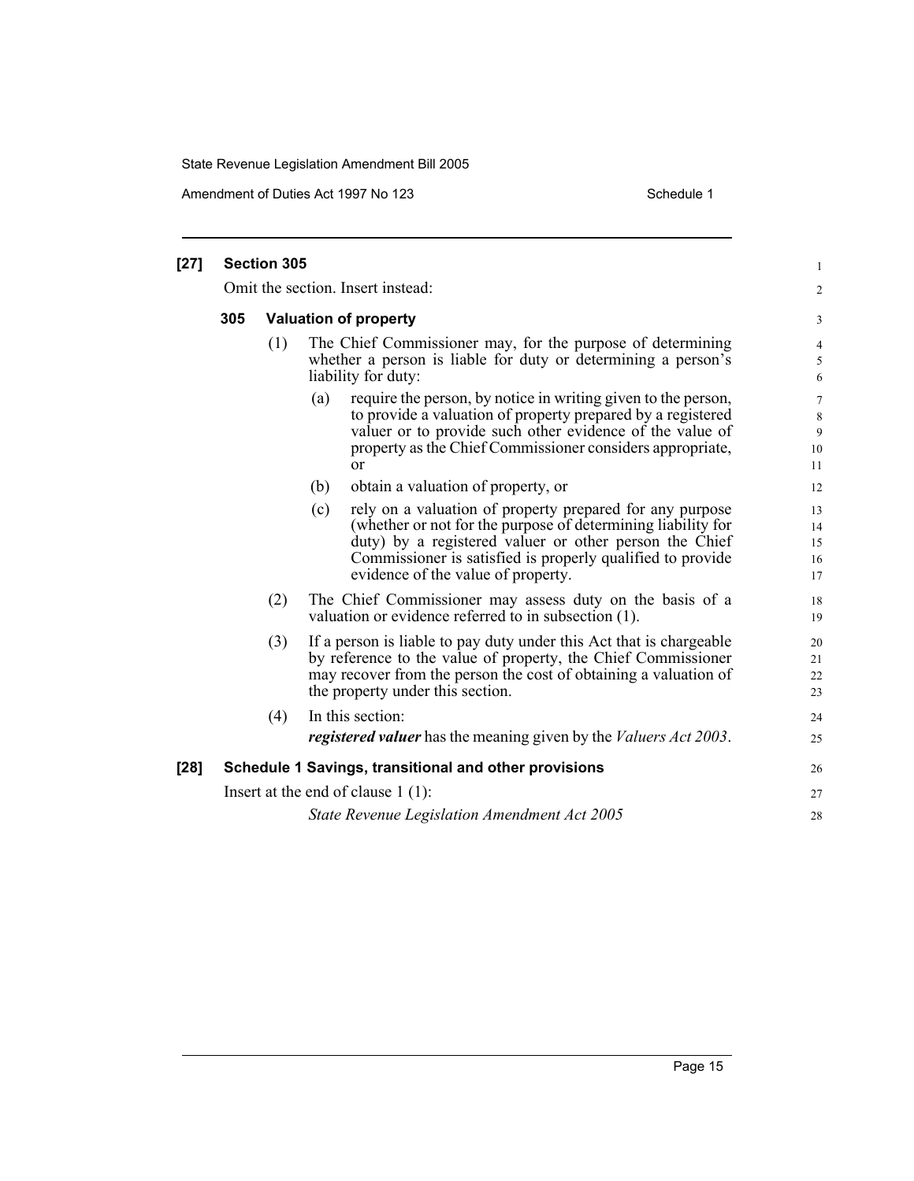**[27] Section 305**

Omit the section. Insert instead:

**305 Valuation of property**

(1) The Chief Commissioner may, for the purpose of determining whether a person is liable for duty or determining a person's liability for duty:

(a) require the person, by notice in writing given to the person, to provide a valuation of property prepared by a registered valuer or to provide such other evidence of the value of property as the Chief Commissioner considers appropriate, or

(b) obtain a valuation of property, or

(c) rely on a valuation of property prepared for any purpose (whether or not for the purpose of determining liability for duty) by a registered valuer or other person the Chief Commissioner is satisfied is properly qualified to provide evidence of the value of property.

(2) The Chief Commissioner may assess duty on the basis of a valuation or evidence referred to in subsection (1).

(3) If a person is liable to pay duty under this Act that is chargeable by reference to the value of property, the Chief Commissioner may recover from the person the cost of obtaining a valuation of the property under this section.

(4) In this section:

***registered valuer*** has the meaning given by the *Valuers Act 2003*.

**[28] Schedule 1 Savings, transitional and other provisions**

Insert at the end of clause 1 (1):

*State Revenue Legislation Amendment Act 2005*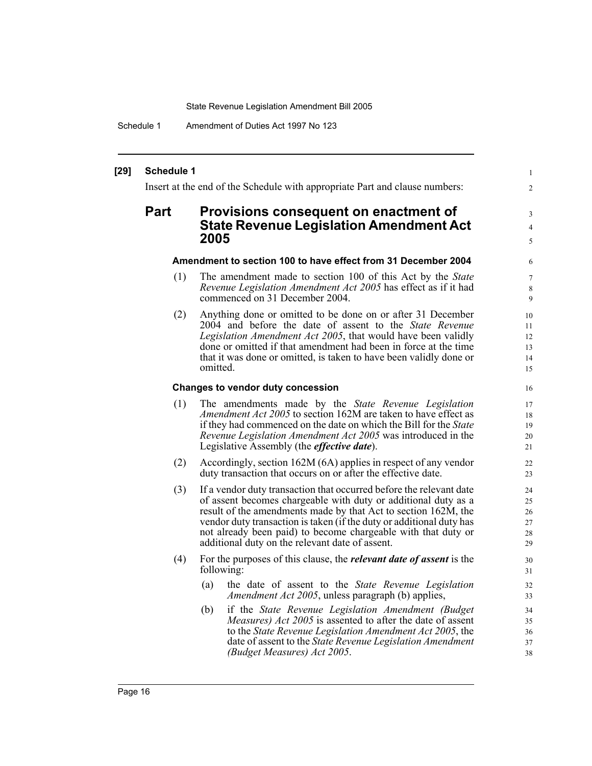**[29] Schedule 1**

Insert at the end of the Schedule with appropriate Part and clause numbers:

## Part Provisions consequent on enactment of State Revenue Legislation Amendment Act 2005

**Amendment to section 100 to have effect from 31 December 2004**

(1) The amendment made to section 100 of this Act by the *State Revenue Legislation Amendment Act 2005* has effect as if it had commenced on 31 December 2004.

(2) Anything done or omitted to be done on or after 31 December 2004 and before the date of assent to the *State Revenue Legislation Amendment Act 2005*, that would have been validly done or omitted if that amendment had been in force at the time that it was done or omitted, is taken to have been validly done or omitted.

**Changes to vendor duty concession**

(1) The amendments made by the *State Revenue Legislation Amendment Act 2005* to section 162M are taken to have effect as if they had commenced on the date on which the Bill for the *State Revenue Legislation Amendment Act 2005* was introduced in the Legislative Assembly (the ***effective date***).

(2) Accordingly, section 162M (6A) applies in respect of any vendor duty transaction that occurs on or after the effective date.

(3) If a vendor duty transaction that occurred before the relevant date of assent becomes chargeable with duty or additional duty as a result of the amendments made by that Act to section 162M, the vendor duty transaction is taken (if the duty or additional duty has not already been paid) to become chargeable with that duty or additional duty on the relevant date of assent.

(4) For the purposes of this clause, the ***relevant date of assent*** is the following:

(a) the date of assent to the *State Revenue Legislation Amendment Act 2005*, unless paragraph (b) applies,

(b) if the *State Revenue Legislation Amendment (Budget Measures) Act 2005* is assented to after the date of assent to the *State Revenue Legislation Amendment Act 2005*, the date of assent to the *State Revenue Legislation Amendment (Budget Measures) Act 2005*.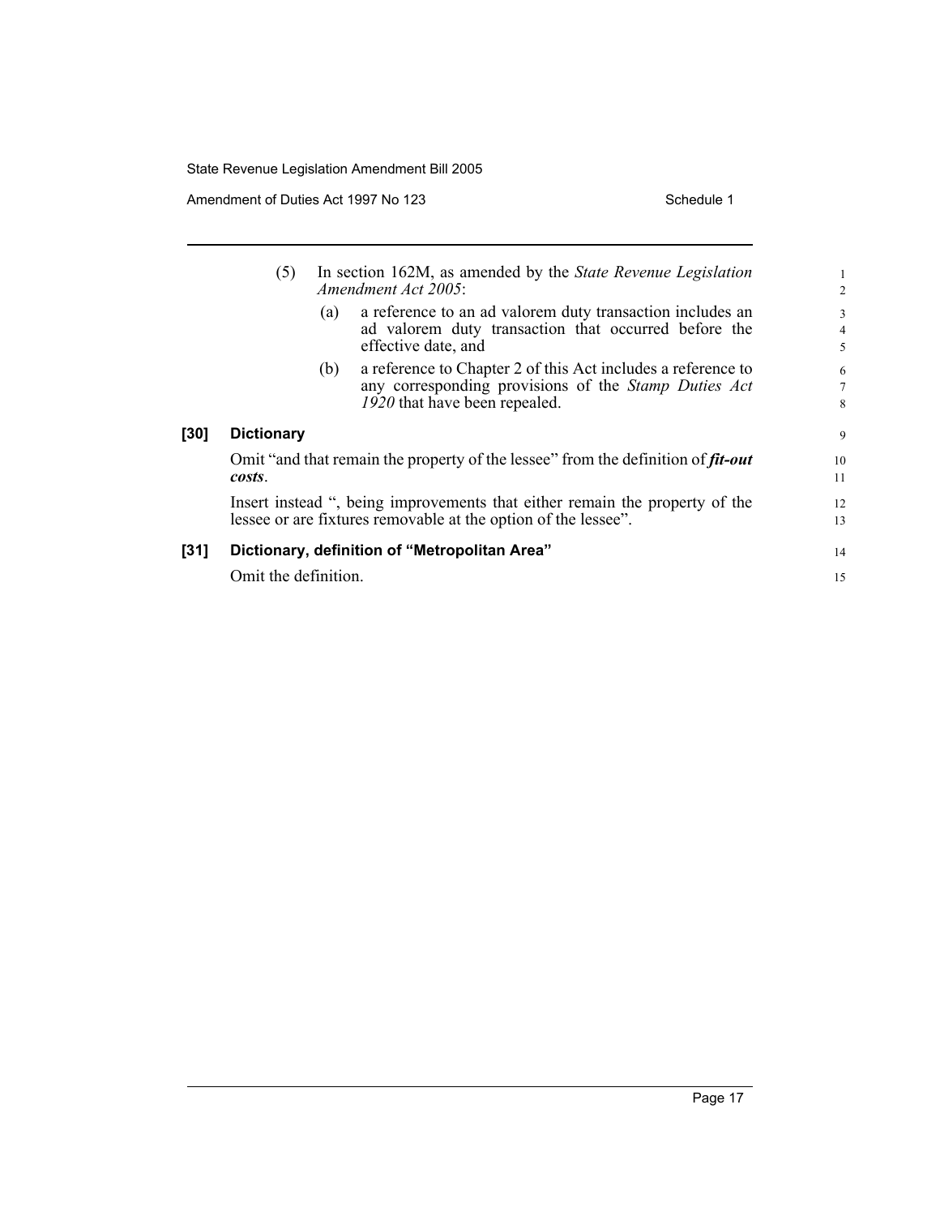(5) In section 162M, as amended by the *State Revenue Legislation Amendment Act 2005*:

(a) a reference to an ad valorem duty transaction includes an ad valorem duty transaction that occurred before the effective date, and

(b) a reference to Chapter 2 of this Act includes a reference to any corresponding provisions of the *Stamp Duties Act 1920* that have been repealed.

### [30] Dictionary

Omit "and that remain the property of the lessee" from the definition of ***fit-out costs***.

Insert instead ", being improvements that either remain the property of the lessee or are fixtures removable at the option of the lessee".

### [31] Dictionary, definition of "Metropolitan Area"

Omit the definition.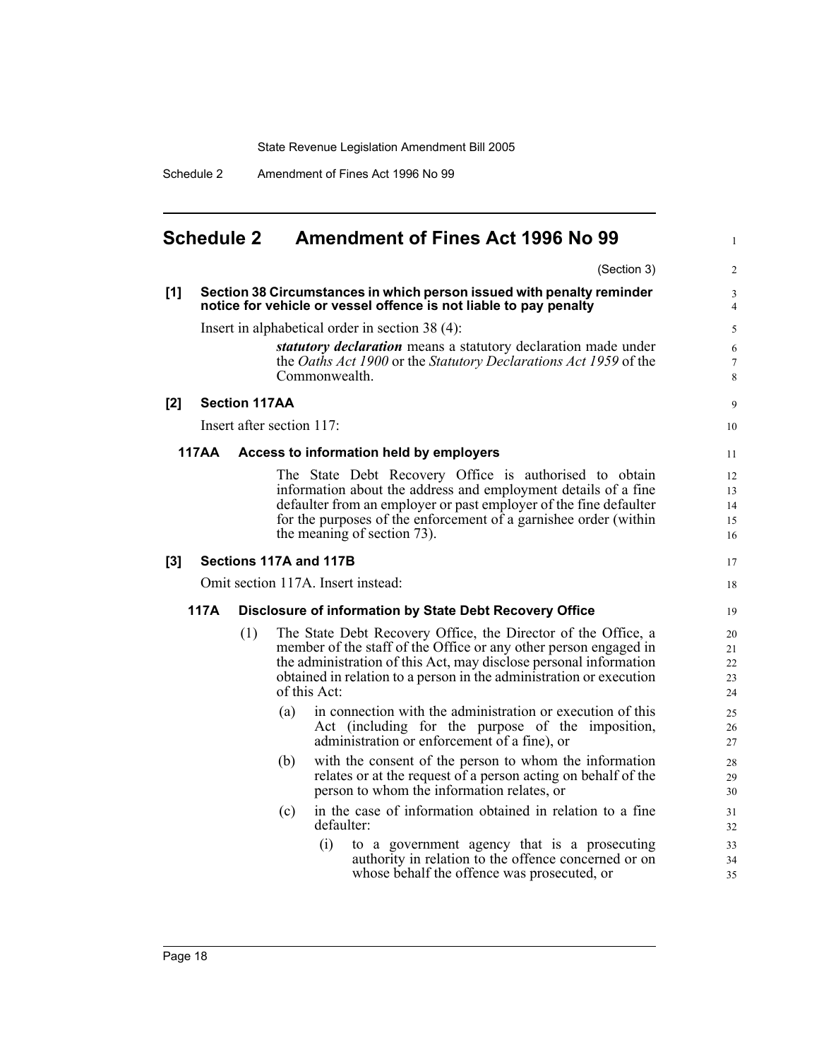## Schedule 2 Amendment of Fines Act 1996 No 99

(Section 3)

**[1] Section 38 Circumstances in which person issued with penalty reminder notice for vehicle or vessel offence is not liable to pay penalty**

Insert in alphabetical order in section 38 (4):

> ***statutory declaration*** means a statutory declaration made under the *Oaths Act 1900* or the *Statutory Declarations Act 1959* of the Commonwealth.

**[2] Section 117AA**

Insert after section 117:

**117AA Access to information held by employers**

The State Debt Recovery Office is authorised to obtain information about the address and employment details of a fine defaulter from an employer or past employer of the fine defaulter for the purposes of the enforcement of a garnishee order (within the meaning of section 73).

**[3] Sections 117A and 117B**

Omit section 117A. Insert instead:

**117A Disclosure of information by State Debt Recovery Office**

(1) The State Debt Recovery Office, the Director of the Office, a member of the staff of the Office or any other person engaged in the administration of this Act, may disclose personal information obtained in relation to a person in the administration or execution of this Act:

(a) in connection with the administration or execution of this Act (including for the purpose of the imposition, administration or enforcement of a fine), or

(b) with the consent of the person to whom the information relates or at the request of a person acting on behalf of the person to whom the information relates, or

(c) in the case of information obtained in relation to a fine defaulter:

(i) to a government agency that is a prosecuting authority in relation to the offence concerned or on whose behalf the offence was prosecuted, or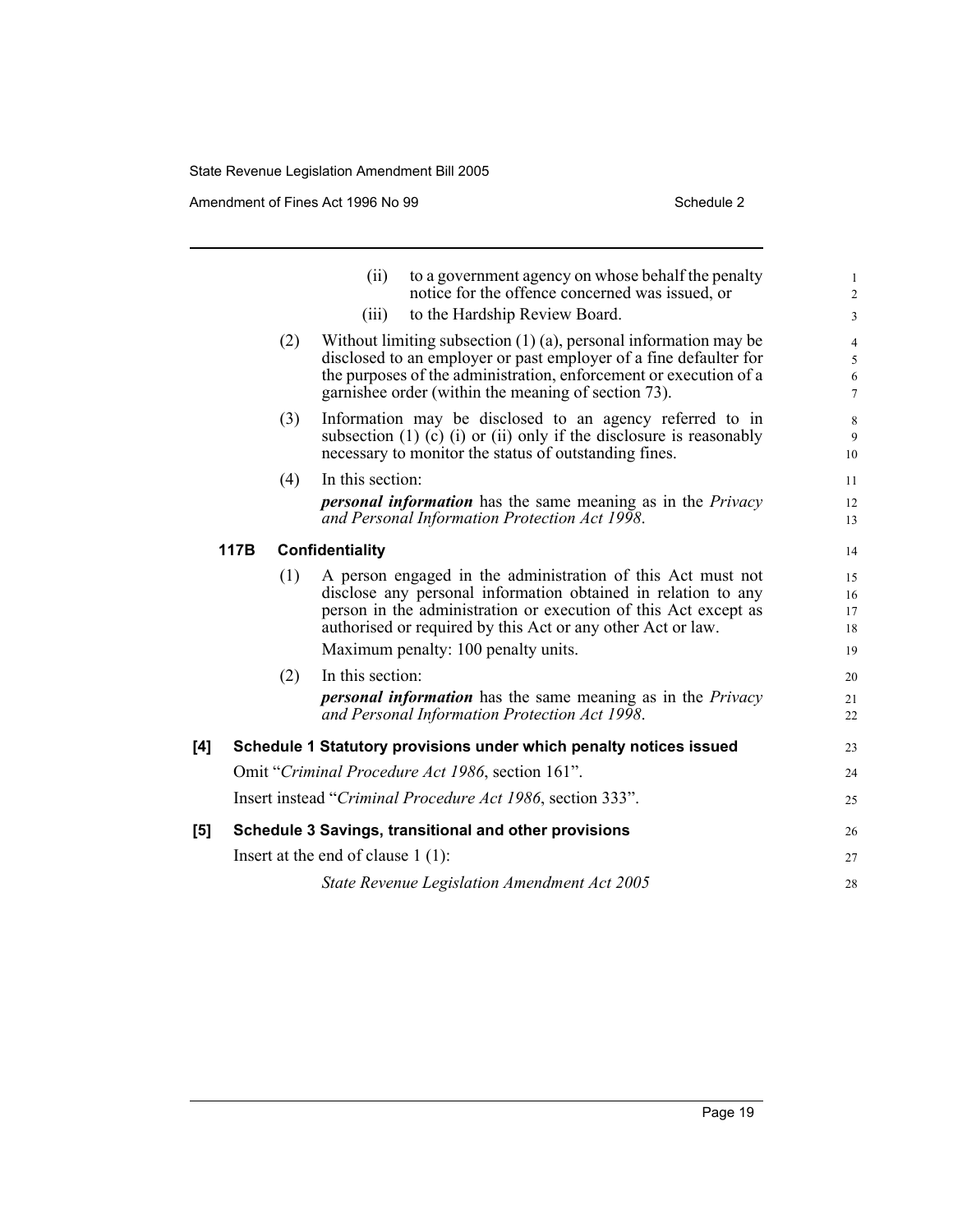(ii) to a government agency on whose behalf the penalty notice for the offence concerned was issued, or

(iii) to the Hardship Review Board.

(2) Without limiting subsection (1) (a), personal information may be disclosed to an employer or past employer of a fine defaulter for the purposes of the administration, enforcement or execution of a garnishee order (within the meaning of section 73).

(3) Information may be disclosed to an agency referred to in subsection (1) (c) (i) or (ii) only if the disclosure is reasonably necessary to monitor the status of outstanding fines.

(4) In this section:

***personal information*** has the same meaning as in the *Privacy and Personal Information Protection Act 1998*.

**117B Confidentiality**

(1) A person engaged in the administration of this Act must not disclose any personal information obtained in relation to any person in the administration or execution of this Act except as authorised or required by this Act or any other Act or law.

Maximum penalty: 100 penalty units.

(2) In this section:

***personal information*** has the same meaning as in the *Privacy and Personal Information Protection Act 1998*.

**[4] Schedule 1 Statutory provisions under which penalty notices issued**

Omit "*Criminal Procedure Act 1986*, section 161".

Insert instead "*Criminal Procedure Act 1986*, section 333".

**[5] Schedule 3 Savings, transitional and other provisions**

Insert at the end of clause 1 (1):

*State Revenue Legislation Amendment Act 2005*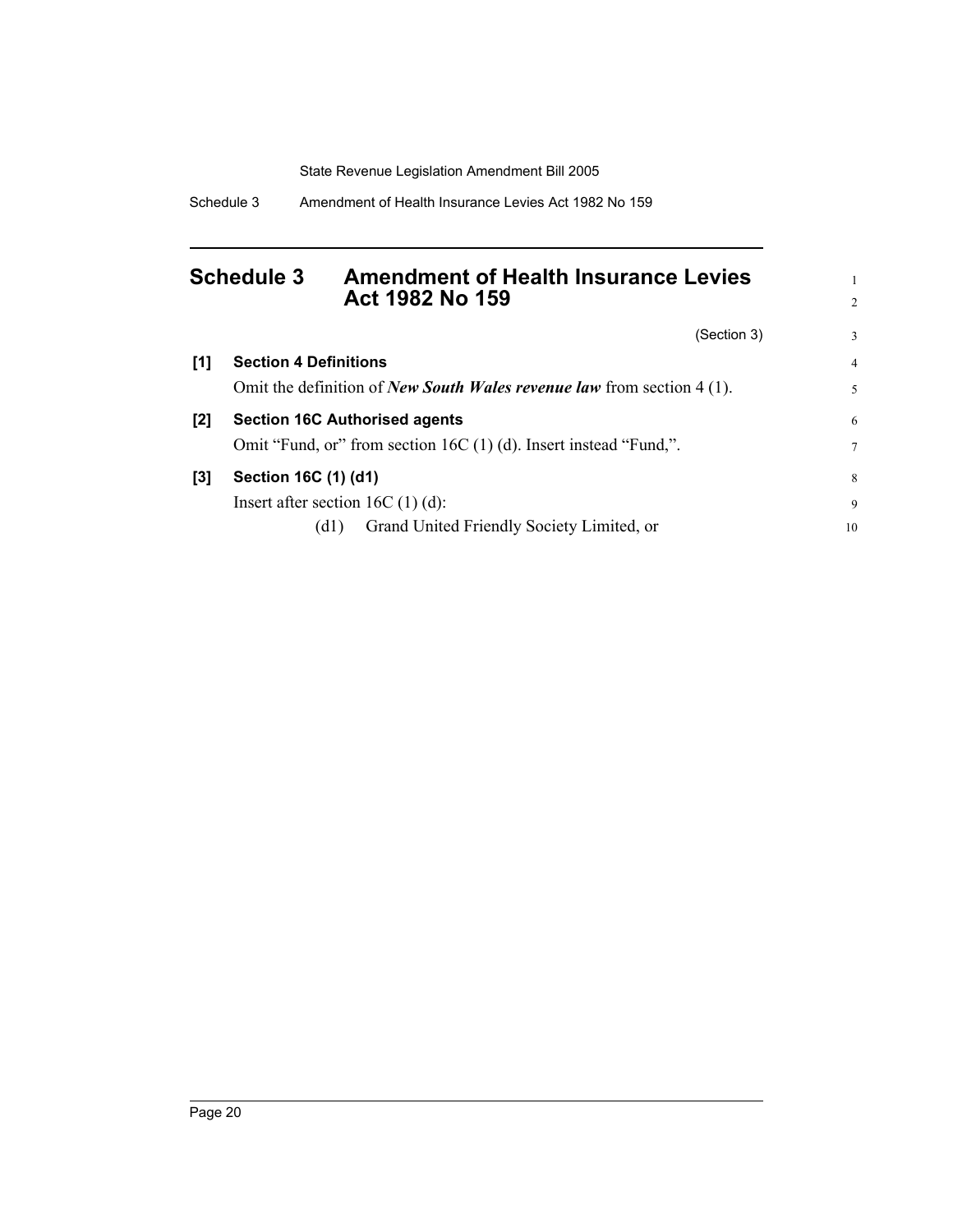## Schedule 3 Amendment of Health Insurance Levies Act 1982 No 159

(Section 3)

**[1] Section 4 Definitions**

Omit the definition of ***New South Wales revenue law*** from section 4 (1).

**[2] Section 16C Authorised agents**

Omit "Fund, or" from section 16C (1) (d). Insert instead "Fund,".

**[3] Section 16C (1) (d1)**

Insert after section 16C (1) (d):

(d1) Grand United Friendly Society Limited, or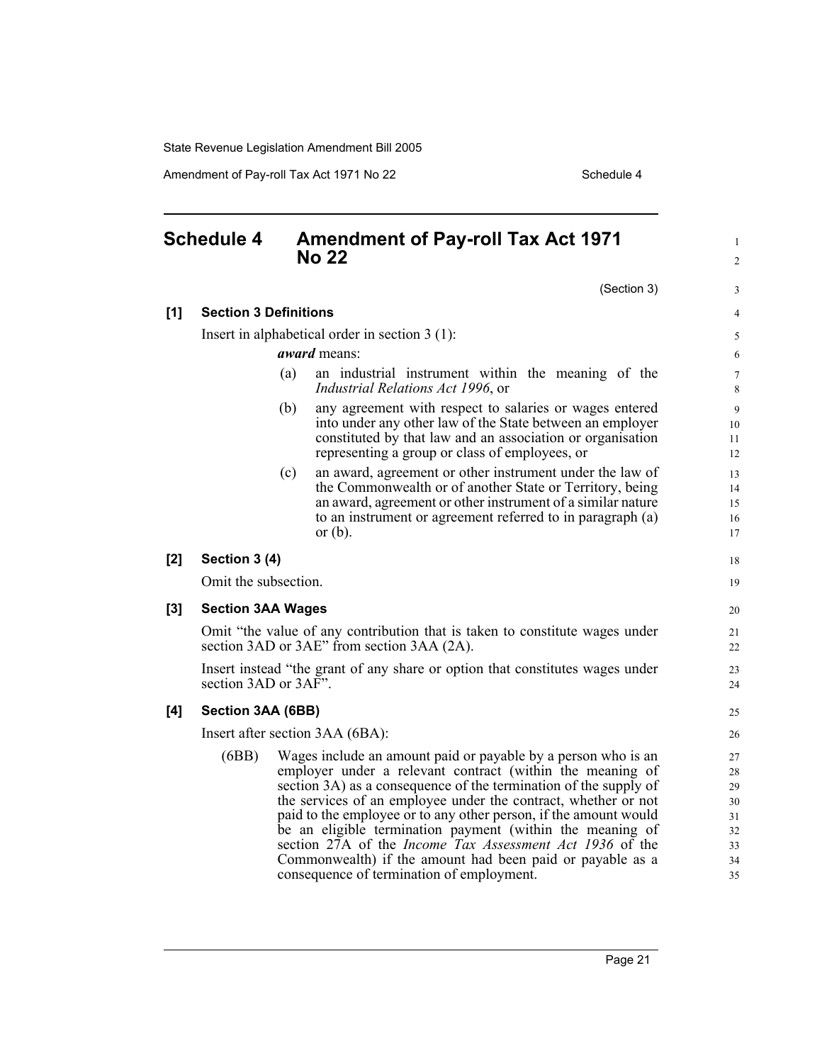# Schedule 4 Amendment of Pay-roll Tax Act 1971 No 22

(Section 3)

### [1] Section 3 Definitions

Insert in alphabetical order in section 3 (1):

***award*** means:

(a) an industrial instrument within the meaning of the *Industrial Relations Act 1996*, or

(b) any agreement with respect to salaries or wages entered into under any other law of the State between an employer constituted by that law and an association or organisation representing a group or class of employees, or

(c) an award, agreement or other instrument under the law of the Commonwealth or of another State or Territory, being an award, agreement or other instrument of a similar nature to an instrument or agreement referred to in paragraph (a) or (b).

### [2] Section 3 (4)

Omit the subsection.

### [3] Section 3AA Wages

Omit "the value of any contribution that is taken to constitute wages under section 3AD or 3AE" from section 3AA (2A).

Insert instead "the grant of any share or option that constitutes wages under section 3AD or 3AF".

### [4] Section 3AA (6BB)

Insert after section 3AA (6BA):

(6BB) Wages include an amount paid or payable by a person who is an employer under a relevant contract (within the meaning of section 3A) as a consequence of the termination of the supply of the services of an employee under the contract, whether or not paid to the employee or to any other person, if the amount would be an eligible termination payment (within the meaning of section 27A of the *Income Tax Assessment Act 1936* of the Commonwealth) if the amount had been paid or payable as a consequence of termination of employment.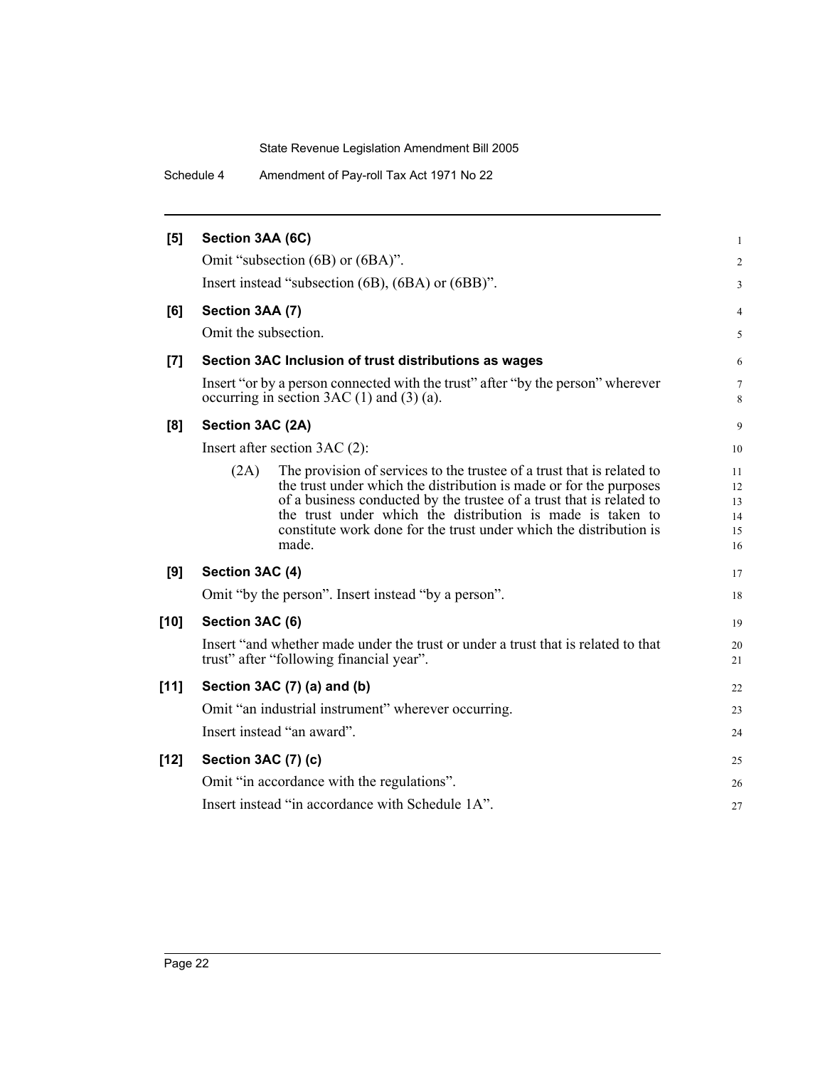**[5] Section 3AA (6C)**

Omit "subsection (6B) or (6BA)".

Insert instead "subsection (6B), (6BA) or (6BB)".

**[6] Section 3AA (7)**

Omit the subsection.

**[7] Section 3AC Inclusion of trust distributions as wages**

Insert "or by a person connected with the trust" after "by the person" wherever occurring in section 3AC (1) and (3) (a).

**[8] Section 3AC (2A)**

Insert after section 3AC (2):

> (2A) The provision of services to the trustee of a trust that is related to the trust under which the distribution is made or for the purposes of a business conducted by the trustee of a trust that is related to the trust under which the distribution is made is taken to constitute work done for the trust under which the distribution is made.

**[9] Section 3AC (4)**

Omit "by the person". Insert instead "by a person".

**[10] Section 3AC (6)**

Insert "and whether made under the trust or under a trust that is related to that trust" after "following financial year".

**[11] Section 3AC (7) (a) and (b)**

Omit "an industrial instrument" wherever occurring.

Insert instead "an award".

**[12] Section 3AC (7) (c)**

Omit "in accordance with the regulations".

Insert instead "in accordance with Schedule 1A".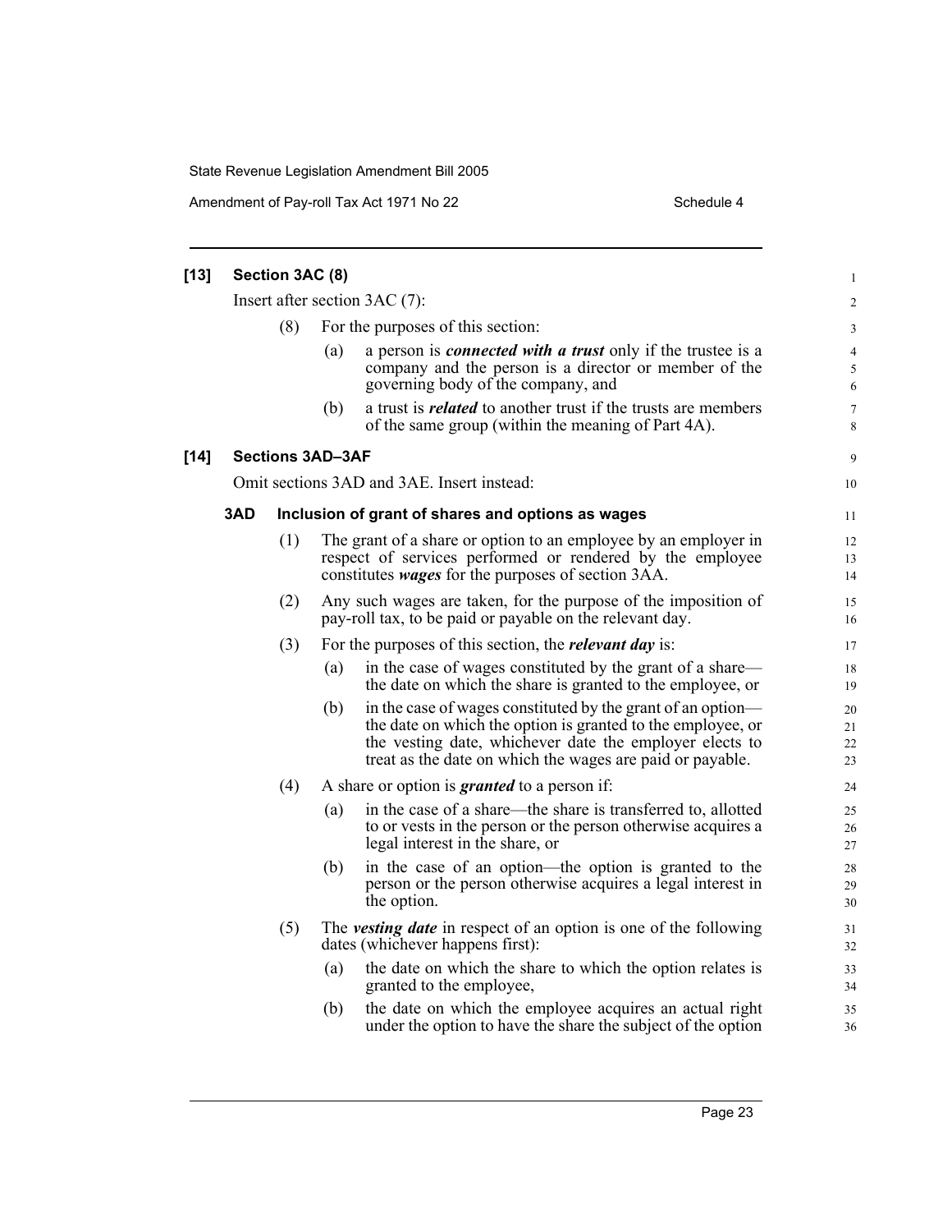**[13] Section 3AC (8)**

Insert after section 3AC (7):

(8) For the purposes of this section:

(a) a person is ***connected with a trust*** only if the trustee is a company and the person is a director or member of the governing body of the company, and

(b) a trust is ***related*** to another trust if the trusts are members of the same group (within the meaning of Part 4A).

**[14] Sections 3AD–3AF**

Omit sections 3AD and 3AE. Insert instead:

**3AD Inclusion of grant of shares and options as wages**

(1) The grant of a share or option to an employee by an employer in respect of services performed or rendered by the employee constitutes ***wages*** for the purposes of section 3AA.

(2) Any such wages are taken, for the purpose of the imposition of pay-roll tax, to be paid or payable on the relevant day.

(3) For the purposes of this section, the ***relevant day*** is:

(a) in the case of wages constituted by the grant of a share—the date on which the share is granted to the employee, or

(b) in the case of wages constituted by the grant of an option—the date on which the option is granted to the employee, or the vesting date, whichever date the employer elects to treat as the date on which the wages are paid or payable.

(4) A share or option is ***granted*** to a person if:

(a) in the case of a share—the share is transferred to, allotted to or vests in the person or the person otherwise acquires a legal interest in the share, or

(b) in the case of an option—the option is granted to the person or the person otherwise acquires a legal interest in the option.

(5) The ***vesting date*** in respect of an option is one of the following dates (whichever happens first):

(a) the date on which the share to which the option relates is granted to the employee,

(b) the date on which the employee acquires an actual right under the option to have the share the subject of the option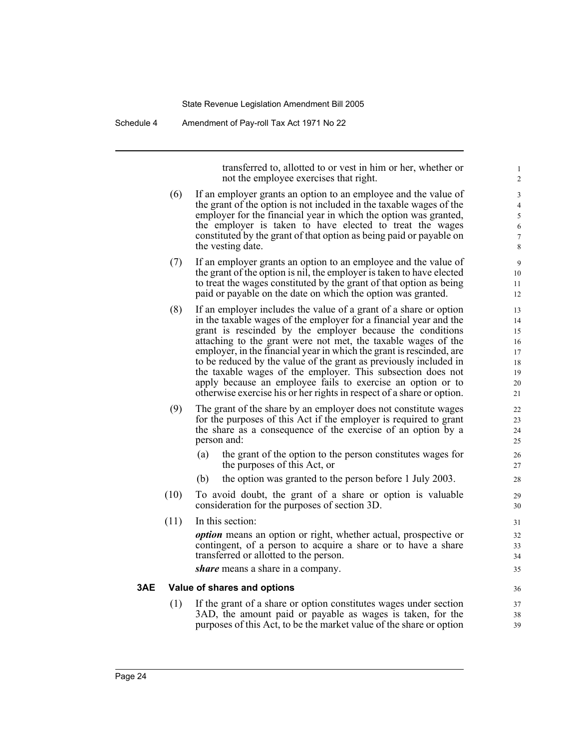transferred to, allotted to or vest in him or her, whether or not the employee exercises that right.

(6) If an employer grants an option to an employee and the value of the grant of the option is not included in the taxable wages of the employer for the financial year in which the option was granted, the employer is taken to have elected to treat the wages constituted by the grant of that option as being paid or payable on the vesting date.

(7) If an employer grants an option to an employee and the value of the grant of the option is nil, the employer is taken to have elected to treat the wages constituted by the grant of that option as being paid or payable on the date on which the option was granted.

(8) If an employer includes the value of a grant of a share or option in the taxable wages of the employer for a financial year and the grant is rescinded by the employer because the conditions attaching to the grant were not met, the taxable wages of the employer, in the financial year in which the grant is rescinded, are to be reduced by the value of the grant as previously included in the taxable wages of the employer. This subsection does not apply because an employee fails to exercise an option or to otherwise exercise his or her rights in respect of a share or option.

(9) The grant of the share by an employer does not constitute wages for the purposes of this Act if the employer is required to grant the share as a consequence of the exercise of an option by a person and:

(a) the grant of the option to the person constitutes wages for the purposes of this Act, or

(b) the option was granted to the person before 1 July 2003.

(10) To avoid doubt, the grant of a share or option is valuable consideration for the purposes of section 3D.

(11) In this section:

***option*** means an option or right, whether actual, prospective or contingent, of a person to acquire a share or to have a share transferred or allotted to the person.

***share*** means a share in a company.

### 3AE Value of shares and options

(1) If the grant of a share or option constitutes wages under section 3AD, the amount paid or payable as wages is taken, for the purposes of this Act, to be the market value of the share or option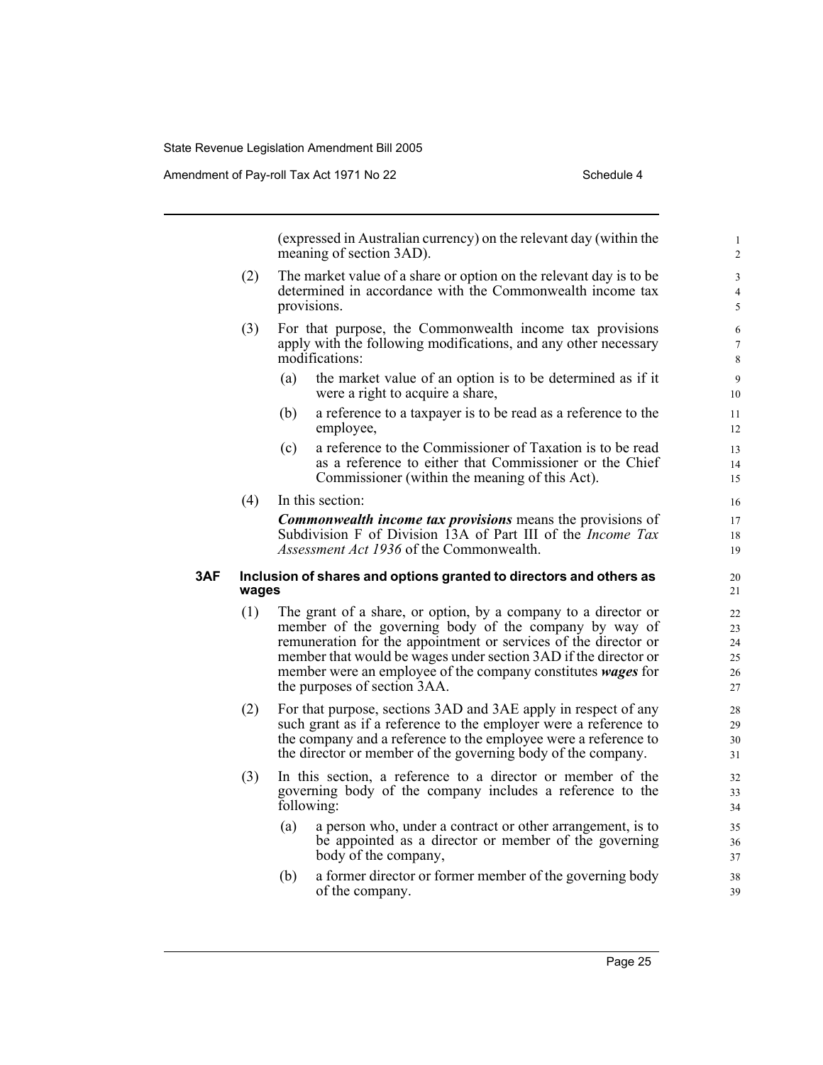(expressed in Australian currency) on the relevant day (within the meaning of section 3AD).

(2) The market value of a share or option on the relevant day is to be determined in accordance with the Commonwealth income tax provisions.

(3) For that purpose, the Commonwealth income tax provisions apply with the following modifications, and any other necessary modifications:

(a) the market value of an option is to be determined as if it were a right to acquire a share,

(b) a reference to a taxpayer is to be read as a reference to the employee,

(c) a reference to the Commissioner of Taxation is to be read as a reference to either that Commissioner or the Chief Commissioner (within the meaning of this Act).

(4) In this section:

***Commonwealth income tax provisions*** means the provisions of Subdivision F of Division 13A of Part III of the *Income Tax Assessment Act 1936* of the Commonwealth.

**3AF Inclusion of shares and options granted to directors and others as wages**

(1) The grant of a share, or option, by a company to a director or member of the governing body of the company by way of remuneration for the appointment or services of the director or member that would be wages under section 3AD if the director or member were an employee of the company constitutes ***wages*** for the purposes of section 3AA.

(2) For that purpose, sections 3AD and 3AE apply in respect of any such grant as if a reference to the employer were a reference to the company and a reference to the employee were a reference to the director or member of the governing body of the company.

(3) In this section, a reference to a director or member of the governing body of the company includes a reference to the following:

(a) a person who, under a contract or other arrangement, is to be appointed as a director or member of the governing body of the company,

(b) a former director or former member of the governing body of the company.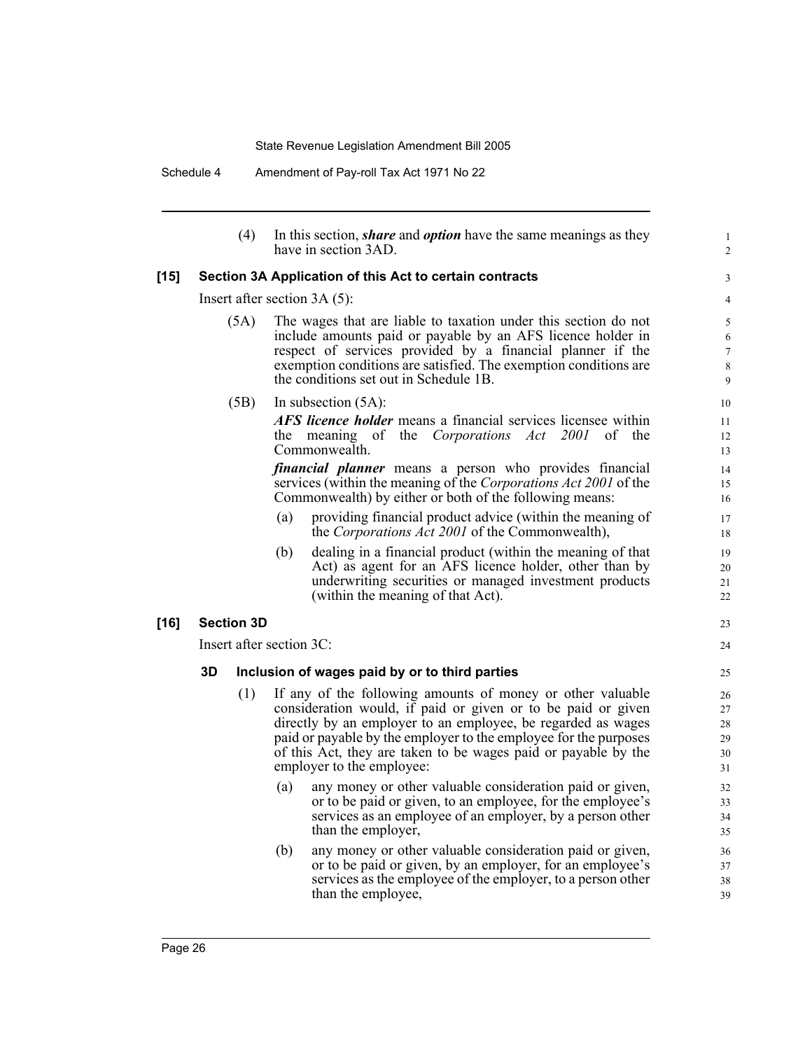(4) In this section, ***share*** and ***option*** have the same meanings as they have in section 3AD.

**[15] Section 3A Application of this Act to certain contracts**

Insert after section 3A (5):

(5A) The wages that are liable to taxation under this section do not include amounts paid or payable by an AFS licence holder in respect of services provided by a financial planner if the exemption conditions are satisfied. The exemption conditions are the conditions set out in Schedule 1B.

(5B) In subsection (5A):

***AFS licence holder*** means a financial services licensee within the meaning of the *Corporations Act 2001* of the Commonwealth.

***financial planner*** means a person who provides financial services (within the meaning of the *Corporations Act 2001* of the Commonwealth) by either or both of the following means:

(a) providing financial product advice (within the meaning of the *Corporations Act 2001* of the Commonwealth),

(b) dealing in a financial product (within the meaning of that Act) as agent for an AFS licence holder, other than by underwriting securities or managed investment products (within the meaning of that Act).

**[16] Section 3D**

Insert after section 3C:

**3D Inclusion of wages paid by or to third parties**

(1) If any of the following amounts of money or other valuable consideration would, if paid or given or to be paid or given directly by an employer to an employee, be regarded as wages paid or payable by the employer to the employee for the purposes of this Act, they are taken to be wages paid or payable by the employer to the employee:

(a) any money or other valuable consideration paid or given, or to be paid or given, to an employee, for the employee's services as an employee of an employer, by a person other than the employer,

(b) any money or other valuable consideration paid or given, or to be paid or given, by an employer, for an employee's services as the employee of the employer, to a person other than the employee,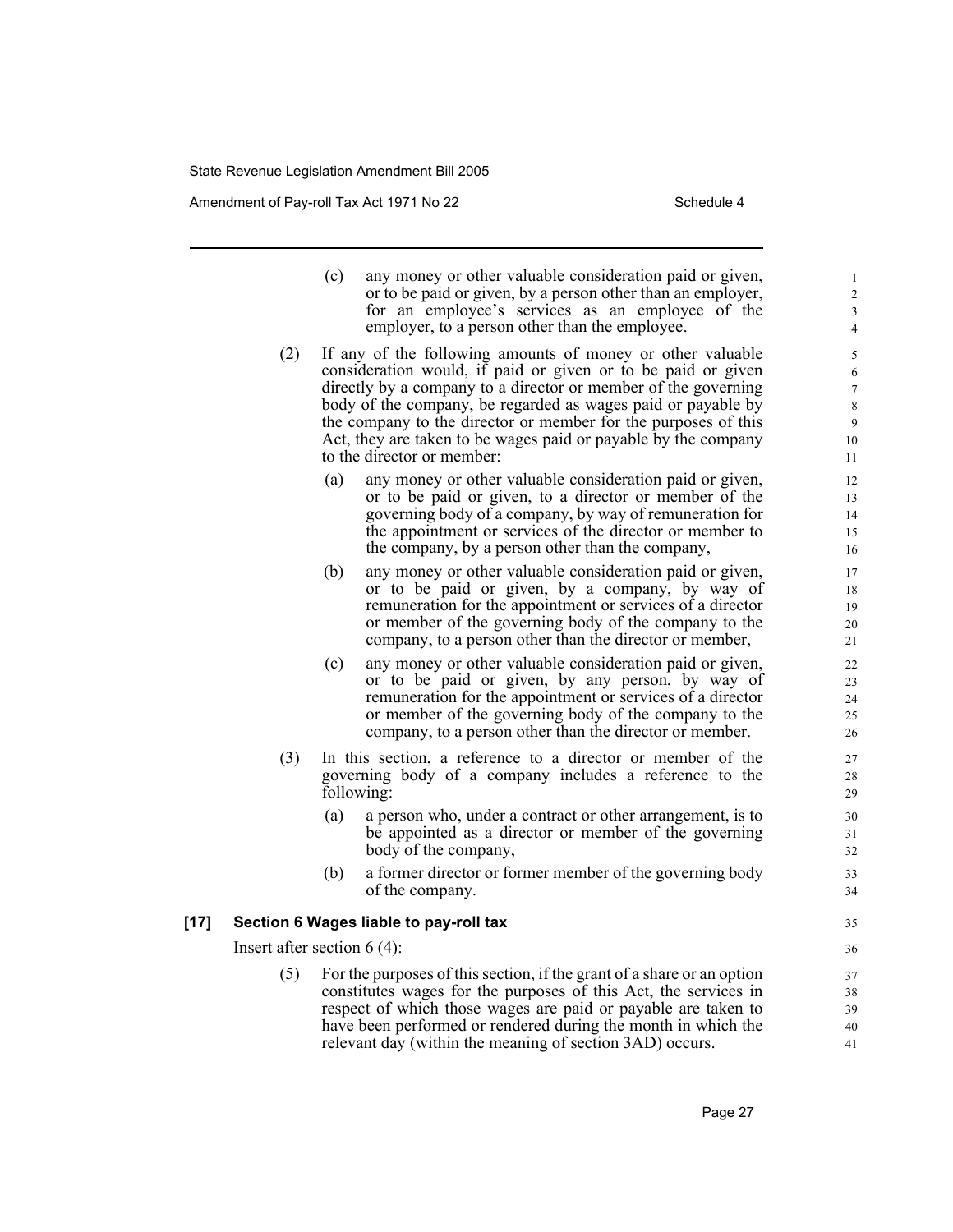(c) any money or other valuable consideration paid or given, or to be paid or given, by a person other than an employer, for an employee's services as an employee of the employer, to a person other than the employee.

(2) If any of the following amounts of money or other valuable consideration would, if paid or given or to be paid or given directly by a company to a director or member of the governing body of the company, be regarded as wages paid or payable by the company to the director or member for the purposes of this Act, they are taken to be wages paid or payable by the company to the director or member:

(a) any money or other valuable consideration paid or given, or to be paid or given, to a director or member of the governing body of a company, by way of remuneration for the appointment or services of the director or member to the company, by a person other than the company,

(b) any money or other valuable consideration paid or given, or to be paid or given, by a company, by way of remuneration for the appointment or services of a director or member of the governing body of the company to the company, to a person other than the director or member,

(c) any money or other valuable consideration paid or given, or to be paid or given, by any person, by way of remuneration for the appointment or services of a director or member of the governing body of the company to the company, to a person other than the director or member.

(3) In this section, a reference to a director or member of the governing body of a company includes a reference to the following:

(a) a person who, under a contract or other arrangement, is to be appointed as a director or member of the governing body of the company,

(b) a former director or former member of the governing body of the company.

**[17] Section 6 Wages liable to pay-roll tax**

Insert after section 6 (4):

(5) For the purposes of this section, if the grant of a share or an option constitutes wages for the purposes of this Act, the services in respect of which those wages are paid or payable are taken to have been performed or rendered during the month in which the relevant day (within the meaning of section 3AD) occurs.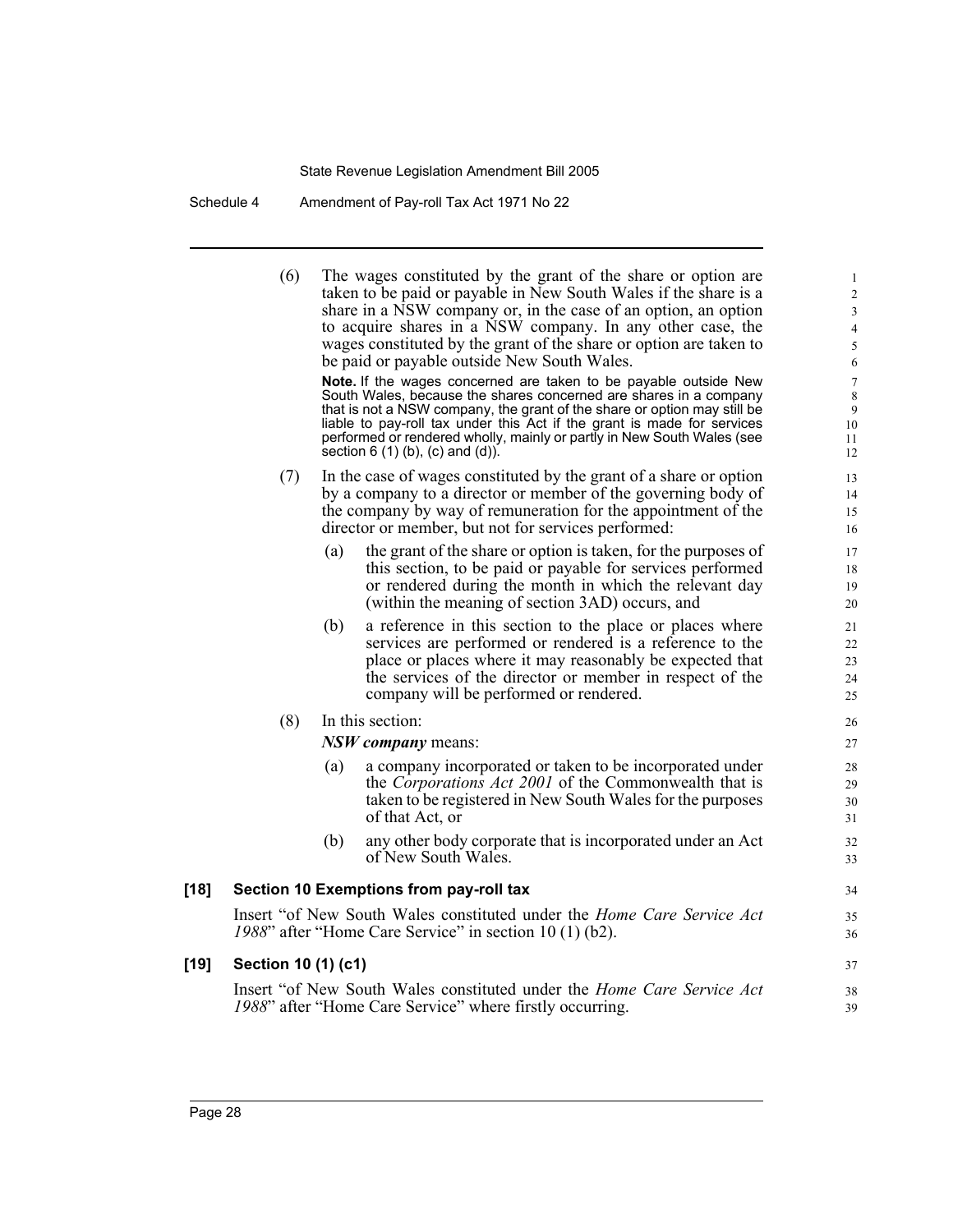(6) The wages constituted by the grant of the share or option are taken to be paid or payable in New South Wales if the share is a share in a NSW company or, in the case of an option, an option to acquire shares in a NSW company. In any other case, the wages constituted by the grant of the share or option are taken to be paid or payable outside New South Wales.

**Note.** If the wages concerned are taken to be payable outside New South Wales, because the shares concerned are shares in a company that is not a NSW company, the grant of the share or option may still be liable to pay-roll tax under this Act if the grant is made for services performed or rendered wholly, mainly or partly in New South Wales (see section 6 (1) (b), (c) and (d)).

(7) In the case of wages constituted by the grant of a share or option by a company to a director or member of the governing body of the company by way of remuneration for the appointment of the director or member, but not for services performed:

(a) the grant of the share or option is taken, for the purposes of this section, to be paid or payable for services performed or rendered during the month in which the relevant day (within the meaning of section 3AD) occurs, and

(b) a reference in this section to the place or places where services are performed or rendered is a reference to the place or places where it may reasonably be expected that the services of the director or member in respect of the company will be performed or rendered.

(8) In this section:

***NSW company*** means:

(a) a company incorporated or taken to be incorporated under the *Corporations Act 2001* of the Commonwealth that is taken to be registered in New South Wales for the purposes of that Act, or

(b) any other body corporate that is incorporated under an Act of New South Wales.

**[18] Section 10 Exemptions from pay-roll tax**

Insert "of New South Wales constituted under the *Home Care Service Act 1988*" after "Home Care Service" in section 10 (1) (b2).

**[19] Section 10 (1) (c1)**

Insert "of New South Wales constituted under the *Home Care Service Act 1988*" after "Home Care Service" where firstly occurring.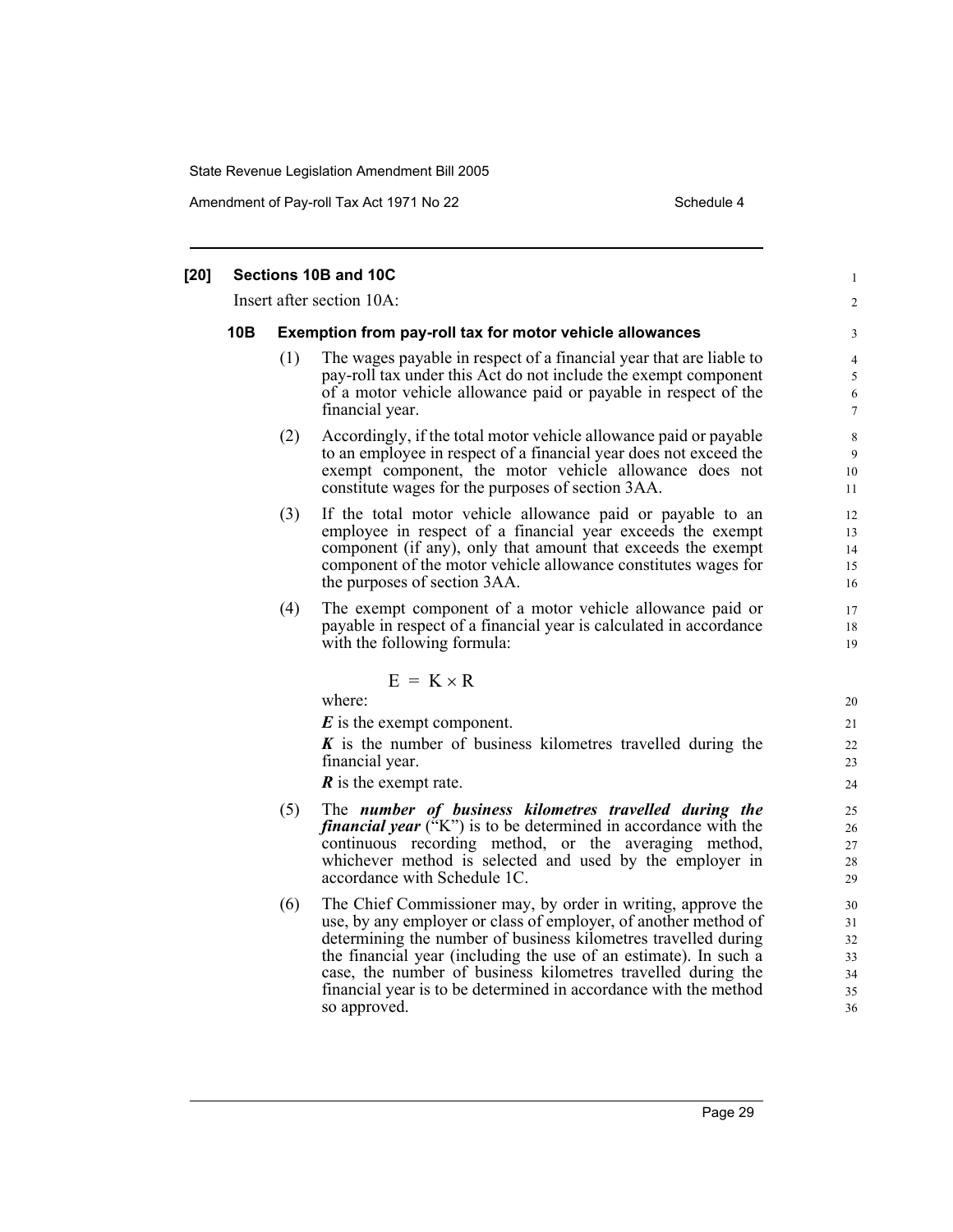## [20] Sections 10B and 10C

Insert after section 10A:

### 10B Exemption from pay-roll tax for motor vehicle allowances

(1) The wages payable in respect of a financial year that are liable to pay-roll tax under this Act do not include the exempt component of a motor vehicle allowance paid or payable in respect of the financial year.

(2) Accordingly, if the total motor vehicle allowance paid or payable to an employee in respect of a financial year does not exceed the exempt component, the motor vehicle allowance does not constitute wages for the purposes of section 3AA.

(3) If the total motor vehicle allowance paid or payable to an employee in respect of a financial year exceeds the exempt component (if any), only that amount that exceeds the exempt component of the motor vehicle allowance constitutes wages for the purposes of section 3AA.

(4) The exempt component of a motor vehicle allowance paid or payable in respect of a financial year is calculated in accordance with the following formula:

$$E = K \times R$$

where:

***E*** is the exempt component.

***K*** is the number of business kilometres travelled during the financial year.

***R*** is the exempt rate.

(5) The ***number of business kilometres travelled during the financial year*** ("K") is to be determined in accordance with the continuous recording method, or the averaging method, whichever method is selected and used by the employer in accordance with Schedule 1C.

(6) The Chief Commissioner may, by order in writing, approve the use, by any employer or class of employer, of another method of determining the number of business kilometres travelled during the financial year (including the use of an estimate). In such a case, the number of business kilometres travelled during the financial year is to be determined in accordance with the method so approved.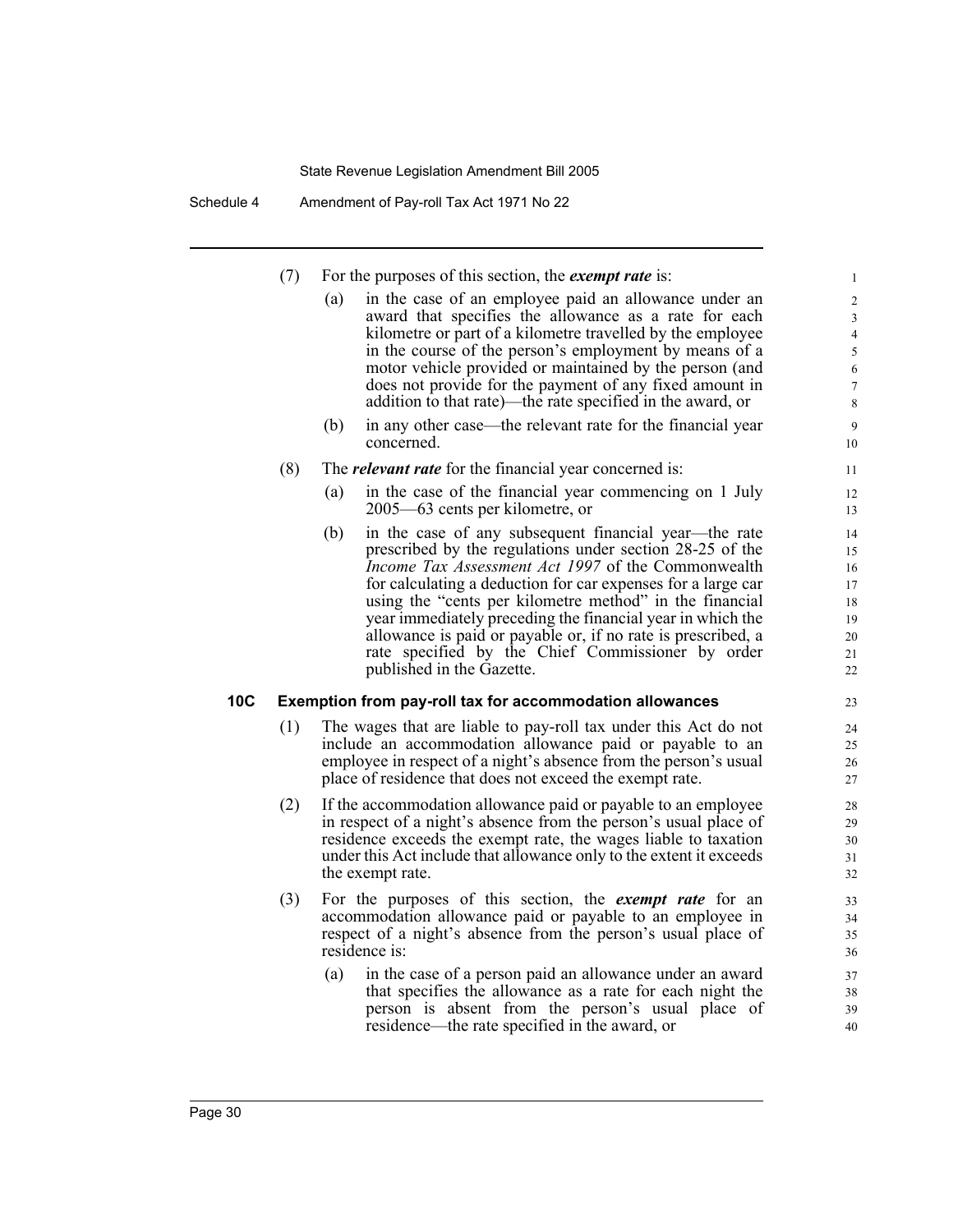(7) For the purposes of this section, the ***exempt rate*** is:

(a) in the case of an employee paid an allowance under an award that specifies the allowance as a rate for each kilometre or part of a kilometre travelled by the employee in the course of the person's employment by means of a motor vehicle provided or maintained by the person (and does not provide for the payment of any fixed amount in addition to that rate)—the rate specified in the award, or

(b) in any other case—the relevant rate for the financial year concerned.

(8) The ***relevant rate*** for the financial year concerned is:

(a) in the case of the financial year commencing on 1 July 2005—63 cents per kilometre, or

(b) in the case of any subsequent financial year—the rate prescribed by the regulations under section 28-25 of the *Income Tax Assessment Act 1997* of the Commonwealth for calculating a deduction for car expenses for a large car using the "cents per kilometre method" in the financial year immediately preceding the financial year in which the allowance is paid or payable or, if no rate is prescribed, a rate specified by the Chief Commissioner by order published in the Gazette.

### 10C Exemption from pay-roll tax for accommodation allowances

(1) The wages that are liable to pay-roll tax under this Act do not include an accommodation allowance paid or payable to an employee in respect of a night's absence from the person's usual place of residence that does not exceed the exempt rate.

(2) If the accommodation allowance paid or payable to an employee in respect of a night's absence from the person's usual place of residence exceeds the exempt rate, the wages liable to taxation under this Act include that allowance only to the extent it exceeds the exempt rate.

(3) For the purposes of this section, the ***exempt rate*** for an accommodation allowance paid or payable to an employee in respect of a night's absence from the person's usual place of residence is:

(a) in the case of a person paid an allowance under an award that specifies the allowance as a rate for each night the person is absent from the person's usual place of residence—the rate specified in the award, or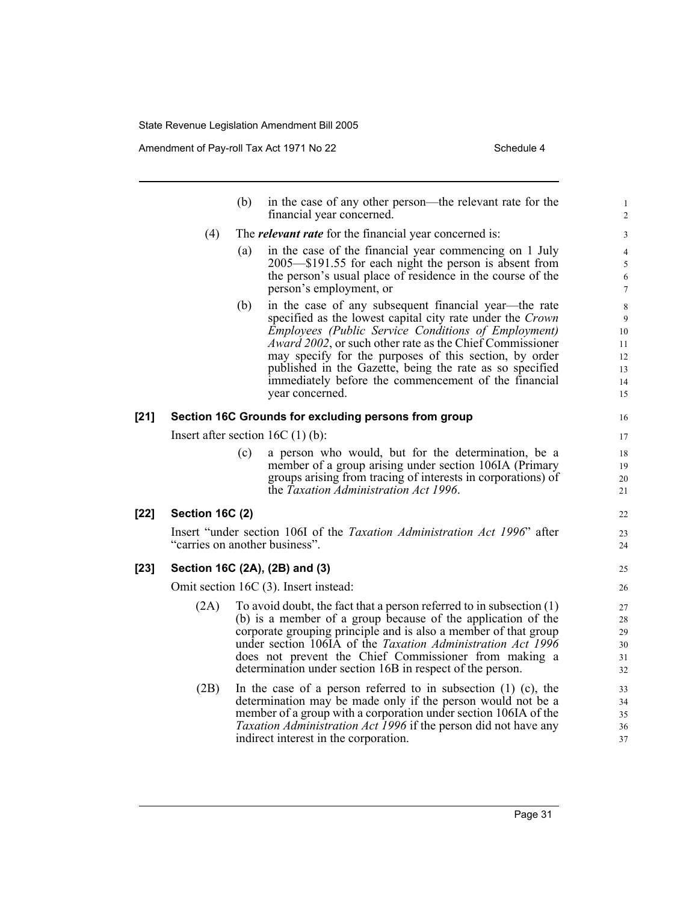(b) in the case of any other person—the relevant rate for the financial year concerned.

(4) The ***relevant rate*** for the financial year concerned is:

(a) in the case of the financial year commencing on 1 July 2005—$191.55 for each night the person is absent from the person's usual place of residence in the course of the person's employment, or

(b) in the case of any subsequent financial year—the rate specified as the lowest capital city rate under the *Crown Employees (Public Service Conditions of Employment) Award 2002*, or such other rate as the Chief Commissioner may specify for the purposes of this section, by order published in the Gazette, being the rate as so specified immediately before the commencement of the financial year concerned.

### [21] Section 16C Grounds for excluding persons from group

Insert after section 16C (1) (b):

(c) a person who would, but for the determination, be a member of a group arising under section 106IA (Primary groups arising from tracing of interests in corporations) of the *Taxation Administration Act 1996*.

### [22] Section 16C (2)

Insert "under section 106I of the *Taxation Administration Act 1996*" after "carries on another business".

### [23] Section 16C (2A), (2B) and (3)

Omit section 16C (3). Insert instead:

(2A) To avoid doubt, the fact that a person referred to in subsection (1) (b) is a member of a group because of the application of the corporate grouping principle and is also a member of that group under section 106IA of the *Taxation Administration Act 1996* does not prevent the Chief Commissioner from making a determination under section 16B in respect of the person.

(2B) In the case of a person referred to in subsection (1) (c), the determination may be made only if the person would not be a member of a group with a corporation under section 106IA of the *Taxation Administration Act 1996* if the person did not have any indirect interest in the corporation.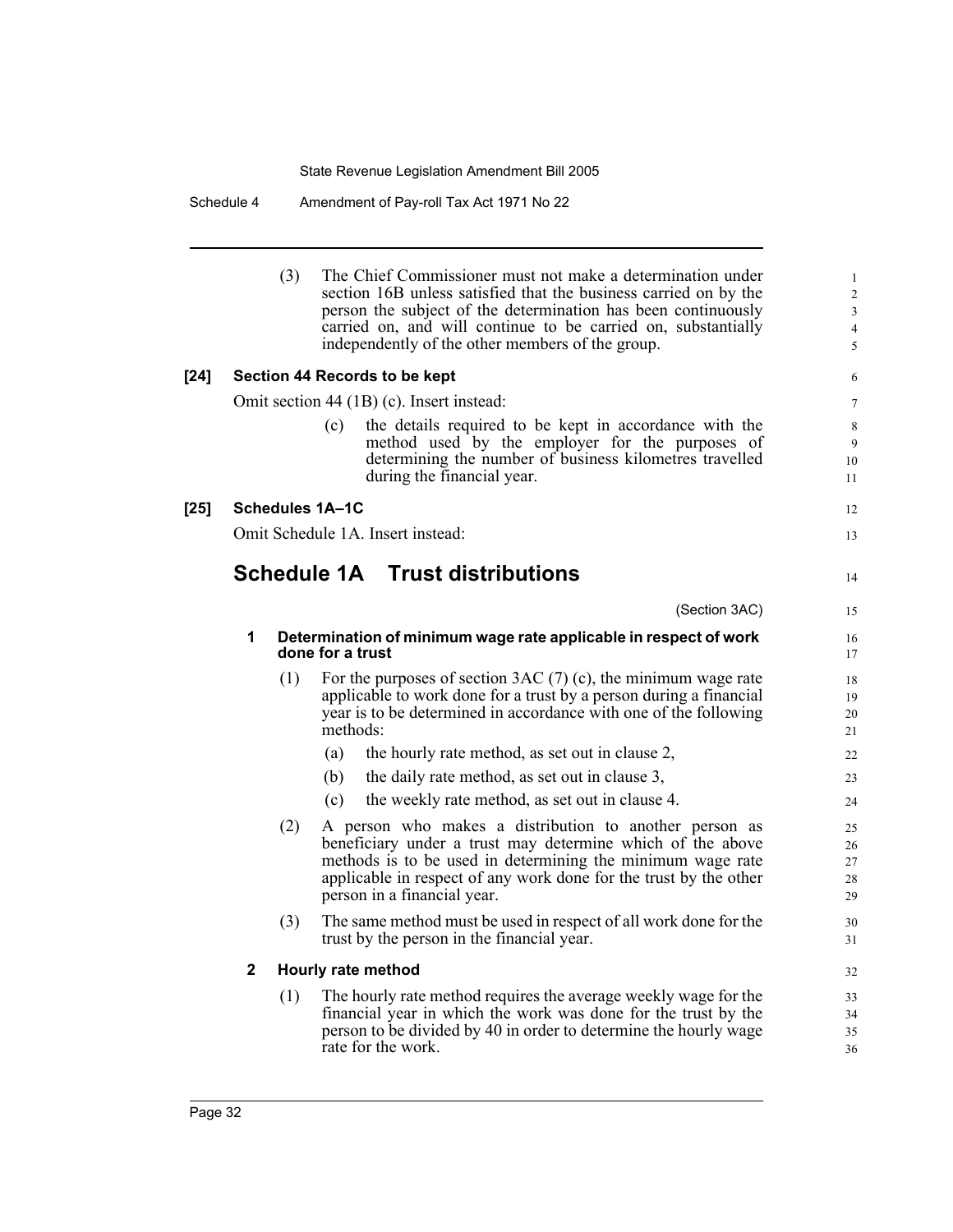(3) The Chief Commissioner must not make a determination under section 16B unless satisfied that the business carried on by the person the subject of the determination has been continuously carried on, and will continue to be carried on, substantially independently of the other members of the group.

**[24] Section 44 Records to be kept**

Omit section 44 (1B) (c). Insert instead:

(c) the details required to be kept in accordance with the method used by the employer for the purposes of determining the number of business kilometres travelled during the financial year.

**[25] Schedules 1A–1C**

Omit Schedule 1A. Insert instead:

## Schedule 1A Trust distributions

(Section 3AC)

### 1 Determination of minimum wage rate applicable in respect of work done for a trust

(1) For the purposes of section 3AC (7) (c), the minimum wage rate applicable to work done for a trust by a person during a financial year is to be determined in accordance with one of the following methods:

(a) the hourly rate method, as set out in clause 2,

(b) the daily rate method, as set out in clause 3,

(c) the weekly rate method, as set out in clause 4.

(2) A person who makes a distribution to another person as beneficiary under a trust may determine which of the above methods is to be used in determining the minimum wage rate applicable in respect of any work done for the trust by the other person in a financial year.

(3) The same method must be used in respect of all work done for the trust by the person in the financial year.

### 2 Hourly rate method

(1) The hourly rate method requires the average weekly wage for the financial year in which the work was done for the trust by the person to be divided by 40 in order to determine the hourly wage rate for the work.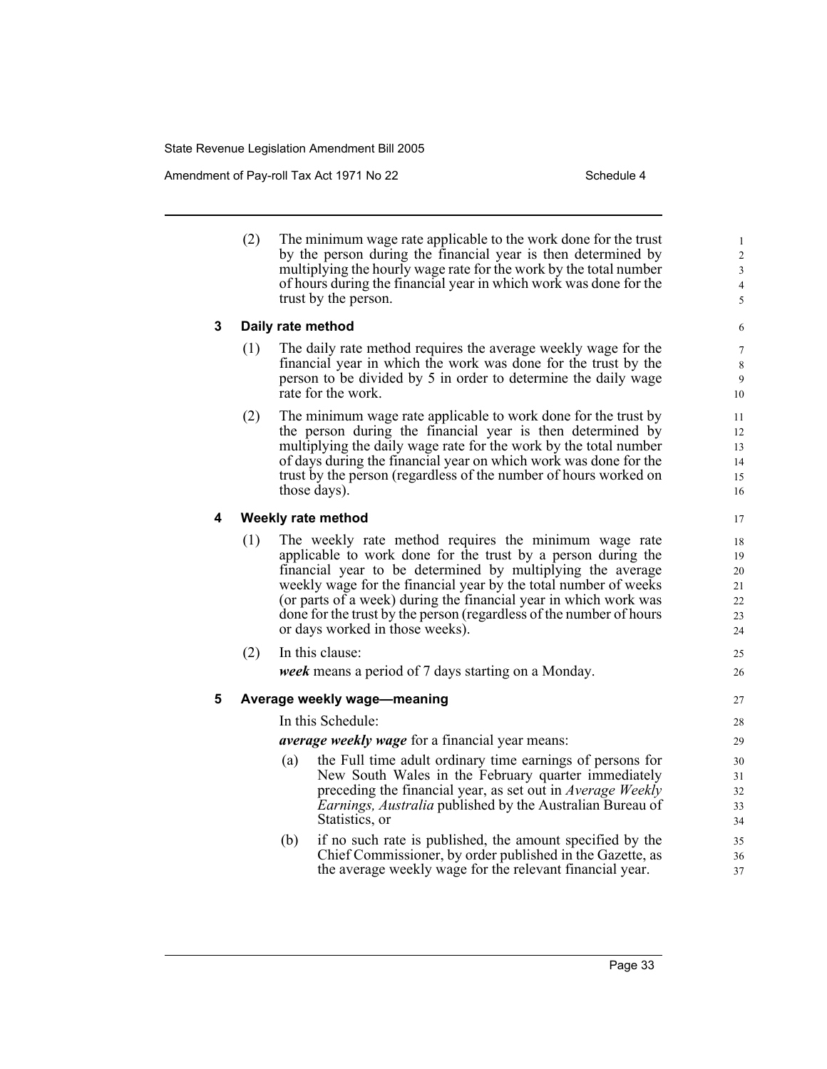(2) The minimum wage rate applicable to the work done for the trust by the person during the financial year is then determined by multiplying the hourly wage rate for the work by the total number of hours during the financial year in which work was done for the trust by the person.

### 3 Daily rate method

(1) The daily rate method requires the average weekly wage for the financial year in which the work was done for the trust by the person to be divided by 5 in order to determine the daily wage rate for the work.

(2) The minimum wage rate applicable to work done for the trust by the person during the financial year is then determined by multiplying the daily wage rate for the work by the total number of days during the financial year on which work was done for the trust by the person (regardless of the number of hours worked on those days).

### 4 Weekly rate method

(1) The weekly rate method requires the minimum wage rate applicable to work done for the trust by a person during the financial year to be determined by multiplying the average weekly wage for the financial year by the total number of weeks (or parts of a week) during the financial year in which work was done for the trust by the person (regardless of the number of hours or days worked in those weeks).

(2) In this clause:

***week*** means a period of 7 days starting on a Monday.

### 5 Average weekly wage—meaning

In this Schedule:

***average weekly wage*** for a financial year means:

(a) the Full time adult ordinary time earnings of persons for New South Wales in the February quarter immediately preceding the financial year, as set out in *Average Weekly Earnings, Australia* published by the Australian Bureau of Statistics, or

(b) if no such rate is published, the amount specified by the Chief Commissioner, by order published in the Gazette, as the average weekly wage for the relevant financial year.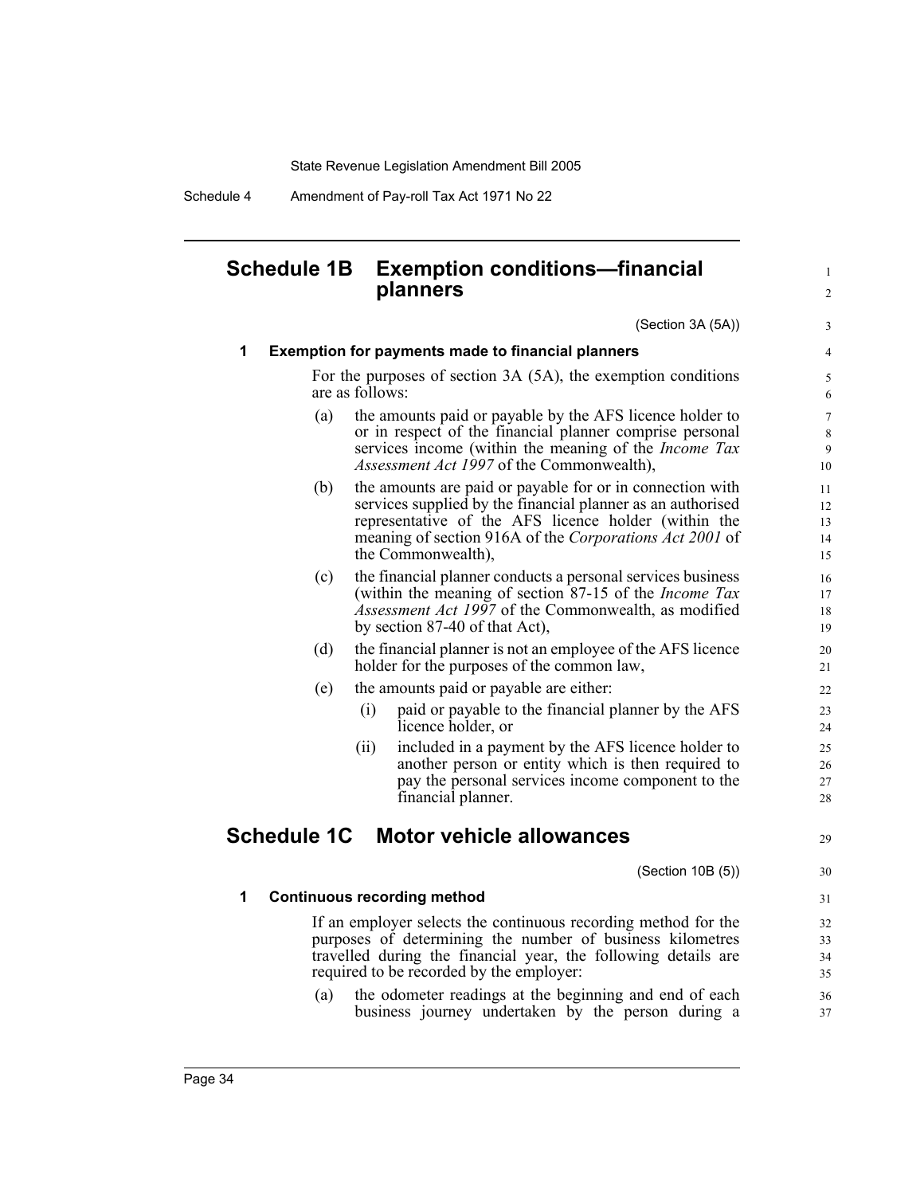## Schedule 1B Exemption conditions—financial planners

(Section 3A (5A))

### 1 Exemption for payments made to financial planners

For the purposes of section 3A (5A), the exemption conditions are as follows:

(a) the amounts paid or payable by the AFS licence holder to or in respect of the financial planner comprise personal services income (within the meaning of the *Income Tax Assessment Act 1997* of the Commonwealth),

(b) the amounts are paid or payable for or in connection with services supplied by the financial planner as an authorised representative of the AFS licence holder (within the meaning of section 916A of the *Corporations Act 2001* of the Commonwealth),

(c) the financial planner conducts a personal services business (within the meaning of section 87-15 of the *Income Tax Assessment Act 1997* of the Commonwealth, as modified by section 87-40 of that Act),

(d) the financial planner is not an employee of the AFS licence holder for the purposes of the common law,

(e) the amounts paid or payable are either:

(i) paid or payable to the financial planner by the AFS licence holder, or

(ii) included in a payment by the AFS licence holder to another person or entity which is then required to pay the personal services income component to the financial planner.

## Schedule 1C Motor vehicle allowances

(Section 10B (5))

### 1 Continuous recording method

If an employer selects the continuous recording method for the purposes of determining the number of business kilometres travelled during the financial year, the following details are required to be recorded by the employer:

(a) the odometer readings at the beginning and end of each business journey undertaken by the person during a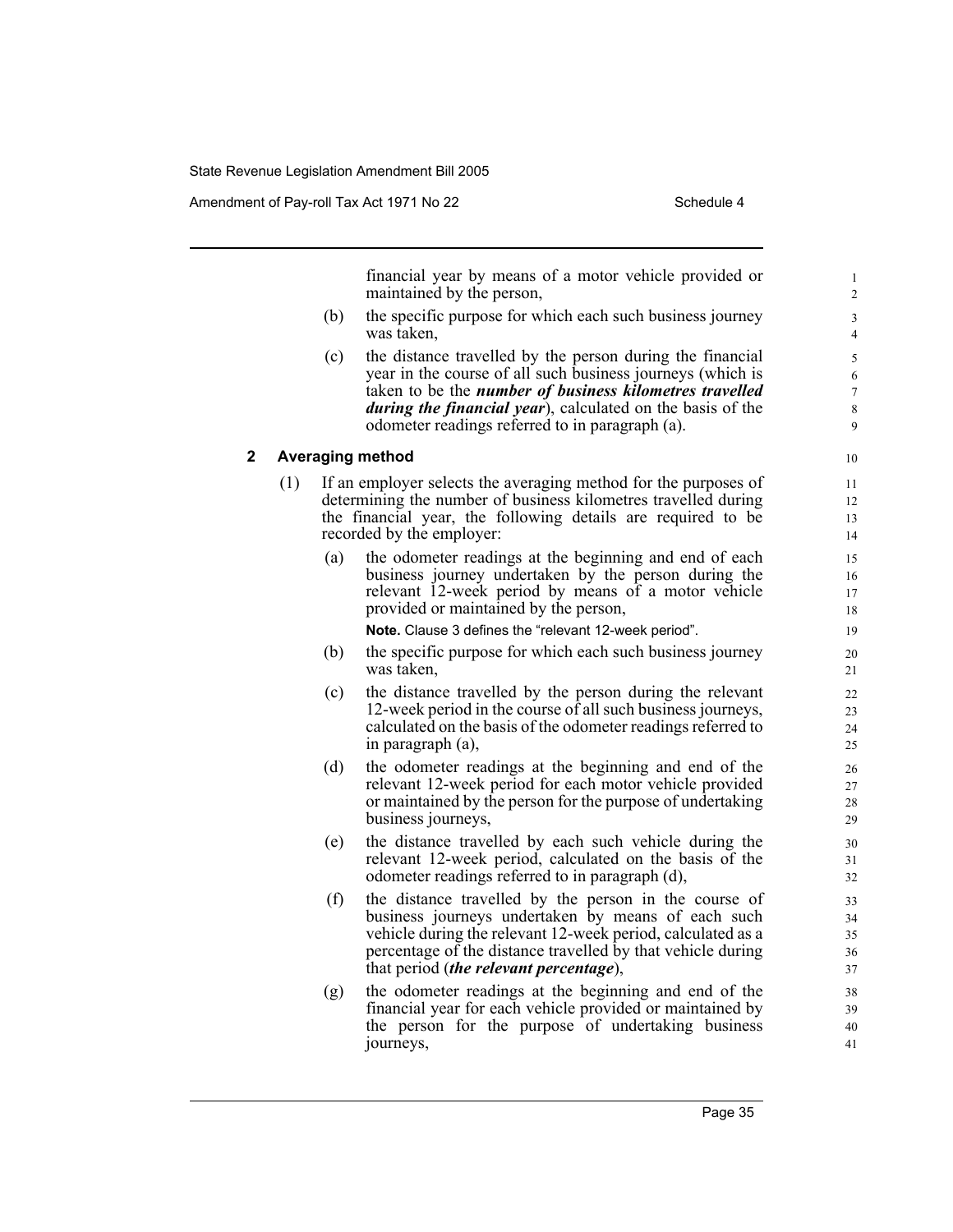financial year by means of a motor vehicle provided or maintained by the person,

(b) the specific purpose for which each such business journey was taken,

(c) the distance travelled by the person during the financial year in the course of all such business journeys (which is taken to be the ***number of business kilometres travelled during the financial year***), calculated on the basis of the odometer readings referred to in paragraph (a).

## 2 Averaging method

(1) If an employer selects the averaging method for the purposes of determining the number of business kilometres travelled during the financial year, the following details are required to be recorded by the employer:

(a) the odometer readings at the beginning and end of each business journey undertaken by the person during the relevant 12-week period by means of a motor vehicle provided or maintained by the person,

**Note.** Clause 3 defines the "relevant 12-week period".

(b) the specific purpose for which each such business journey was taken,

(c) the distance travelled by the person during the relevant 12-week period in the course of all such business journeys, calculated on the basis of the odometer readings referred to in paragraph (a),

(d) the odometer readings at the beginning and end of the relevant 12-week period for each motor vehicle provided or maintained by the person for the purpose of undertaking business journeys,

(e) the distance travelled by each such vehicle during the relevant 12-week period, calculated on the basis of the odometer readings referred to in paragraph (d),

(f) the distance travelled by the person in the course of business journeys undertaken by means of each such vehicle during the relevant 12-week period, calculated as a percentage of the distance travelled by that vehicle during that period (***the relevant percentage***),

(g) the odometer readings at the beginning and end of the financial year for each vehicle provided or maintained by the person for the purpose of undertaking business journeys,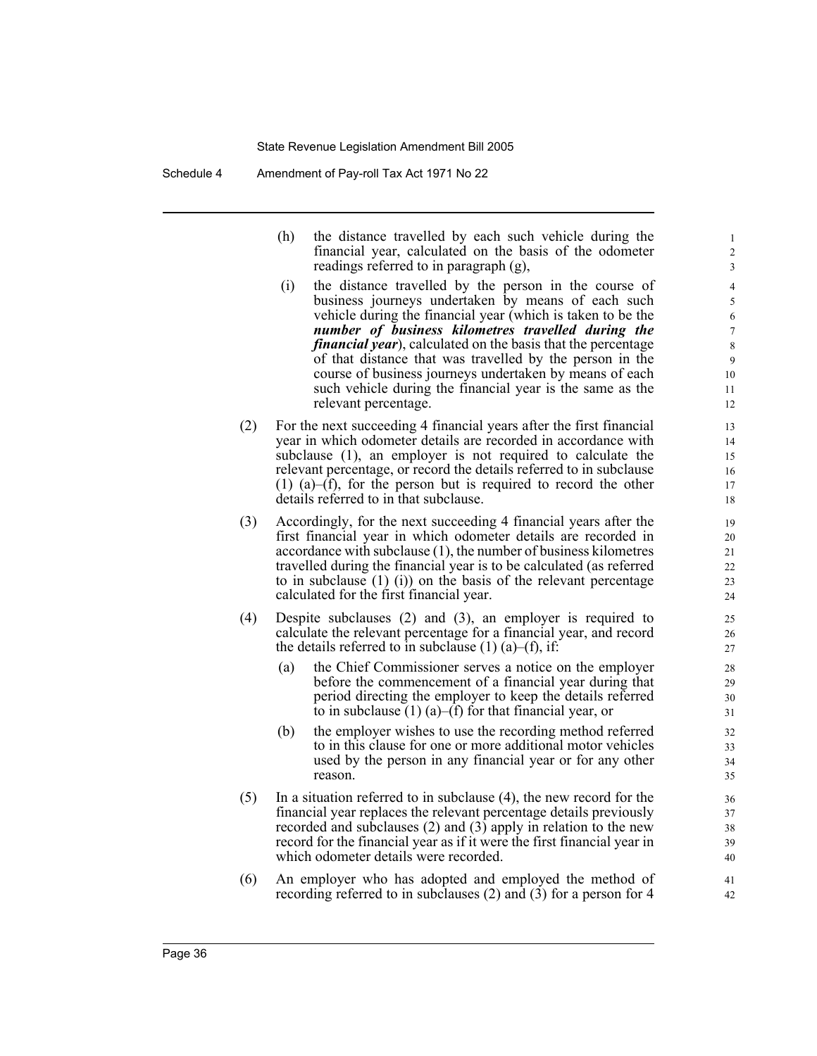(h) the distance travelled by each such vehicle during the financial year, calculated on the basis of the odometer readings referred to in paragraph (g),

(i) the distance travelled by the person in the course of business journeys undertaken by means of each such vehicle during the financial year (which is taken to be the ***number of business kilometres travelled during the financial year***), calculated on the basis that the percentage of that distance that was travelled by the person in the course of business journeys undertaken by means of each such vehicle during the financial year is the same as the relevant percentage.

(2) For the next succeeding 4 financial years after the first financial year in which odometer details are recorded in accordance with subclause (1), an employer is not required to calculate the relevant percentage, or record the details referred to in subclause (1) (a)–(f), for the person but is required to record the other details referred to in that subclause.

(3) Accordingly, for the next succeeding 4 financial years after the first financial year in which odometer details are recorded in accordance with subclause (1), the number of business kilometres travelled during the financial year is to be calculated (as referred to in subclause (1) (i)) on the basis of the relevant percentage calculated for the first financial year.

(4) Despite subclauses (2) and (3), an employer is required to calculate the relevant percentage for a financial year, and record the details referred to in subclause (1) (a)–(f), if:

(a) the Chief Commissioner serves a notice on the employer before the commencement of a financial year during that period directing the employer to keep the details referred to in subclause (1) (a)–(f) for that financial year, or

(b) the employer wishes to use the recording method referred to in this clause for one or more additional motor vehicles used by the person in any financial year or for any other reason.

(5) In a situation referred to in subclause (4), the new record for the financial year replaces the relevant percentage details previously recorded and subclauses (2) and (3) apply in relation to the new record for the financial year as if it were the first financial year in which odometer details were recorded.

(6) An employer who has adopted and employed the method of recording referred to in subclauses (2) and (3) for a person for 4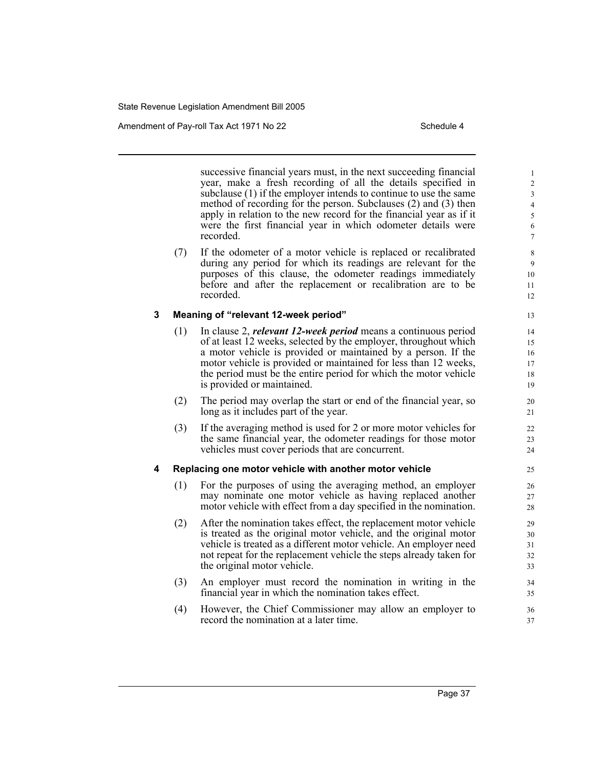successive financial years must, in the next succeeding financial year, make a fresh recording of all the details specified in subclause (1) if the employer intends to continue to use the same method of recording for the person. Subclauses (2) and (3) then apply in relation to the new record for the financial year as if it were the first financial year in which odometer details were recorded.

(7) If the odometer of a motor vehicle is replaced or recalibrated during any period for which its readings are relevant for the purposes of this clause, the odometer readings immediately before and after the replacement or recalibration are to be recorded.

**3 Meaning of "relevant 12-week period"**

(1) In clause 2, ***relevant 12-week period*** means a continuous period of at least 12 weeks, selected by the employer, throughout which a motor vehicle is provided or maintained by a person. If the motor vehicle is provided or maintained for less than 12 weeks, the period must be the entire period for which the motor vehicle is provided or maintained.

(2) The period may overlap the start or end of the financial year, so long as it includes part of the year.

(3) If the averaging method is used for 2 or more motor vehicles for the same financial year, the odometer readings for those motor vehicles must cover periods that are concurrent.

**4 Replacing one motor vehicle with another motor vehicle**

(1) For the purposes of using the averaging method, an employer may nominate one motor vehicle as having replaced another motor vehicle with effect from a day specified in the nomination.

(2) After the nomination takes effect, the replacement motor vehicle is treated as the original motor vehicle, and the original motor vehicle is treated as a different motor vehicle. An employer need not repeat for the replacement vehicle the steps already taken for the original motor vehicle.

(3) An employer must record the nomination in writing in the financial year in which the nomination takes effect.

(4) However, the Chief Commissioner may allow an employer to record the nomination at a later time.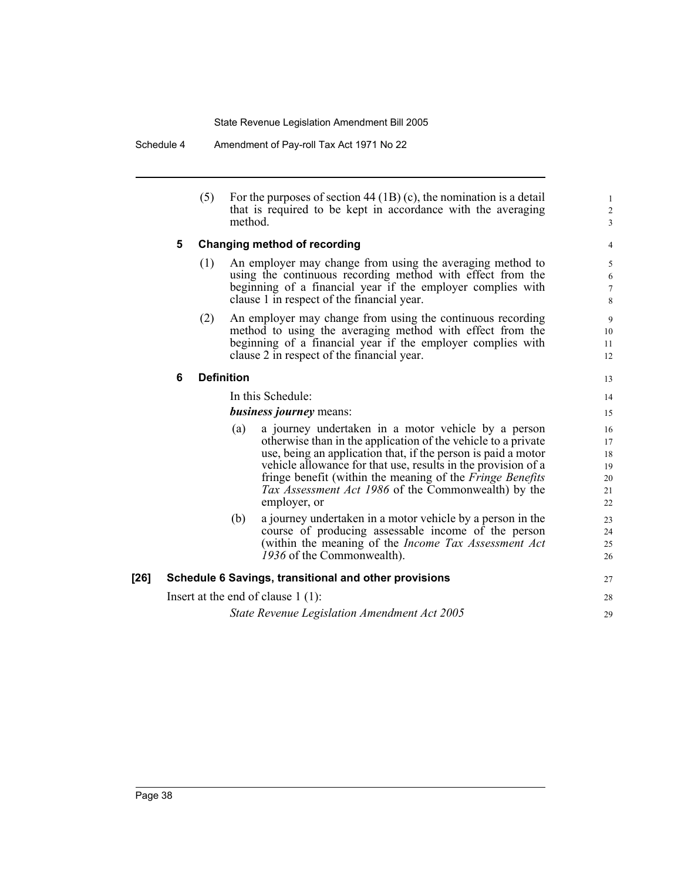(5) For the purposes of section 44 (1B) (c), the nomination is a detail that is required to be kept in accordance with the averaging method.

**5 Changing method of recording**

(1) An employer may change from using the averaging method to using the continuous recording method with effect from the beginning of a financial year if the employer complies with clause 1 in respect of the financial year.

(2) An employer may change from using the continuous recording method to using the averaging method with effect from the beginning of a financial year if the employer complies with clause 2 in respect of the financial year.

**6 Definition**

In this Schedule:

***business journey*** means:

(a) a journey undertaken in a motor vehicle by a person otherwise than in the application of the vehicle to a private use, being an application that, if the person is paid a motor vehicle allowance for that use, results in the provision of a fringe benefit (within the meaning of the *Fringe Benefits Tax Assessment Act 1986* of the Commonwealth) by the employer, or

(b) a journey undertaken in a motor vehicle by a person in the course of producing assessable income of the person (within the meaning of the *Income Tax Assessment Act 1936* of the Commonwealth).

**[26] Schedule 6 Savings, transitional and other provisions**

Insert at the end of clause 1 (1):

*State Revenue Legislation Amendment Act 2005*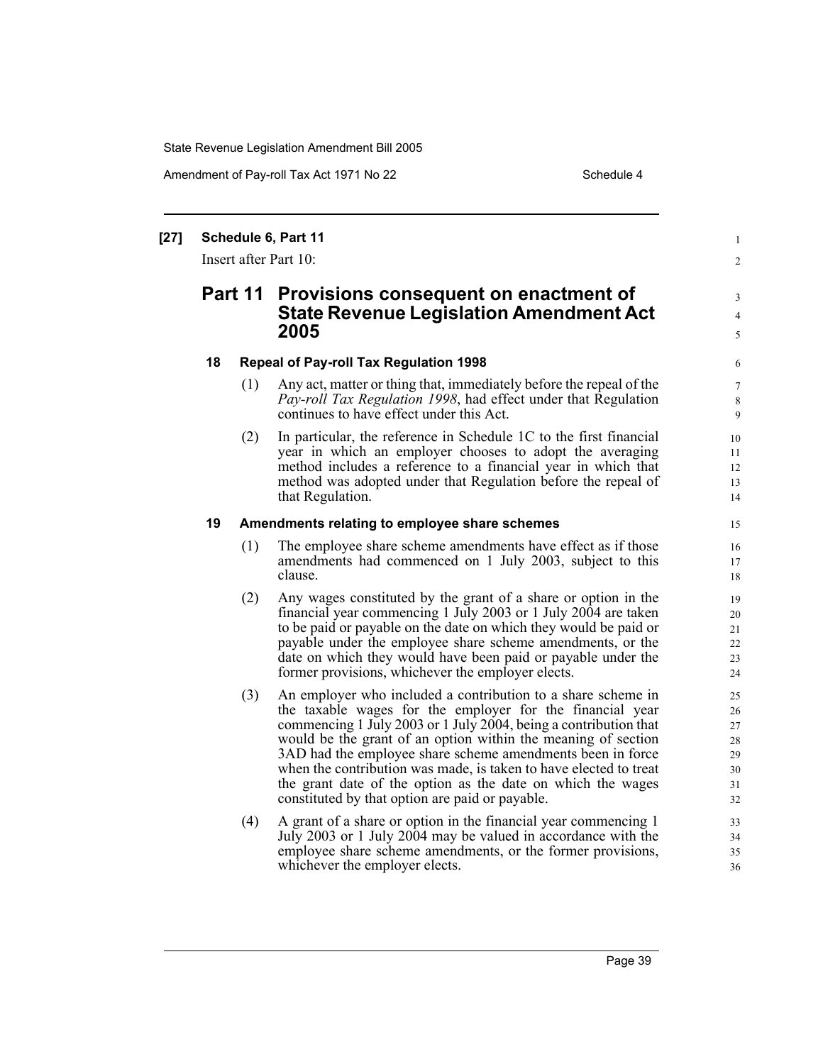**[27] Schedule 6, Part 11**

Insert after Part 10:

## Part 11 Provisions consequent on enactment of State Revenue Legislation Amendment Act 2005

### 18 Repeal of Pay-roll Tax Regulation 1998

(1) Any act, matter or thing that, immediately before the repeal of the *Pay-roll Tax Regulation 1998*, had effect under that Regulation continues to have effect under this Act.

(2) In particular, the reference in Schedule 1C to the first financial year in which an employer chooses to adopt the averaging method includes a reference to a financial year in which that method was adopted under that Regulation before the repeal of that Regulation.

### 19 Amendments relating to employee share schemes

(1) The employee share scheme amendments have effect as if those amendments had commenced on 1 July 2003, subject to this clause.

(2) Any wages constituted by the grant of a share or option in the financial year commencing 1 July 2003 or 1 July 2004 are taken to be paid or payable on the date on which they would be paid or payable under the employee share scheme amendments, or the date on which they would have been paid or payable under the former provisions, whichever the employer elects.

(3) An employer who included a contribution to a share scheme in the taxable wages for the employer for the financial year commencing 1 July 2003 or 1 July 2004, being a contribution that would be the grant of an option within the meaning of section 3AD had the employee share scheme amendments been in force when the contribution was made, is taken to have elected to treat the grant date of the option as the date on which the wages constituted by that option are paid or payable.

(4) A grant of a share or option in the financial year commencing 1 July 2003 or 1 July 2004 may be valued in accordance with the employee share scheme amendments, or the former provisions, whichever the employer elects.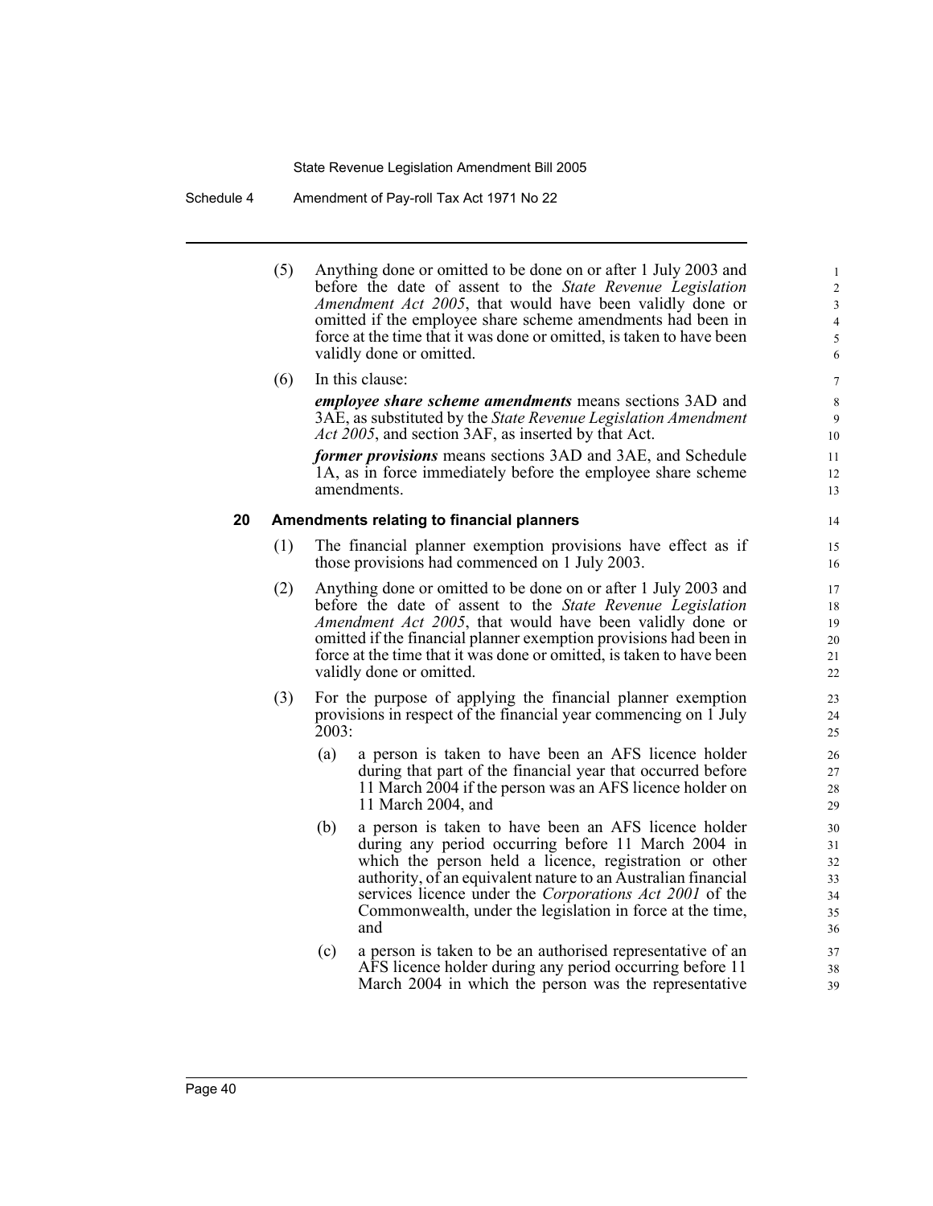(5) Anything done or omitted to be done on or after 1 July 2003 and before the date of assent to the *State Revenue Legislation Amendment Act 2005*, that would have been validly done or omitted if the employee share scheme amendments had been in force at the time that it was done or omitted, is taken to have been validly done or omitted.

(6) In this clause:

***employee share scheme amendments*** means sections 3AD and 3AE, as substituted by the *State Revenue Legislation Amendment Act 2005*, and section 3AF, as inserted by that Act.

***former provisions*** means sections 3AD and 3AE, and Schedule 1A, as in force immediately before the employee share scheme amendments.

### 20 Amendments relating to financial planners

(1) The financial planner exemption provisions have effect as if those provisions had commenced on 1 July 2003.

(2) Anything done or omitted to be done on or after 1 July 2003 and before the date of assent to the *State Revenue Legislation Amendment Act 2005*, that would have been validly done or omitted if the financial planner exemption provisions had been in force at the time that it was done or omitted, is taken to have been validly done or omitted.

(3) For the purpose of applying the financial planner exemption provisions in respect of the financial year commencing on 1 July 2003:

(a) a person is taken to have been an AFS licence holder during that part of the financial year that occurred before 11 March 2004 if the person was an AFS licence holder on 11 March 2004, and

(b) a person is taken to have been an AFS licence holder during any period occurring before 11 March 2004 in which the person held a licence, registration or other authority, of an equivalent nature to an Australian financial services licence under the *Corporations Act 2001* of the Commonwealth, under the legislation in force at the time, and

(c) a person is taken to be an authorised representative of an AFS licence holder during any period occurring before 11 March 2004 in which the person was the representative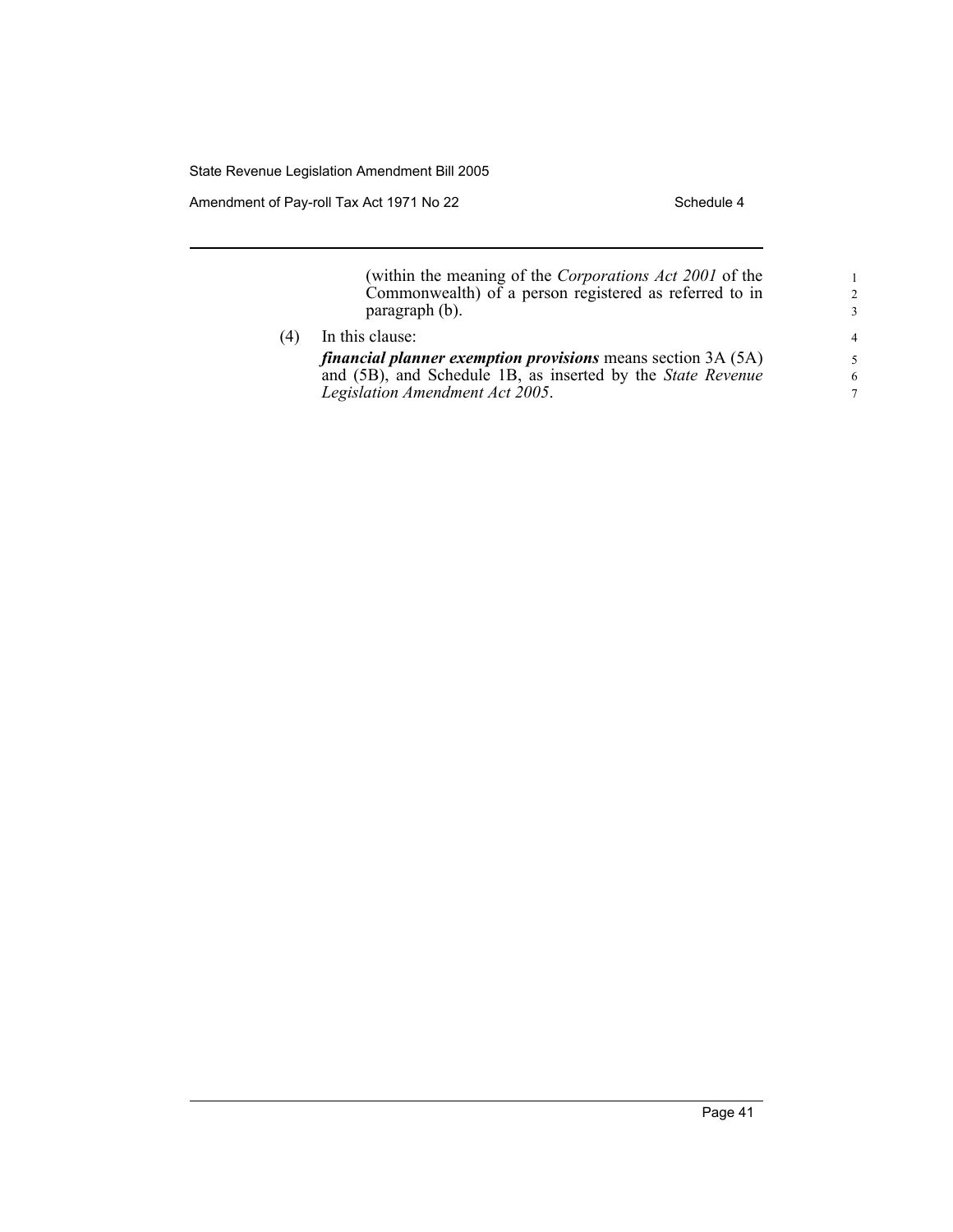(within the meaning of the *Corporations Act 2001* of the Commonwealth) of a person registered as referred to in paragraph (b).

(4) In this clause:

***financial planner exemption provisions*** means section 3A (5A) and (5B), and Schedule 1B, as inserted by the *State Revenue Legislation Amendment Act 2005*.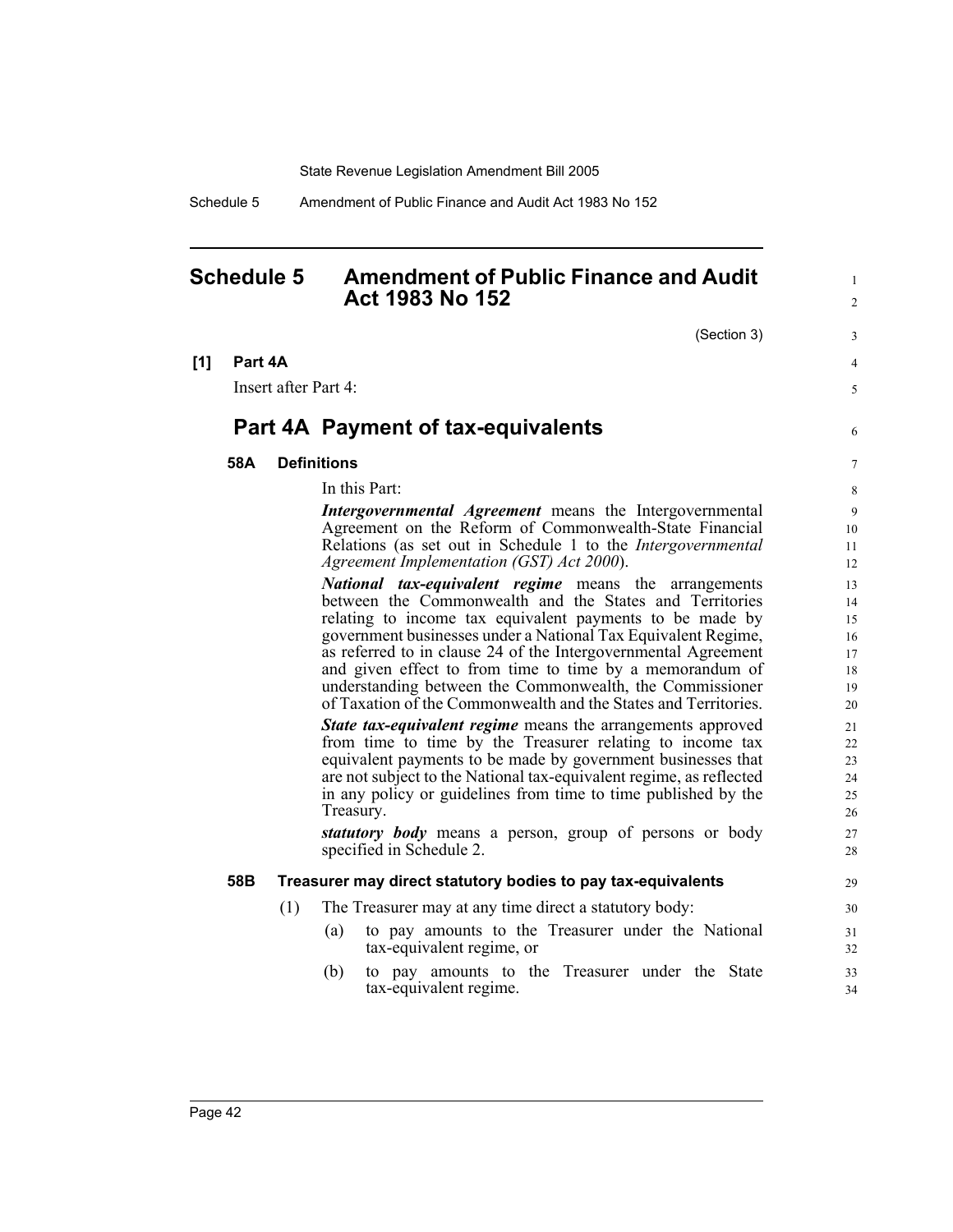## Schedule 5 Amendment of Public Finance and Audit Act 1983 No 152

(Section 3)

**[1] Part 4A**

Insert after Part 4:

### Part 4A Payment of tax-equivalents

#### 58A Definitions

In this Part:

***Intergovernmental Agreement*** means the Intergovernmental Agreement on the Reform of Commonwealth-State Financial Relations (as set out in Schedule 1 to the *Intergovernmental Agreement Implementation (GST) Act 2000*).

***National tax-equivalent regime*** means the arrangements between the Commonwealth and the States and Territories relating to income tax equivalent payments to be made by government businesses under a National Tax Equivalent Regime, as referred to in clause 24 of the Intergovernmental Agreement and given effect to from time to time by a memorandum of understanding between the Commonwealth, the Commissioner of Taxation of the Commonwealth and the States and Territories.

***State tax-equivalent regime*** means the arrangements approved from time to time by the Treasurer relating to income tax equivalent payments to be made by government businesses that are not subject to the National tax-equivalent regime, as reflected in any policy or guidelines from time to time published by the Treasury.

***statutory body*** means a person, group of persons or body specified in Schedule 2.

#### 58B Treasurer may direct statutory bodies to pay tax-equivalents

(1) The Treasurer may at any time direct a statutory body:

(a) to pay amounts to the Treasurer under the National tax-equivalent regime, or

(b) to pay amounts to the Treasurer under the State tax-equivalent regime.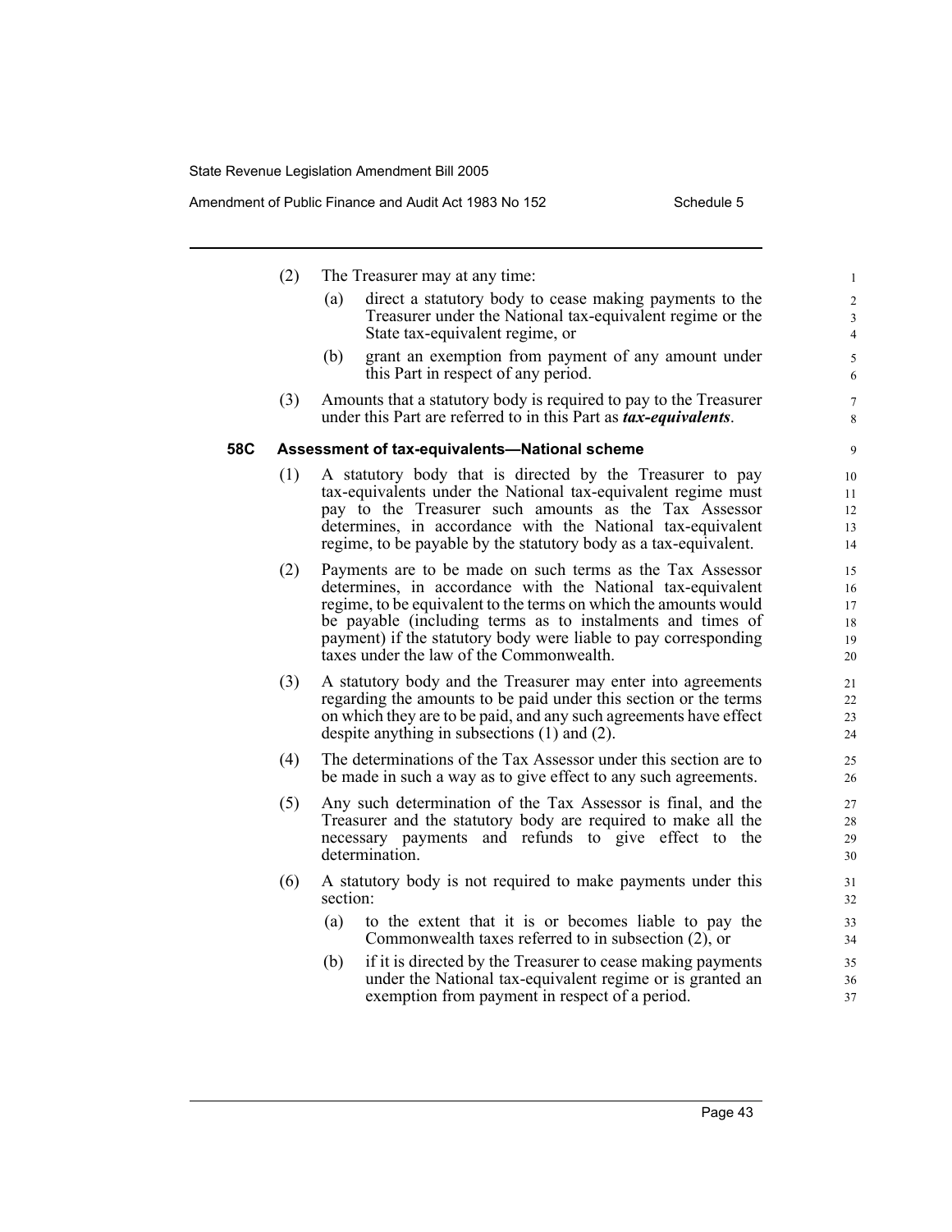(2) The Treasurer may at any time:

(a) direct a statutory body to cease making payments to the Treasurer under the National tax-equivalent regime or the State tax-equivalent regime, or

(b) grant an exemption from payment of any amount under this Part in respect of any period.

(3) Amounts that a statutory body is required to pay to the Treasurer under this Part are referred to in this Part as ***tax-equivalents***.

### 58C Assessment of tax-equivalents—National scheme

(1) A statutory body that is directed by the Treasurer to pay tax-equivalents under the National tax-equivalent regime must pay to the Treasurer such amounts as the Tax Assessor determines, in accordance with the National tax-equivalent regime, to be payable by the statutory body as a tax-equivalent.

(2) Payments are to be made on such terms as the Tax Assessor determines, in accordance with the National tax-equivalent regime, to be equivalent to the terms on which the amounts would be payable (including terms as to instalments and times of payment) if the statutory body were liable to pay corresponding taxes under the law of the Commonwealth.

(3) A statutory body and the Treasurer may enter into agreements regarding the amounts to be paid under this section or the terms on which they are to be paid, and any such agreements have effect despite anything in subsections (1) and (2).

(4) The determinations of the Tax Assessor under this section are to be made in such a way as to give effect to any such agreements.

(5) Any such determination of the Tax Assessor is final, and the Treasurer and the statutory body are required to make all the necessary payments and refunds to give effect to the determination.

(6) A statutory body is not required to make payments under this section:

(a) to the extent that it is or becomes liable to pay the Commonwealth taxes referred to in subsection (2), or

(b) if it is directed by the Treasurer to cease making payments under the National tax-equivalent regime or is granted an exemption from payment in respect of a period.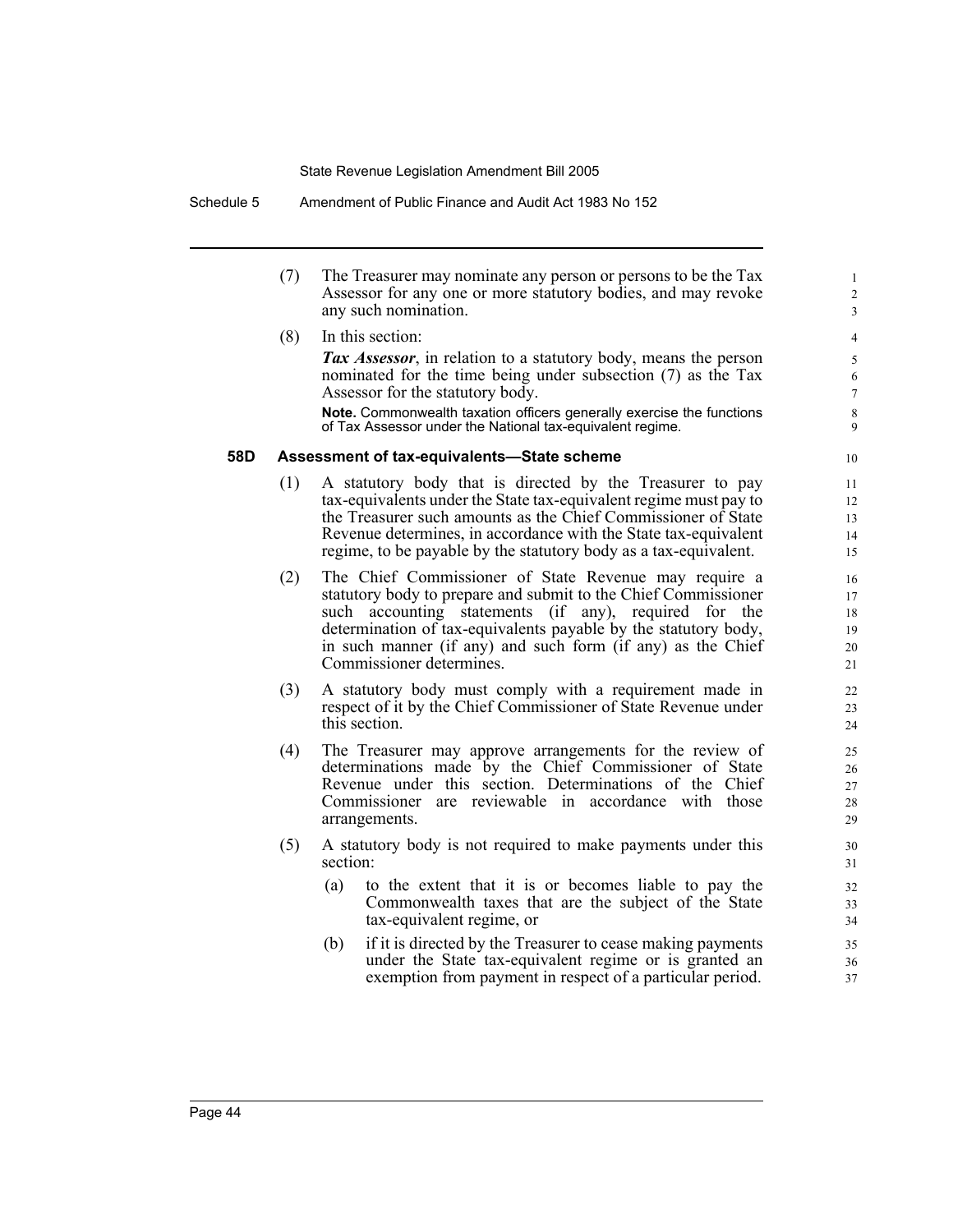(7) The Treasurer may nominate any person or persons to be the Tax Assessor for any one or more statutory bodies, and may revoke any such nomination.

(8) In this section:

***Tax Assessor***, in relation to a statutory body, means the person nominated for the time being under subsection (7) as the Tax Assessor for the statutory body.

**Note.** Commonwealth taxation officers generally exercise the functions of Tax Assessor under the National tax-equivalent regime.

### 58D Assessment of tax-equivalents—State scheme

(1) A statutory body that is directed by the Treasurer to pay tax-equivalents under the State tax-equivalent regime must pay to the Treasurer such amounts as the Chief Commissioner of State Revenue determines, in accordance with the State tax-equivalent regime, to be payable by the statutory body as a tax-equivalent.

(2) The Chief Commissioner of State Revenue may require a statutory body to prepare and submit to the Chief Commissioner such accounting statements (if any), required for the determination of tax-equivalents payable by the statutory body, in such manner (if any) and such form (if any) as the Chief Commissioner determines.

(3) A statutory body must comply with a requirement made in respect of it by the Chief Commissioner of State Revenue under this section.

(4) The Treasurer may approve arrangements for the review of determinations made by the Chief Commissioner of State Revenue under this section. Determinations of the Chief Commissioner are reviewable in accordance with those arrangements.

(5) A statutory body is not required to make payments under this section:

(a) to the extent that it is or becomes liable to pay the Commonwealth taxes that are the subject of the State tax-equivalent regime, or

(b) if it is directed by the Treasurer to cease making payments under the State tax-equivalent regime or is granted an exemption from payment in respect of a particular period.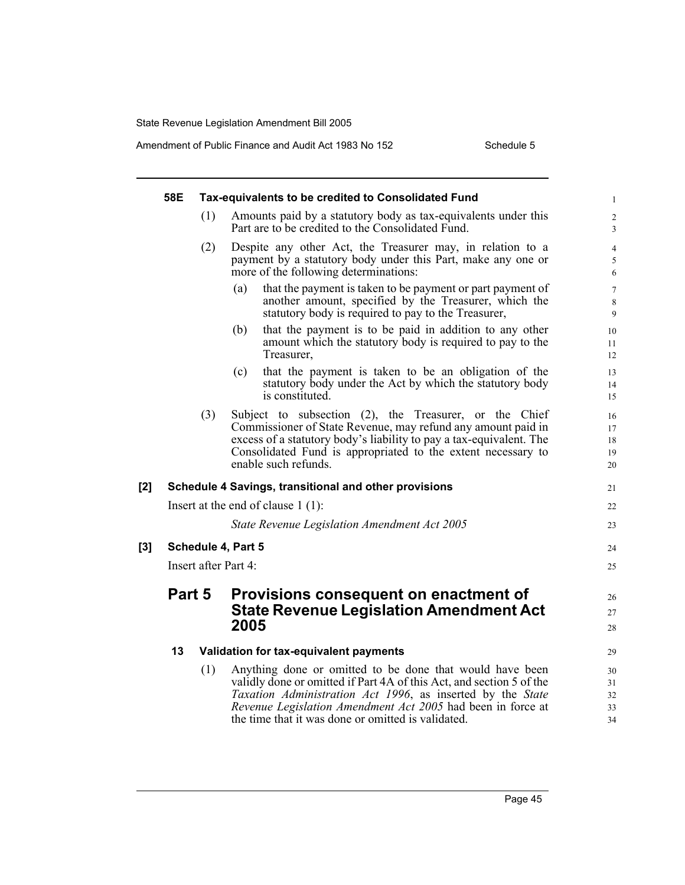### 58E Tax-equivalents to be credited to Consolidated Fund

(1) Amounts paid by a statutory body as tax-equivalents under this Part are to be credited to the Consolidated Fund.

(2) Despite any other Act, the Treasurer may, in relation to a payment by a statutory body under this Part, make any one or more of the following determinations:

(a) that the payment is taken to be payment or part payment of another amount, specified by the Treasurer, which the statutory body is required to pay to the Treasurer,

(b) that the payment is to be paid in addition to any other amount which the statutory body is required to pay to the Treasurer,

(c) that the payment is taken to be an obligation of the statutory body under the Act by which the statutory body is constituted.

(3) Subject to subsection (2), the Treasurer, or the Chief Commissioner of State Revenue, may refund any amount paid in excess of a statutory body's liability to pay a tax-equivalent. The Consolidated Fund is appropriated to the extent necessary to enable such refunds.

**[2] Schedule 4 Savings, transitional and other provisions**

Insert at the end of clause 1 (1):

*State Revenue Legislation Amendment Act 2005*

**[3] Schedule 4, Part 5**

Insert after Part 4:

## Part 5 Provisions consequent on enactment of State Revenue Legislation Amendment Act 2005

### 13 Validation for tax-equivalent payments

(1) Anything done or omitted to be done that would have been validly done or omitted if Part 4A of this Act, and section 5 of the *Taxation Administration Act 1996*, as inserted by the *State Revenue Legislation Amendment Act 2005* had been in force at the time that it was done or omitted is validated.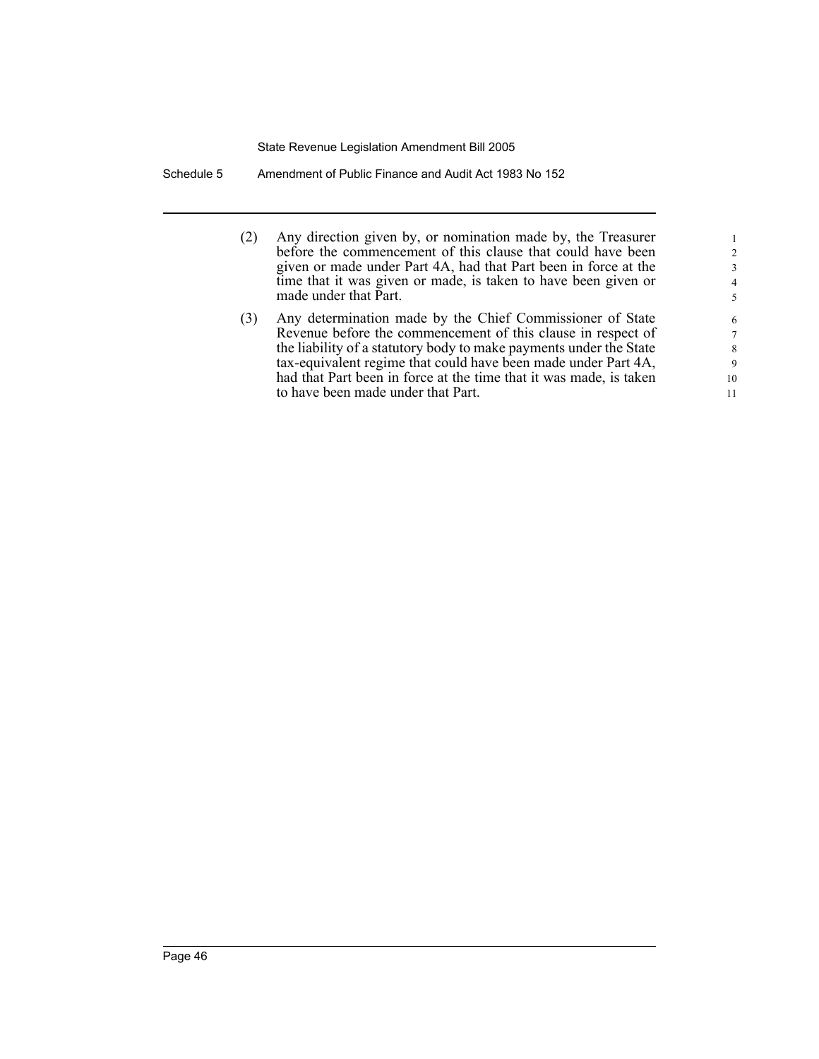(2) Any direction given by, or nomination made by, the Treasurer before the commencement of this clause that could have been given or made under Part 4A, had that Part been in force at the time that it was given or made, is taken to have been given or made under that Part.

(3) Any determination made by the Chief Commissioner of State Revenue before the commencement of this clause in respect of the liability of a statutory body to make payments under the State tax-equivalent regime that could have been made under Part 4A, had that Part been in force at the time that it was made, is taken to have been made under that Part.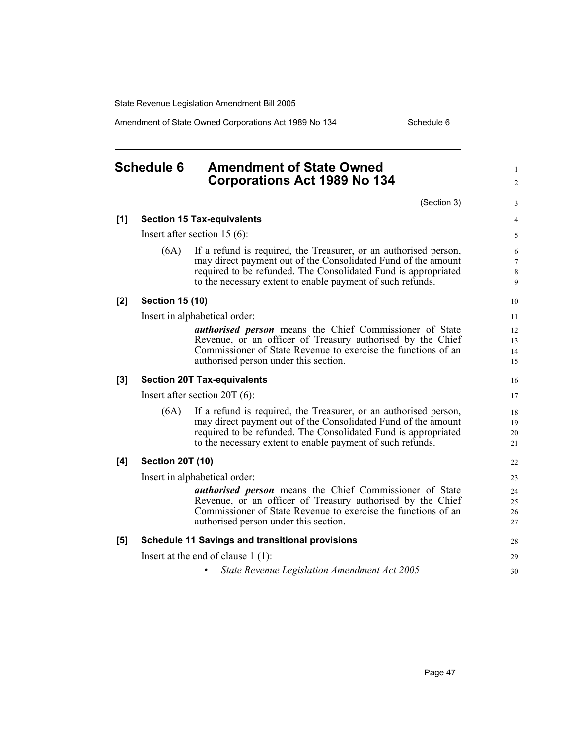# Schedule 6 Amendment of State Owned Corporations Act 1989 No 134

(Section 3)

**[1] Section 15 Tax-equivalents**

Insert after section 15 (6):

(6A) If a refund is required, the Treasurer, or an authorised person, may direct payment out of the Consolidated Fund of the amount required to be refunded. The Consolidated Fund is appropriated to the necessary extent to enable payment of such refunds.

**[2] Section 15 (10)**

Insert in alphabetical order:

***authorised person*** means the Chief Commissioner of State Revenue, or an officer of Treasury authorised by the Chief Commissioner of State Revenue to exercise the functions of an authorised person under this section.

**[3] Section 20T Tax-equivalents**

Insert after section 20T (6):

(6A) If a refund is required, the Treasurer, or an authorised person, may direct payment out of the Consolidated Fund of the amount required to be refunded. The Consolidated Fund is appropriated to the necessary extent to enable payment of such refunds.

**[4] Section 20T (10)**

Insert in alphabetical order:

***authorised person*** means the Chief Commissioner of State Revenue, or an officer of Treasury authorised by the Chief Commissioner of State Revenue to exercise the functions of an authorised person under this section.

**[5] Schedule 11 Savings and transitional provisions**

Insert at the end of clause 1 (1):

- *State Revenue Legislation Amendment Act 2005*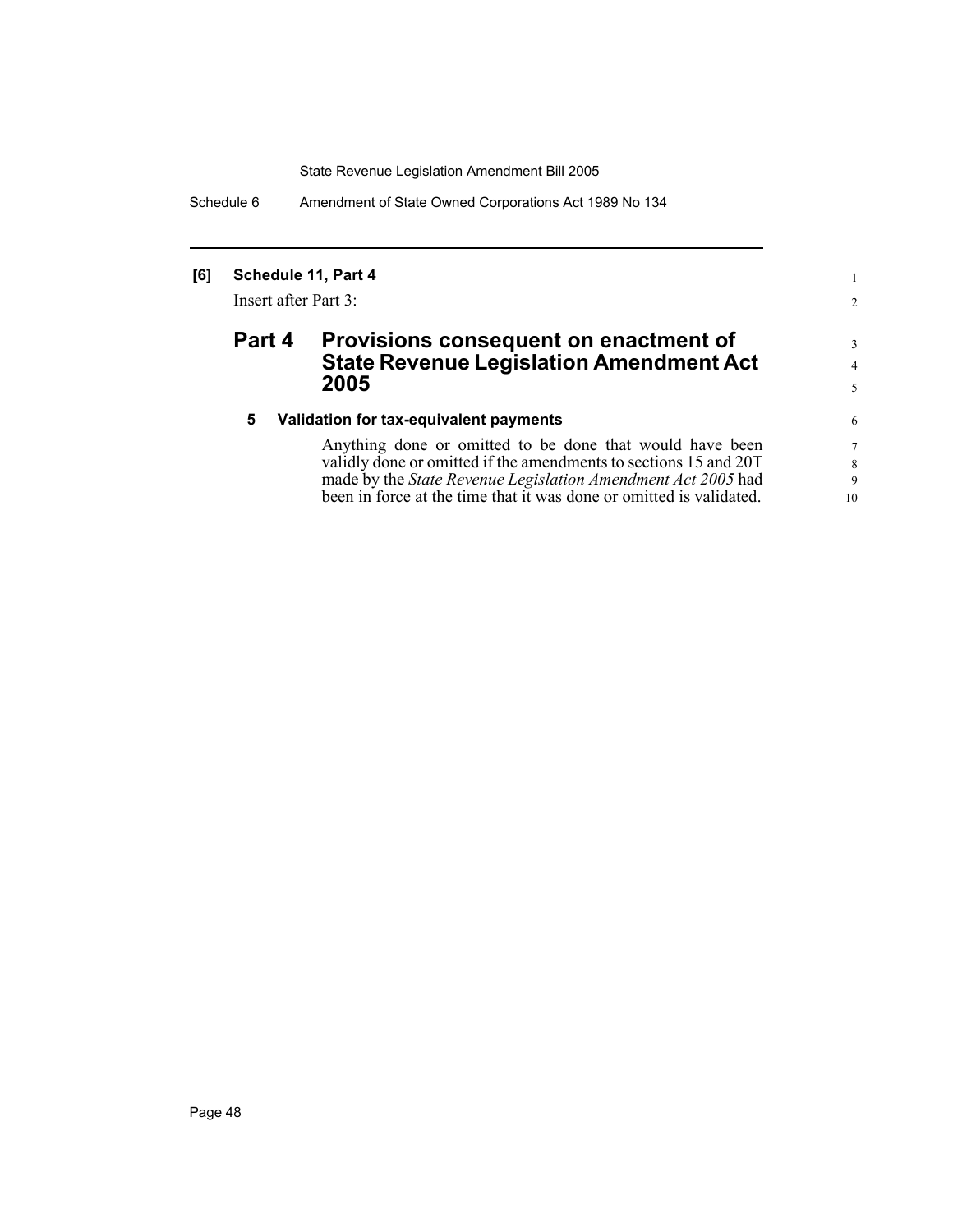**[6] Schedule 11, Part 4**

Insert after Part 3:

## Part 4 Provisions consequent on enactment of State Revenue Legislation Amendment Act 2005

**5 Validation for tax-equivalent payments**

Anything done or omitted to be done that would have been validly done or omitted if the amendments to sections 15 and 20T made by the *State Revenue Legislation Amendment Act 2005* had been in force at the time that it was done or omitted is validated.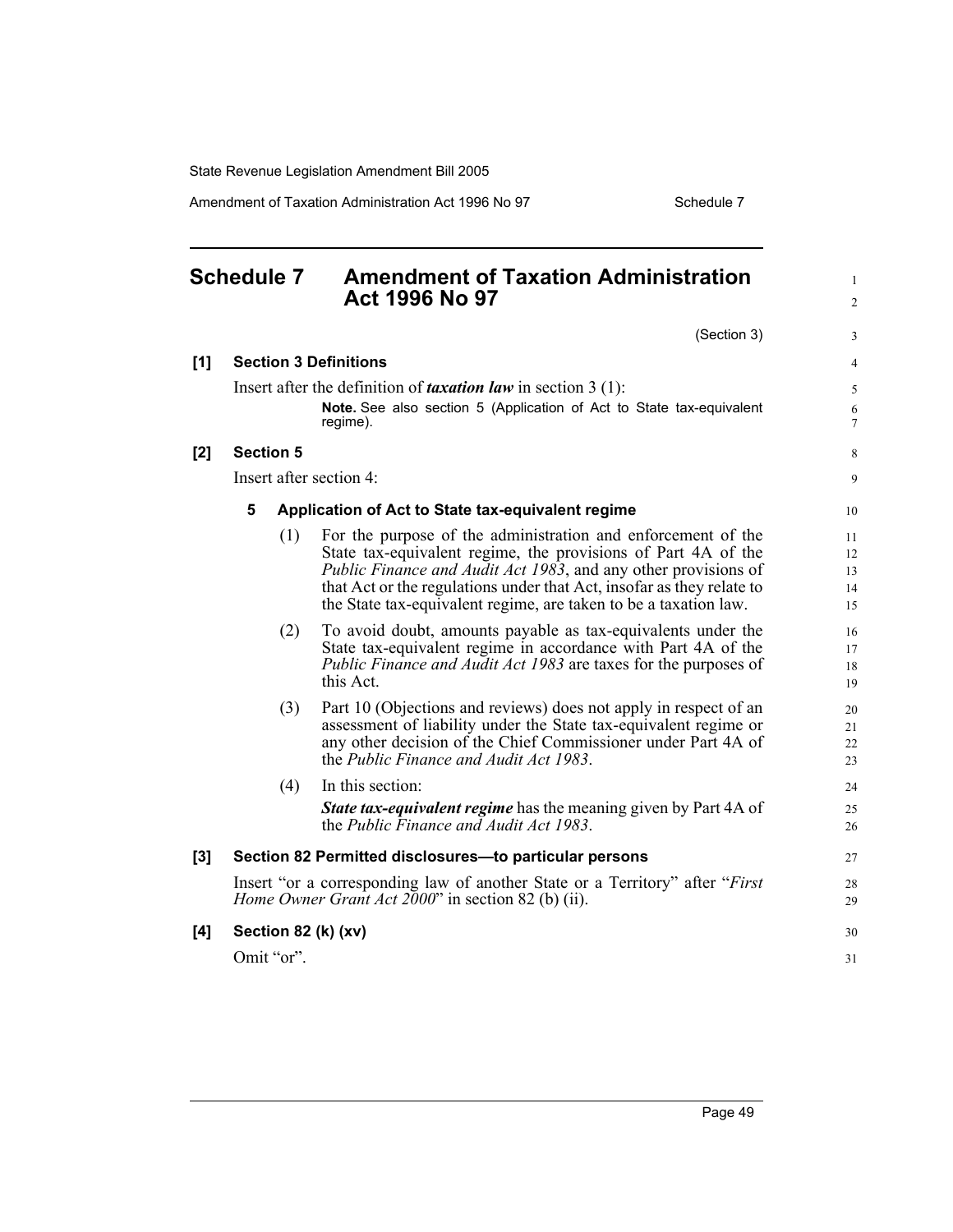# Schedule 7 Amendment of Taxation Administration Act 1996 No 97

(Section 3)

**[1] Section 3 Definitions**

Insert after the definition of ***taxation law*** in section 3 (1):

> **Note.** See also section 5 (Application of Act to State tax-equivalent regime).

**[2] Section 5**

Insert after section 4:

**5 Application of Act to State tax-equivalent regime**

(1) For the purpose of the administration and enforcement of the State tax-equivalent regime, the provisions of Part 4A of the *Public Finance and Audit Act 1983*, and any other provisions of that Act or the regulations under that Act, insofar as they relate to the State tax-equivalent regime, are taken to be a taxation law.

(2) To avoid doubt, amounts payable as tax-equivalents under the State tax-equivalent regime in accordance with Part 4A of the *Public Finance and Audit Act 1983* are taxes for the purposes of this Act.

(3) Part 10 (Objections and reviews) does not apply in respect of an assessment of liability under the State tax-equivalent regime or any other decision of the Chief Commissioner under Part 4A of the *Public Finance and Audit Act 1983*.

(4) In this section:

***State tax-equivalent regime*** has the meaning given by Part 4A of the *Public Finance and Audit Act 1983*.

**[3] Section 82 Permitted disclosures—to particular persons**

Insert "or a corresponding law of another State or a Territory" after "*First Home Owner Grant Act 2000*" in section 82 (b) (ii).

**[4] Section 82 (k) (xv)**

Omit "or".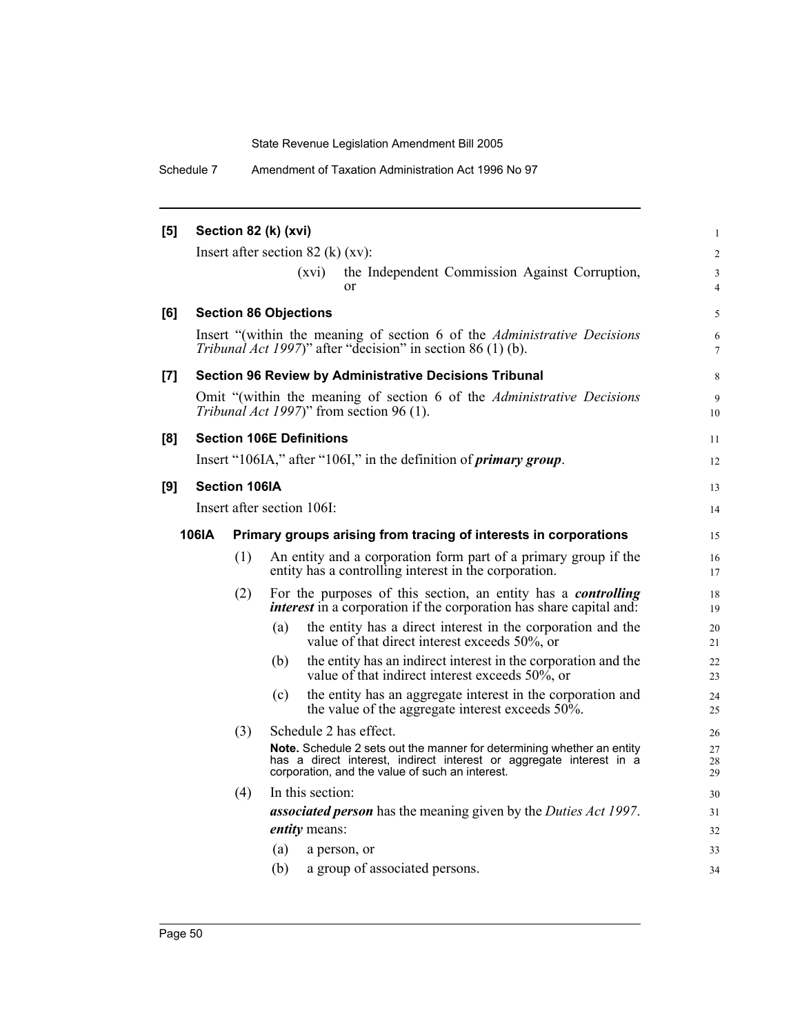**[5] Section 82 (k) (xvi)**

Insert after section 82 (k) (xv):

(xvi) the Independent Commission Against Corruption, or

**[6] Section 86 Objections**

Insert "(within the meaning of section 6 of the *Administrative Decisions Tribunal Act 1997*)" after "decision" in section 86 (1) (b).

**[7] Section 96 Review by Administrative Decisions Tribunal**

Omit "(within the meaning of section 6 of the *Administrative Decisions Tribunal Act 1997*)" from section 96 (1).

**[8] Section 106E Definitions**

Insert "106IA," after "106I," in the definition of ***primary group***.

**[9] Section 106IA**

Insert after section 106I:

**106IA Primary groups arising from tracing of interests in corporations**

(1) An entity and a corporation form part of a primary group if the entity has a controlling interest in the corporation.

(2) For the purposes of this section, an entity has a ***controlling interest*** in a corporation if the corporation has share capital and:

(a) the entity has a direct interest in the corporation and the value of that direct interest exceeds 50%, or

(b) the entity has an indirect interest in the corporation and the value of that indirect interest exceeds 50%, or

(c) the entity has an aggregate interest in the corporation and the value of the aggregate interest exceeds 50%.

(3) Schedule 2 has effect.

**Note.** Schedule 2 sets out the manner for determining whether an entity has a direct interest, indirect interest or aggregate interest in a corporation, and the value of such an interest.

(4) In this section:

***associated person*** has the meaning given by the *Duties Act 1997*.

***entity*** means:

(a) a person, or

(b) a group of associated persons.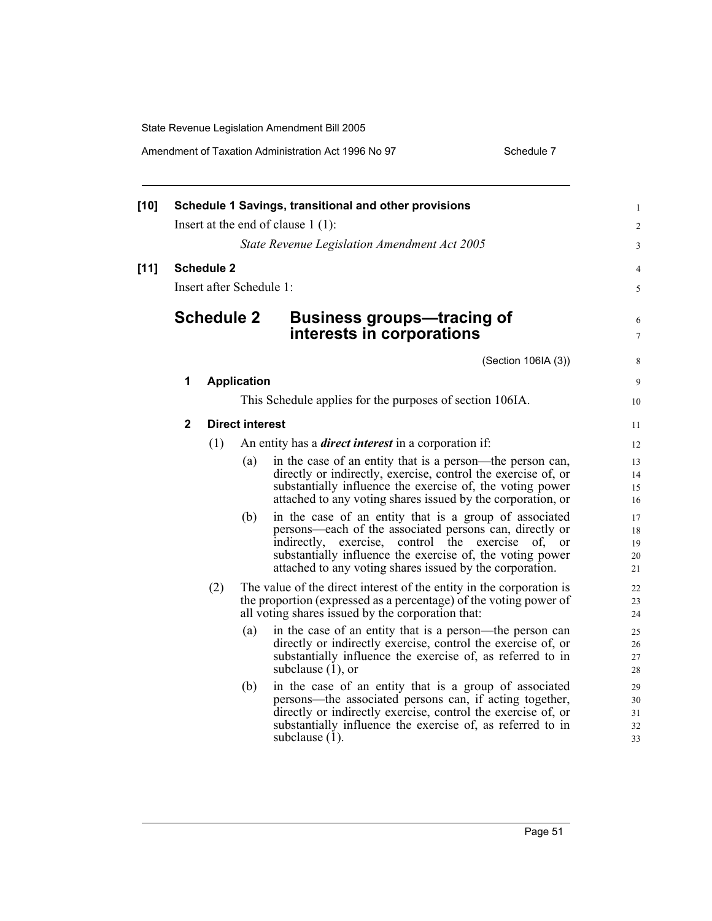**[10] Schedule 1 Savings, transitional and other provisions**

Insert at the end of clause 1 (1):

*State Revenue Legislation Amendment Act 2005*

**[11] Schedule 2**

Insert after Schedule 1:

## Schedule 2 Business groups—tracing of interests in corporations

(Section 106IA (3))

### 1 Application

This Schedule applies for the purposes of section 106IA.

### 2 Direct interest

(1) An entity has a ***direct interest*** in a corporation if:

(a) in the case of an entity that is a person—the person can, directly or indirectly, exercise, control the exercise of, or substantially influence the exercise of, the voting power attached to any voting shares issued by the corporation, or

(b) in the case of an entity that is a group of associated persons—each of the associated persons can, directly or indirectly, exercise, control the exercise of, or substantially influence the exercise of, the voting power attached to any voting shares issued by the corporation.

(2) The value of the direct interest of the entity in the corporation is the proportion (expressed as a percentage) of the voting power of all voting shares issued by the corporation that:

(a) in the case of an entity that is a person—the person can directly or indirectly exercise, control the exercise of, or substantially influence the exercise of, as referred to in subclause (1), or

(b) in the case of an entity that is a group of associated persons—the associated persons can, if acting together, directly or indirectly exercise, control the exercise of, or substantially influence the exercise of, as referred to in subclause (1).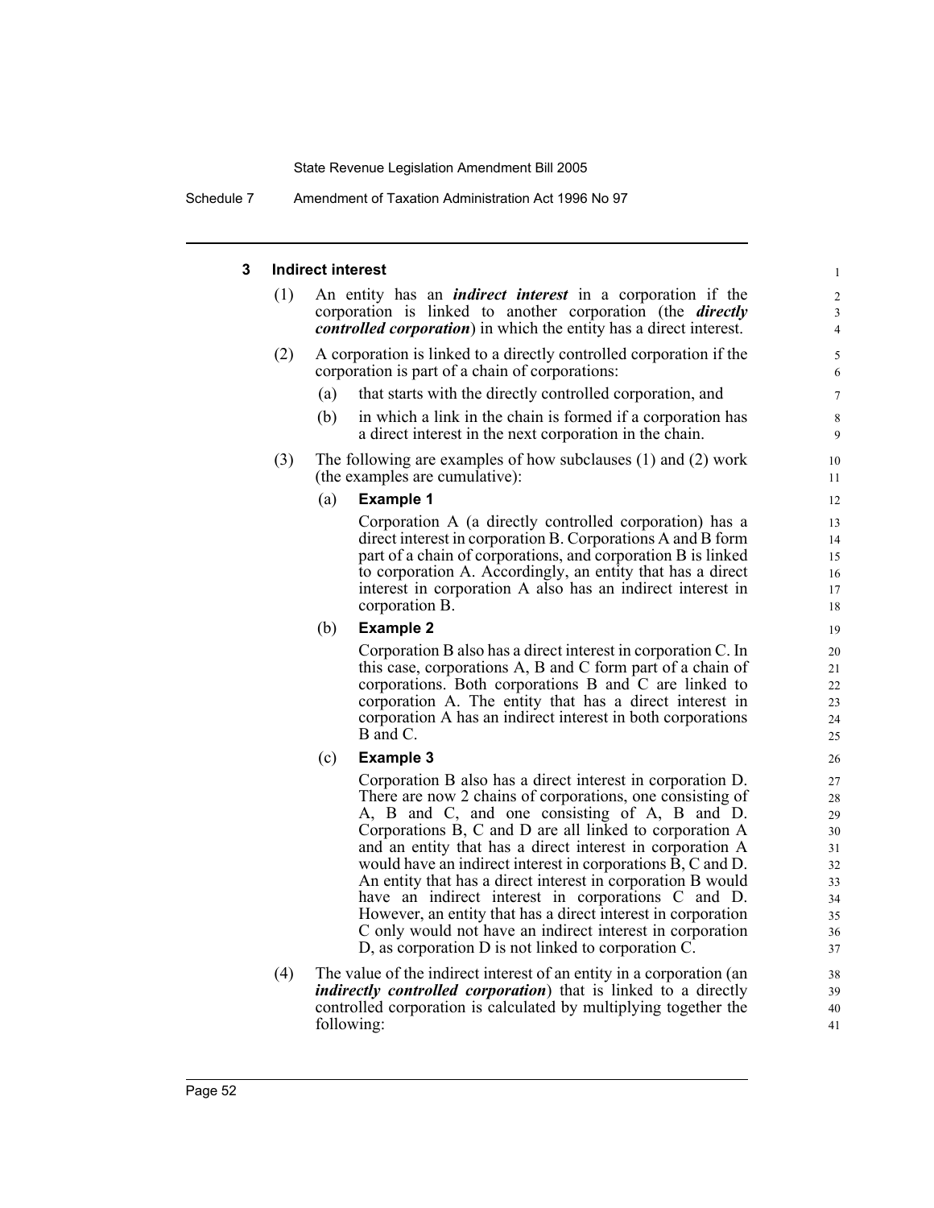### 3 Indirect interest

(1) An entity has an ***indirect interest*** in a corporation if the corporation is linked to another corporation (the ***directly controlled corporation***) in which the entity has a direct interest.

(2) A corporation is linked to a directly controlled corporation if the corporation is part of a chain of corporations:

(a) that starts with the directly controlled corporation, and

(b) in which a link in the chain is formed if a corporation has a direct interest in the next corporation in the chain.

(3) The following are examples of how subclauses (1) and (2) work (the examples are cumulative):

(a) **Example 1**

Corporation A (a directly controlled corporation) has a direct interest in corporation B. Corporations A and B form part of a chain of corporations, and corporation B is linked to corporation A. Accordingly, an entity that has a direct interest in corporation A also has an indirect interest in corporation B.

(b) **Example 2**

Corporation B also has a direct interest in corporation C. In this case, corporations A, B and C form part of a chain of corporations. Both corporations B and C are linked to corporation A. The entity that has a direct interest in corporation A has an indirect interest in both corporations B and C.

(c) **Example 3**

Corporation B also has a direct interest in corporation D. There are now 2 chains of corporations, one consisting of A, B and C, and one consisting of A, B and D. Corporations B, C and D are all linked to corporation A and an entity that has a direct interest in corporation A would have an indirect interest in corporations B, C and D. An entity that has a direct interest in corporation B would have an indirect interest in corporations C and D. However, an entity that has a direct interest in corporation C only would not have an indirect interest in corporation D, as corporation D is not linked to corporation C.

(4) The value of the indirect interest of an entity in a corporation (an ***indirectly controlled corporation***) that is linked to a directly controlled corporation is calculated by multiplying together the following: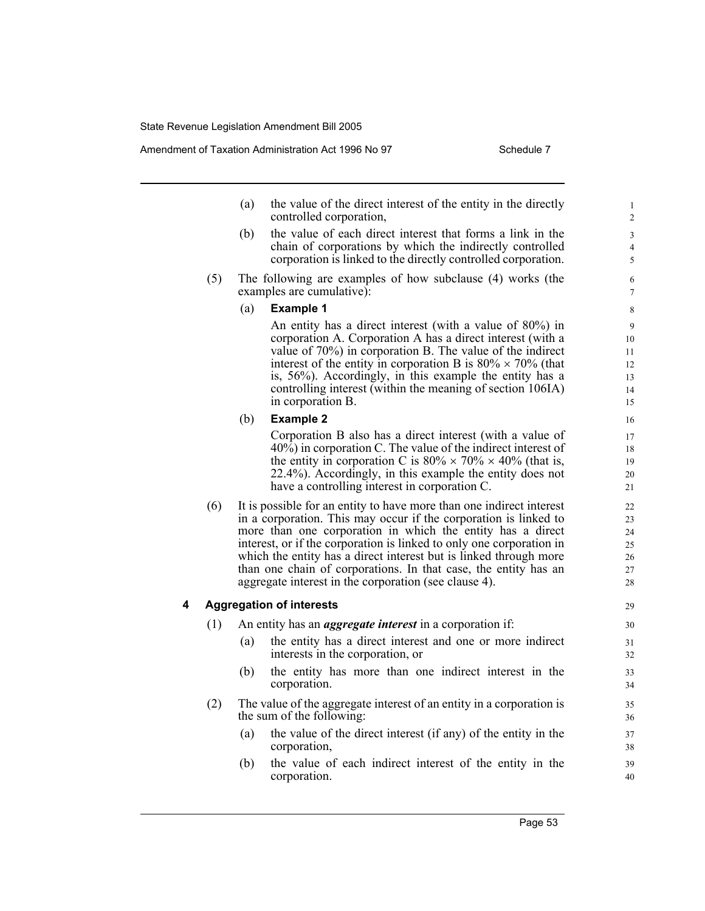(a) the value of the direct interest of the entity in the directly controlled corporation,

(b) the value of each direct interest that forms a link in the chain of corporations by which the indirectly controlled corporation is linked to the directly controlled corporation.

(5) The following are examples of how subclause (4) works (the examples are cumulative):

(a) **Example 1**

An entity has a direct interest (with a value of 80%) in corporation A. Corporation A has a direct interest (with a value of 70%) in corporation B. The value of the indirect interest of the entity in corporation B is $80\% \times 70\%$ (that is, 56%). Accordingly, in this example the entity has a controlling interest (within the meaning of section 106IA) in corporation B.

(b) **Example 2**

Corporation B also has a direct interest (with a value of 40%) in corporation C. The value of the indirect interest of the entity in corporation C is $80\% \times 70\% \times 40\%$ (that is, 22.4%). Accordingly, in this example the entity does not have a controlling interest in corporation C.

(6) It is possible for an entity to have more than one indirect interest in a corporation. This may occur if the corporation is linked to more than one corporation in which the entity has a direct interest, or if the corporation is linked to only one corporation in which the entity has a direct interest but is linked through more than one chain of corporations. In that case, the entity has an aggregate interest in the corporation (see clause 4).

### 4 Aggregation of interests

(1) An entity has an ***aggregate interest*** in a corporation if:

(a) the entity has a direct interest and one or more indirect interests in the corporation, or

(b) the entity has more than one indirect interest in the corporation.

(2) The value of the aggregate interest of an entity in a corporation is the sum of the following:

(a) the value of the direct interest (if any) of the entity in the corporation,

(b) the value of each indirect interest of the entity in the corporation.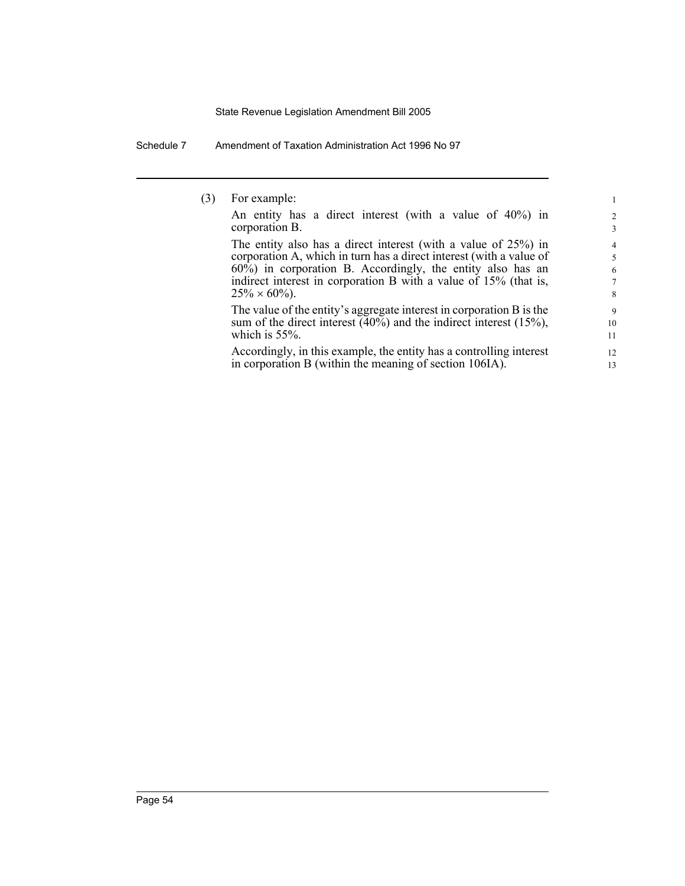(3) For example:

An entity has a direct interest (with a value of 40%) in corporation B.

The entity also has a direct interest (with a value of 25%) in corporation A, which in turn has a direct interest (with a value of 60%) in corporation B. Accordingly, the entity also has an indirect interest in corporation B with a value of 15% (that is, $25\% \times 60\%$).

The value of the entity's aggregate interest in corporation B is the sum of the direct interest (40%) and the indirect interest (15%), which is 55%.

Accordingly, in this example, the entity has a controlling interest in corporation B (within the meaning of section 106IA).